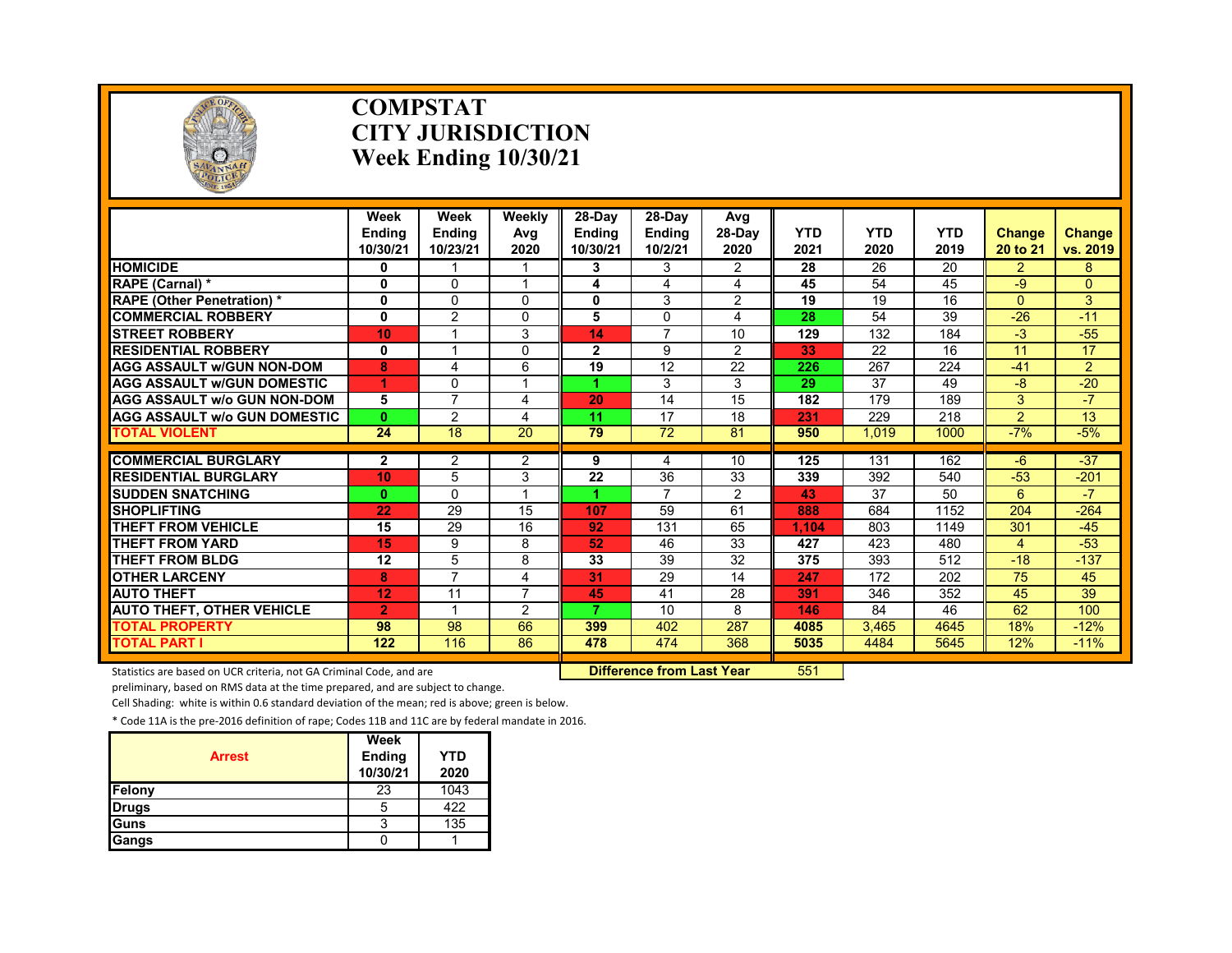# COMPSTAT
# CITY JURISDICTION
# Week Ending 10/30/21

| | Week Ending 10/30/21 | Week Ending 10/23/21 | Weekly Avg 2020 | 28-Day Ending 10/30/21 | 28-Day Ending 10/2/21 | Avg 28-Day 2020 | YTD 2021 | YTD 2020 | YTD 2019 | Change 20 to 21 | Change vs. 2019 |
|---|---|---|---|---|---|---|---|---|---|---|---|
| HOMICIDE | 0 | 1 | 1 | 3 | 3 | 2 | 28 | 26 | 20 | 2 | 8 |
| RAPE (Carnal) * | 0 | 0 | 1 | 4 | 4 | 4 | 45 | 54 | 45 | -9 | 0 |
| RAPE (Other Penetration) * | 0 | 0 | 0 | 0 | 3 | 2 | 19 | 19 | 16 | 0 | 3 |
| COMMERCIAL ROBBERY | 0 | 2 | 0 | 5 | 0 | 4 | 28 | 54 | 39 | -26 | -11 |
| STREET ROBBERY | 10 | 1 | 3 | 14 | 7 | 10 | 129 | 132 | 184 | -3 | -55 |
| RESIDENTIAL ROBBERY | 0 | 1 | 0 | 2 | 9 | 2 | 33 | 22 | 16 | 11 | 17 |
| AGG ASSAULT w/GUN NON-DOM | 8 | 4 | 6 | 19 | 12 | 22 | 226 | 267 | 224 | -41 | 2 |
| AGG ASSAULT w/GUN DOMESTIC | 1 | 0 | 1 | 1 | 3 | 3 | 29 | 37 | 49 | -8 | -20 |
| AGG ASSAULT w/o GUN NON-DOM | 5 | 7 | 4 | 20 | 14 | 15 | 182 | 179 | 189 | 3 | -7 |
| AGG ASSAULT w/o GUN DOMESTIC | 0 | 2 | 4 | 11 | 17 | 18 | 231 | 229 | 218 | 2 | 13 |
| TOTAL VIOLENT | 24 | 18 | 20 | 79 | 72 | 81 | 950 | 1,019 | 1000 | -7% | -5% |
| COMMERCIAL BURGLARY | 2 | 2 | 2 | 9 | 4 | 10 | 125 | 131 | 162 | -6 | -37 |
| RESIDENTIAL BURGLARY | 10 | 5 | 3 | 22 | 36 | 33 | 339 | 392 | 540 | -53 | -201 |
| SUDDEN SNATCHING | 0 | 0 | 1 | 1 | 7 | 2 | 43 | 37 | 50 | 6 | -7 |
| SHOPLIFTING | 22 | 29 | 15 | 107 | 59 | 61 | 888 | 684 | 1152 | 204 | -264 |
| THEFT FROM VEHICLE | 15 | 29 | 16 | 92 | 131 | 65 | 1,104 | 803 | 1149 | 301 | -45 |
| THEFT FROM YARD | 15 | 9 | 8 | 52 | 46 | 33 | 427 | 423 | 480 | 4 | -53 |
| THEFT FROM BLDG | 12 | 5 | 8 | 33 | 39 | 32 | 375 | 393 | 512 | -18 | -137 |
| OTHER LARCENY | 8 | 7 | 4 | 31 | 29 | 14 | 247 | 172 | 202 | 75 | 45 |
| AUTO THEFT | 12 | 11 | 7 | 45 | 41 | 28 | 391 | 346 | 352 | 45 | 39 |
| AUTO THEFT, OTHER VEHICLE | 2 | 1 | 2 | 7 | 10 | 8 | 146 | 84 | 46 | 62 | 100 |
| TOTAL PROPERTY | 98 | 98 | 66 | 399 | 402 | 287 | 4085 | 3,465 | 4645 | 18% | -12% |
| TOTAL PART I | 122 | 116 | 86 | 478 | 474 | 368 | 5035 | 4484 | 5645 | 12% | -11% |

**Difference from Last Year** 551

Statistics are based on UCR criteria, not GA Criminal Code, and are preliminary, based on RMS data at the time prepared, and are subject to change.

Cell Shading: white is within 0.6 standard deviation of the mean; red is above; green is below.

* Code 11A is the pre-2016 definition of rape; Codes 11B and 11C are by federal mandate in 2016.

| Arrest | Week Ending 10/30/21 | YTD 2020 |
|---|---|---|
| Felony | 23 | 1043 |
| Drugs | 5 | 422 |
| Guns | 3 | 135 |
| Gangs | 0 | 1 |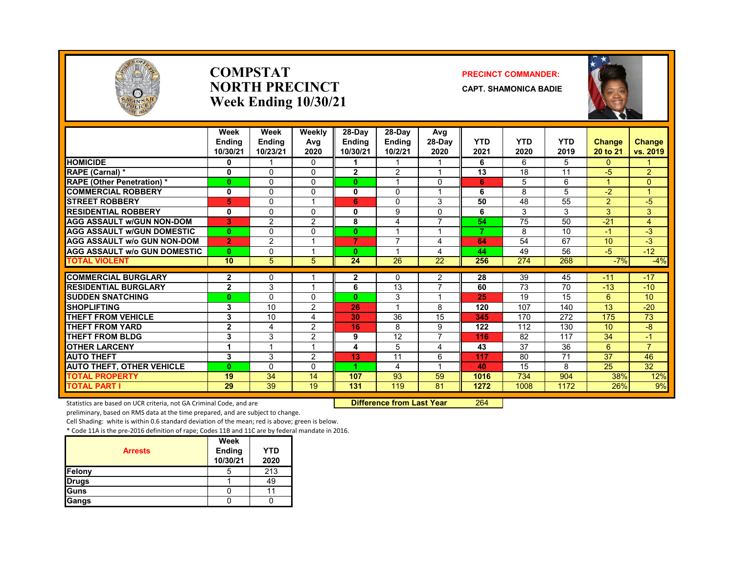# COMPSTAT NORTH PRECINCT
## Week Ending 10/30/21

**PRECINCT COMMANDER:**
**CAPT. SHAMONICA BADIE**

| | Week Ending 10/30/21 | Week Ending 10/23/21 | Weekly Avg 2020 | 28-Day Ending 10/30/21 | 28-Day Ending 10/2/21 | Avg 28-Day 2020 | YTD 2021 | YTD 2020 | YTD 2019 | Change 20 to 21 | Change vs. 2019 |
|---|---|---|---|---|---|---|---|---|---|---|---|
| HOMICIDE | 0 | 1 | 0 | 1 | 1 | 1 | 6 | 6 | 5 | 0 | 1 |
| RAPE (Carnal) * | 0 | 0 | 0 | 2 | 2 | 1 | 13 | 18 | 11 | -5 | 2 |
| RAPE (Other Penetration) * | 0 | 0 | 0 | 0 | 1 | 0 | 6 | 5 | 6 | 1 | 0 |
| COMMERCIAL ROBBERY | 0 | 0 | 0 | 0 | 0 | 1 | 6 | 8 | 5 | -2 | 1 |
| STREET ROBBERY | 5 | 0 | 1 | 6 | 0 | 3 | 50 | 48 | 55 | 2 | -5 |
| RESIDENTIAL ROBBERY | 0 | 0 | 0 | 0 | 9 | 0 | 6 | 3 | 3 | 3 | 3 |
| AGG ASSAULT w/GUN NON-DOM | 3 | 2 | 2 | 8 | 4 | 7 | 54 | 75 | 50 | -21 | 4 |
| AGG ASSAULT w/GUN DOMESTIC | 0 | 0 | 0 | 0 | 1 | 1 | 7 | 8 | 10 | -1 | -3 |
| AGG ASSAULT w/o GUN NON-DOM | 2 | 2 | 1 | 7 | 7 | 4 | 64 | 54 | 67 | 10 | -3 |
| AGG ASSAULT w/o GUN DOMESTIC | 0 | 0 | 1 | 0 | 1 | 4 | 44 | 49 | 56 | -5 | -12 |
| TOTAL VIOLENT | 10 | 5 | 5 | 24 | 26 | 22 | 256 | 274 | 268 | -7% | -4% |
| COMMERCIAL BURGLARY | 2 | 0 | 1 | 2 | 0 | 2 | 28 | 39 | 45 | -11 | -17 |
| RESIDENTIAL BURGLARY | 2 | 3 | 1 | 6 | 13 | 7 | 60 | 73 | 70 | -13 | -10 |
| SUDDEN SNATCHING | 0 | 0 | 0 | 0 | 3 | 1 | 25 | 19 | 15 | 6 | 10 |
| SHOPLIFTING | 3 | 10 | 2 | 26 | 1 | 8 | 120 | 107 | 140 | 13 | -20 |
| THEFT FROM VEHICLE | 3 | 10 | 4 | 30 | 36 | 15 | 345 | 170 | 272 | 175 | 73 |
| THEFT FROM YARD | 2 | 4 | 2 | 16 | 8 | 9 | 122 | 112 | 130 | 10 | -8 |
| THEFT FROM BLDG | 3 | 3 | 2 | 9 | 12 | 7 | 116 | 82 | 117 | 34 | -1 |
| OTHER LARCENY | 1 | 1 | 1 | 4 | 5 | 4 | 43 | 37 | 36 | 6 | 7 |
| AUTO THEFT | 3 | 3 | 2 | 13 | 11 | 6 | 117 | 80 | 71 | 37 | 46 |
| AUTO THEFT, OTHER VEHICLE | 0 | 0 | 0 | 1 | 4 | 1 | 40 | 15 | 8 | 25 | 32 |
| TOTAL PROPERTY | 19 | 34 | 14 | 107 | 93 | 59 | 1016 | 734 | 904 | 38% | 12% |
| TOTAL PART I | 29 | 39 | 19 | 131 | 119 | 81 | 1272 | 1008 | 1172 | 26% | 9% |

Statistics are based on UCR criteria, not GA Criminal Code, and are preliminary, based on RMS data at the time prepared, and are subject to change.

**Difference from Last Year** 264

Cell Shading: white is within 0.6 standard deviation of the mean; red is above; green is below.

* Code 11A is the pre-2016 definition of rape; Codes 11B and 11C are by federal mandate in 2016.

| Arrests | Week Ending 10/30/21 | YTD 2020 |
|---|---|---|
| Felony | 5 | 213 |
| Drugs | 1 | 49 |
| Guns | 0 | 11 |
| Gangs | 0 | 0 |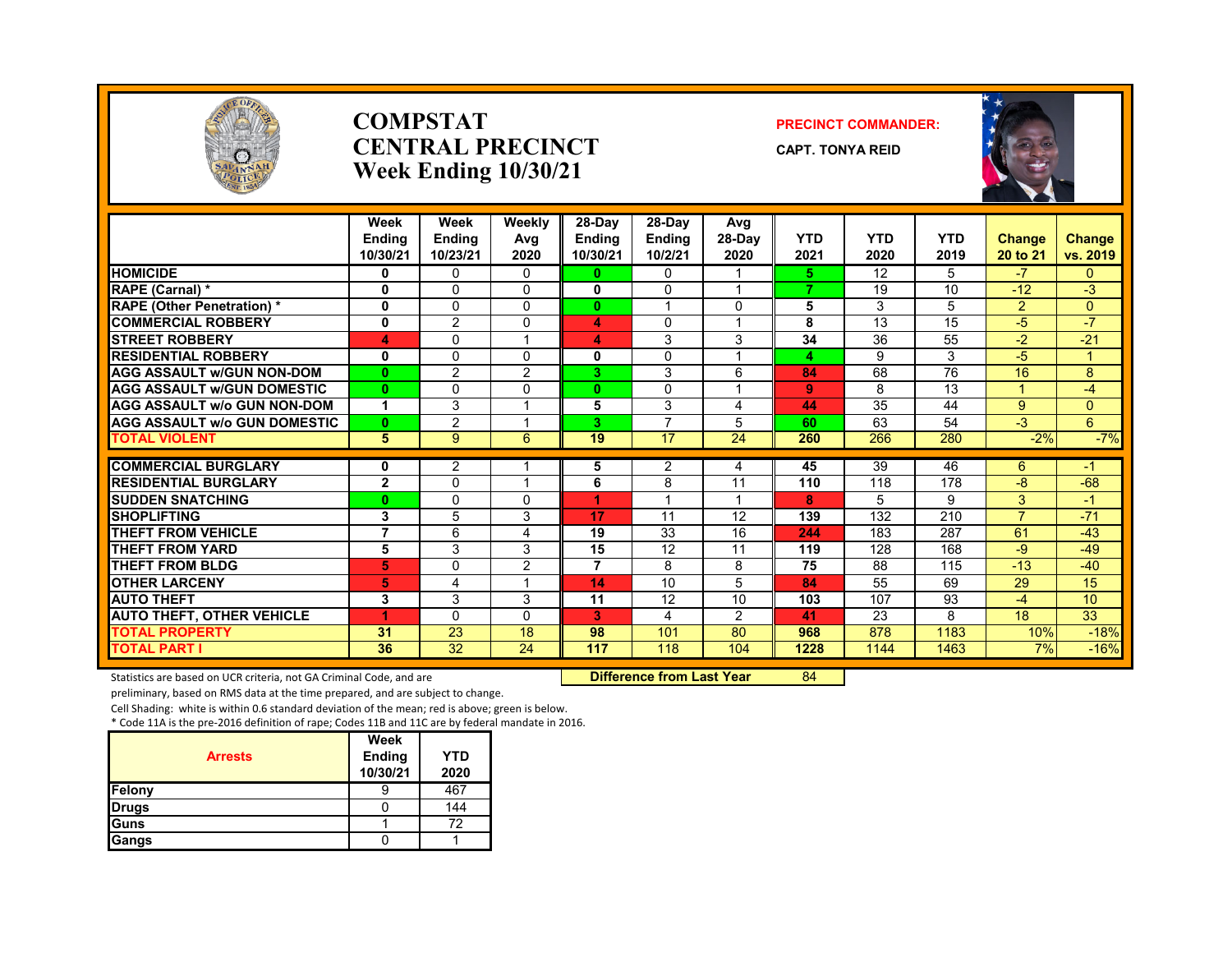# COMPSTAT
# CENTRAL PRECINCT
## Week Ending 10/30/21

**PRECINCT COMMANDER:**

**CAPT. TONYA REID**

| | Week Ending 10/30/21 | Week Ending 10/23/21 | Weekly Avg 2020 | 28-Day Ending 10/30/21 | 28-Day Ending 10/2/21 | Avg 28-Day 2020 | YTD 2021 | YTD 2020 | YTD 2019 | Change 20 to 21 | Change vs. 2019 |
|---|---|---|---|---|---|---|---|---|---|---|---|
| HOMICIDE | 0 | 0 | 0 | 0 | 0 | 1 | 5 | 12 | 5 | -7 | 0 |
| RAPE (Carnal) * | 0 | 0 | 0 | 0 | 0 | 1 | 7 | 19 | 10 | -12 | -3 |
| RAPE (Other Penetration) * | 0 | 0 | 0 | 0 | 1 | 0 | 5 | 3 | 5 | 2 | 0 |
| COMMERCIAL ROBBERY | 0 | 2 | 0 | 4 | 0 | 1 | 8 | 13 | 15 | -5 | -7 |
| STREET ROBBERY | 4 | 0 | 1 | 4 | 3 | 3 | 34 | 36 | 55 | -2 | -21 |
| RESIDENTIAL ROBBERY | 0 | 0 | 0 | 0 | 0 | 1 | 4 | 9 | 3 | -5 | 1 |
| AGG ASSAULT w/GUN NON-DOM | 0 | 2 | 2 | 3 | 3 | 6 | 84 | 68 | 76 | 16 | 8 |
| AGG ASSAULT w/GUN DOMESTIC | 0 | 0 | 0 | 0 | 0 | 1 | 9 | 8 | 13 | 1 | -4 |
| AGG ASSAULT w/o GUN NON-DOM | 1 | 3 | 1 | 5 | 3 | 4 | 44 | 35 | 44 | 9 | 0 |
| AGG ASSAULT w/o GUN DOMESTIC | 0 | 2 | 1 | 3 | 7 | 5 | 60 | 63 | 54 | -3 | 6 |
| TOTAL VIOLENT | 5 | 9 | 6 | 19 | 17 | 24 | 260 | 266 | 280 | -2% | -7% |
| COMMERCIAL BURGLARY | 0 | 2 | 1 | 5 | 2 | 4 | 45 | 39 | 46 | 6 | -1 |
| RESIDENTIAL BURGLARY | 2 | 0 | 1 | 6 | 8 | 11 | 110 | 118 | 178 | -8 | -68 |
| SUDDEN SNATCHING | 0 | 0 | 0 | 1 | 1 | 1 | 8 | 5 | 9 | 3 | -1 |
| SHOPLIFTING | 3 | 5 | 3 | 17 | 11 | 12 | 139 | 132 | 210 | 7 | -71 |
| THEFT FROM VEHICLE | 7 | 6 | 4 | 19 | 33 | 16 | 244 | 183 | 287 | 61 | -43 |
| THEFT FROM YARD | 5 | 3 | 3 | 15 | 12 | 11 | 119 | 128 | 168 | -9 | -49 |
| THEFT FROM BLDG | 5 | 0 | 2 | 7 | 8 | 8 | 75 | 88 | 115 | -13 | -40 |
| OTHER LARCENY | 5 | 4 | 1 | 14 | 10 | 5 | 84 | 55 | 69 | 29 | 15 |
| AUTO THEFT | 3 | 3 | 3 | 11 | 12 | 10 | 103 | 107 | 93 | -4 | 10 |
| AUTO THEFT, OTHER VEHICLE | 1 | 0 | 0 | 3 | 4 | 2 | 41 | 23 | 8 | 18 | 33 |
| TOTAL PROPERTY | 31 | 23 | 18 | 98 | 101 | 80 | 968 | 878 | 1183 | 10% | -18% |
| TOTAL PART I | 36 | 32 | 24 | 117 | 118 | 104 | 1228 | 1144 | 1463 | 7% | -16% |

**Difference from Last Year** 84

Statistics are based on UCR criteria, not GA Criminal Code, and are preliminary, based on RMS data at the time prepared, and are subject to change.

Cell Shading: white is within 0.6 standard deviation of the mean; red is above; green is below.

* Code 11A is the pre-2016 definition of rape; Codes 11B and 11C are by federal mandate in 2016.

| Arrests | Week Ending 10/30/21 | YTD 2020 |
|---|---|---|
| Felony | 9 | 467 |
| Drugs | 0 | 144 |
| Guns | 1 | 72 |
| Gangs | 0 | 1 |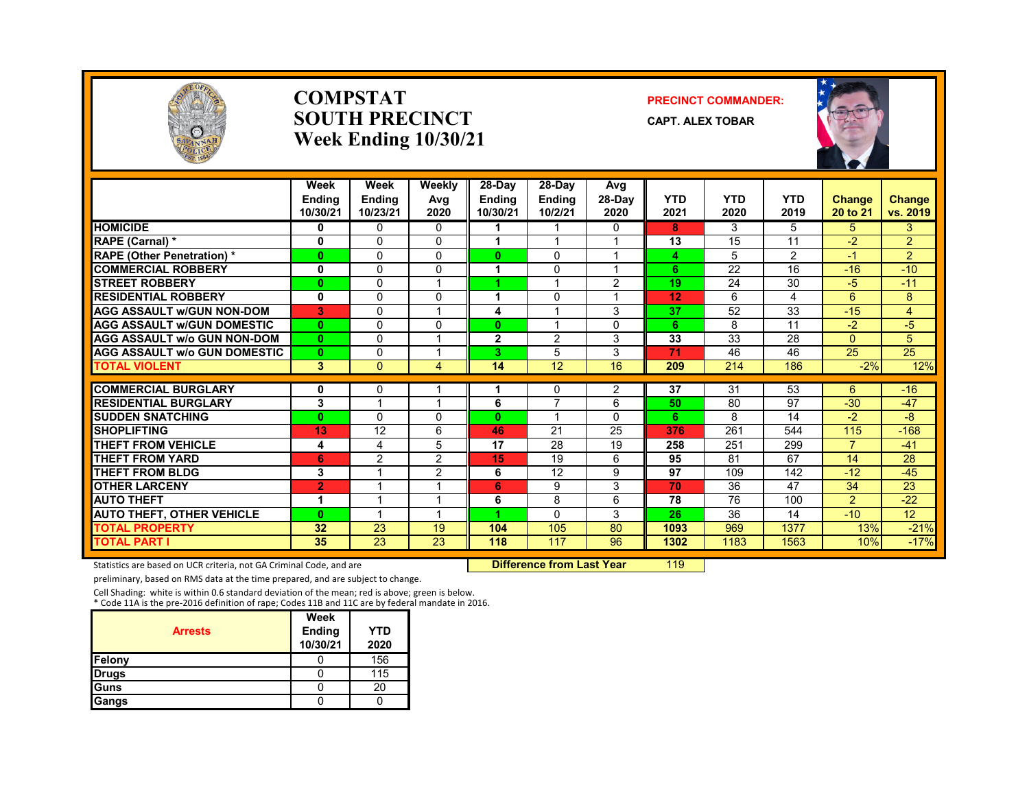# COMPSTAT
# SOUTH PRECINCT
# Week Ending 10/30/21

**PRECINCT COMMANDER:**
**CAPT. ALEX TOBAR**

| | Week Ending 10/30/21 | Week Ending 10/23/21 | Weekly Avg 2020 | 28-Day Ending 10/30/21 | 28-Day Ending 10/2/21 | Avg 28-Day 2020 | YTD 2021 | YTD 2020 | YTD 2019 | Change 20 to 21 | Change vs. 2019 |
|---|---|---|---|---|---|---|---|---|---|---|---|
| HOMICIDE | 0 | 0 | 0 | 1 | 1 | 0 | 8 | 3 | 5 | 5 | 3 |
| RAPE (Carnal) * | 0 | 0 | 0 | 1 | 1 | 1 | 13 | 15 | 11 | -2 | 2 |
| RAPE (Other Penetration) * | 0 | 0 | 0 | 0 | 0 | 1 | 4 | 5 | 2 | -1 | 2 |
| COMMERCIAL ROBBERY | 0 | 0 | 0 | 1 | 0 | 1 | 6 | 22 | 16 | -16 | -10 |
| STREET ROBBERY | 0 | 0 | 1 | 1 | 1 | 2 | 19 | 24 | 30 | -5 | -11 |
| RESIDENTIAL ROBBERY | 0 | 0 | 0 | 1 | 0 | 1 | 12 | 6 | 4 | 6 | 8 |
| AGG ASSAULT w/GUN NON-DOM | 3 | 0 | 1 | 4 | 1 | 3 | 37 | 52 | 33 | -15 | 4 |
| AGG ASSAULT w/GUN DOMESTIC | 0 | 0 | 0 | 0 | 1 | 0 | 6 | 8 | 11 | -2 | -5 |
| AGG ASSAULT w/o GUN NON-DOM | 0 | 0 | 1 | 2 | 2 | 3 | 33 | 33 | 28 | 0 | 5 |
| AGG ASSAULT w/o GUN DOMESTIC | 0 | 0 | 1 | 3 | 5 | 3 | 71 | 46 | 46 | 25 | 25 |
| TOTAL VIOLENT | 3 | 0 | 4 | 14 | 12 | 16 | 209 | 214 | 186 | -2% | 12% |
| COMMERCIAL BURGLARY | 0 | 0 | 1 | 1 | 0 | 2 | 37 | 31 | 53 | 6 | -16 |
| RESIDENTIAL BURGLARY | 3 | 1 | 1 | 6 | 7 | 6 | 50 | 80 | 97 | -30 | -47 |
| SUDDEN SNATCHING | 0 | 0 | 0 | 0 | 1 | 0 | 6 | 8 | 14 | -2 | -8 |
| SHOPLIFTING | 13 | 12 | 6 | 46 | 21 | 25 | 376 | 261 | 544 | 115 | -168 |
| THEFT FROM VEHICLE | 4 | 4 | 5 | 17 | 28 | 19 | 258 | 251 | 299 | 7 | -41 |
| THEFT FROM YARD | 6 | 2 | 2 | 15 | 19 | 6 | 95 | 81 | 67 | 14 | 28 |
| THEFT FROM BLDG | 3 | 1 | 2 | 6 | 12 | 9 | 97 | 109 | 142 | -12 | -45 |
| OTHER LARCENY | 2 | 1 | 1 | 6 | 9 | 3 | 70 | 36 | 47 | 34 | 23 |
| AUTO THEFT | 1 | 1 | 1 | 6 | 8 | 6 | 78 | 76 | 100 | 2 | -22 |
| AUTO THEFT, OTHER VEHICLE | 0 | 1 | 1 | 1 | 0 | 3 | 26 | 36 | 14 | -10 | 12 |
| TOTAL PROPERTY | 32 | 23 | 19 | 104 | 105 | 80 | 1093 | 969 | 1377 | 13% | -21% |
| TOTAL PART I | 35 | 23 | 23 | 118 | 117 | 96 | 1302 | 1183 | 1563 | 10% | -17% |

Statistics are based on UCR criteria, not GA Criminal Code, and are preliminary, based on RMS data at the time prepared, and are subject to change.

**Difference from Last Year** 119

Cell Shading: white is within 0.6 standard deviation of the mean; red is above; green is below.
* Code 11A is the pre-2016 definition of rape; Codes 11B and 11C are by federal mandate in 2016.

| Arrests | Week Ending 10/30/21 | YTD 2020 |
|---|---|---|
| Felony | 0 | 156 |
| Drugs | 0 | 115 |
| Guns | 0 | 20 |
| Gangs | 0 | 0 |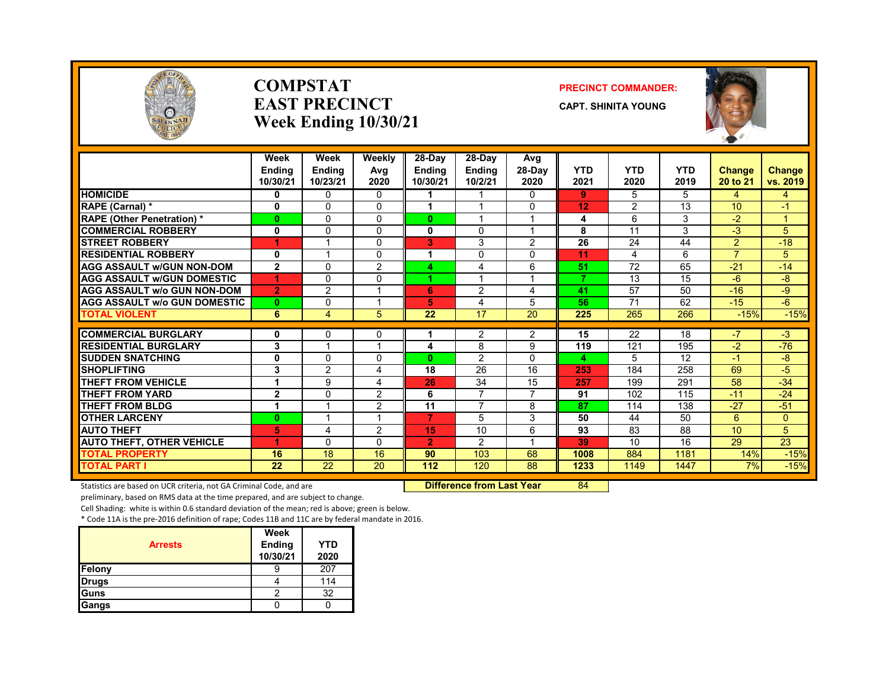# COMPSTAT
# EAST PRECINCT
# Week Ending 10/30/21

**PRECINCT COMMANDER:**

**CAPT. SHINITA YOUNG**

| | Week Ending 10/30/21 | Week Ending 10/23/21 | Weekly Avg 2020 | 28-Day Ending 10/30/21 | 28-Day Ending 10/2/21 | Avg 28-Day 2020 | YTD 2021 | YTD 2020 | YTD 2019 | Change 20 to 21 | Change vs. 2019 |
|---|---|---|---|---|---|---|---|---|---|---|---|
| HOMICIDE | 0 | 0 | 0 | 1 | 1 | 0 | 9 | 5 | 5 | 4 | 4 |
| RAPE (Carnal) * | 0 | 0 | 0 | 1 | 1 | 0 | 12 | 2 | 13 | 10 | -1 |
| RAPE (Other Penetration) * | 0 | 0 | 0 | 0 | 1 | 1 | 4 | 6 | 3 | -2 | 1 |
| COMMERCIAL ROBBERY | 0 | 0 | 0 | 0 | 0 | 1 | 8 | 11 | 3 | -3 | 5 |
| STREET ROBBERY | 1 | 1 | 0 | 3 | 3 | 2 | 26 | 24 | 44 | 2 | -18 |
| RESIDENTIAL ROBBERY | 0 | 1 | 0 | 1 | 0 | 0 | 11 | 4 | 6 | 7 | 5 |
| AGG ASSAULT w/GUN NON-DOM | 2 | 0 | 2 | 4 | 4 | 6 | 51 | 72 | 65 | -21 | -14 |
| AGG ASSAULT w/GUN DOMESTIC | 1 | 0 | 0 | 1 | 1 | 1 | 7 | 13 | 15 | -6 | -8 |
| AGG ASSAULT w/o GUN NON-DOM | 2 | 2 | 1 | 6 | 2 | 4 | 41 | 57 | 50 | -16 | -9 |
| AGG ASSAULT w/o GUN DOMESTIC | 0 | 0 | 1 | 5 | 4 | 5 | 56 | 71 | 62 | -15 | -6 |
| TOTAL VIOLENT | 6 | 4 | 5 | 22 | 17 | 20 | 225 | 265 | 266 | -15% | -15% |
| COMMERCIAL BURGLARY | 0 | 0 | 0 | 1 | 2 | 2 | 15 | 22 | 18 | -7 | -3 |
| RESIDENTIAL BURGLARY | 3 | 1 | 1 | 4 | 8 | 9 | 119 | 121 | 195 | -2 | -76 |
| SUDDEN SNATCHING | 0 | 0 | 0 | 0 | 2 | 0 | 4 | 5 | 12 | -1 | -8 |
| SHOPLIFTING | 3 | 2 | 4 | 18 | 26 | 16 | 253 | 184 | 258 | 69 | -5 |
| THEFT FROM VEHICLE | 1 | 9 | 4 | 26 | 34 | 15 | 257 | 199 | 291 | 58 | -34 |
| THEFT FROM YARD | 2 | 0 | 2 | 6 | 7 | 7 | 91 | 102 | 115 | -11 | -24 |
| THEFT FROM BLDG | 1 | 1 | 2 | 11 | 7 | 8 | 87 | 114 | 138 | -27 | -51 |
| OTHER LARCENY | 0 | 1 | 1 | 7 | 5 | 3 | 50 | 44 | 50 | 6 | 0 |
| AUTO THEFT | 5 | 4 | 2 | 15 | 10 | 6 | 93 | 83 | 88 | 10 | 5 |
| AUTO THEFT, OTHER VEHICLE | 1 | 0 | 0 | 2 | 2 | 1 | 39 | 10 | 16 | 29 | 23 |
| TOTAL PROPERTY | 16 | 18 | 16 | 90 | 103 | 68 | 1008 | 884 | 1181 | 14% | -15% |
| TOTAL PART I | 22 | 22 | 20 | 112 | 120 | 88 | 1233 | 1149 | 1447 | 7% | -15% |

**Difference from Last Year** 84

Statistics are based on UCR criteria, not GA Criminal Code, and are preliminary, based on RMS data at the time prepared, and are subject to change.

Cell Shading: white is within 0.6 standard deviation of the mean; red is above; green is below.

* Code 11A is the pre-2016 definition of rape; Codes 11B and 11C are by federal mandate in 2016.

| Arrests | Week Ending 10/30/21 | YTD 2020 |
|---|---|---|
| Felony | 9 | 207 |
| Drugs | 4 | 114 |
| Guns | 2 | 32 |
| Gangs | 0 | 0 |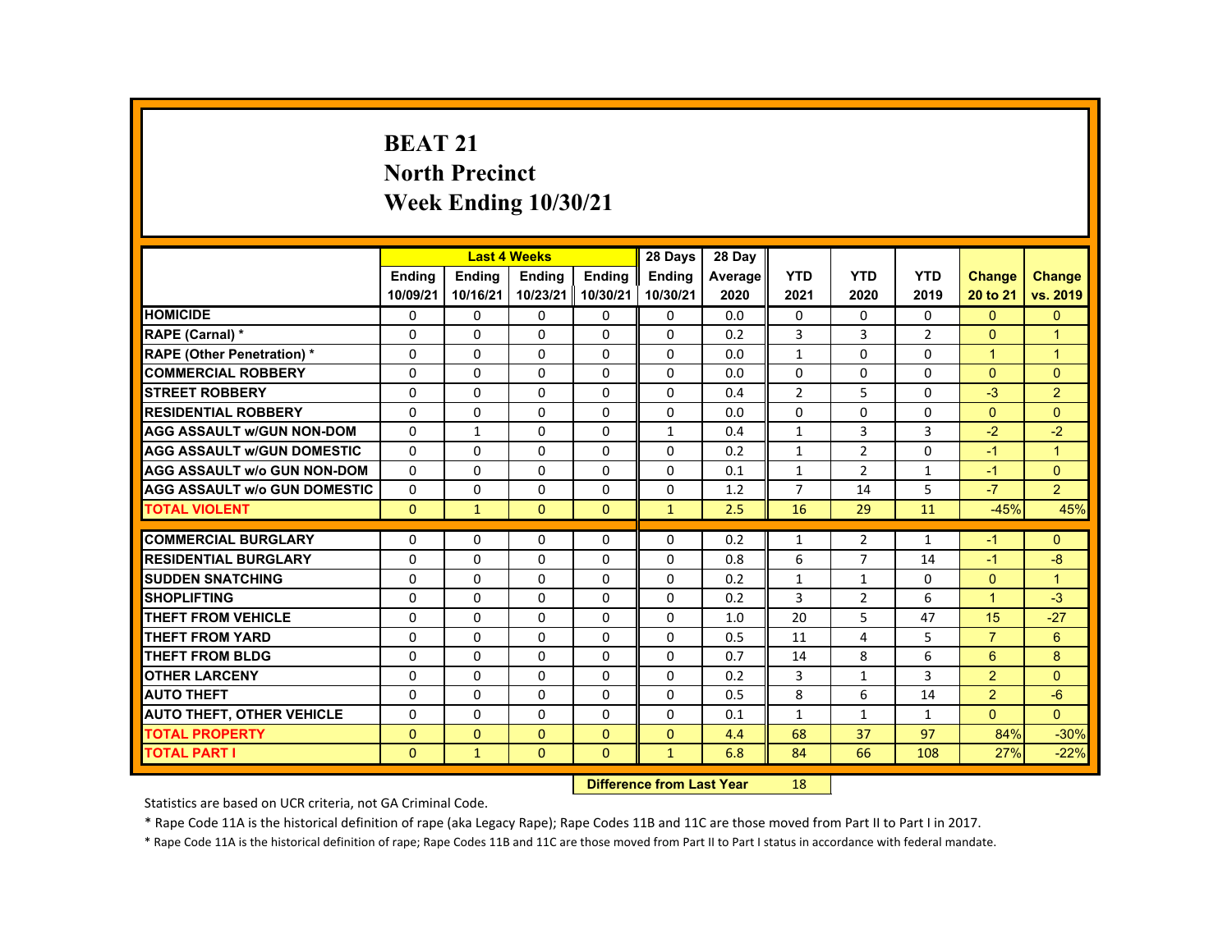# BEAT 21
## North Precinct
## Week Ending 10/30/21

| | Last 4 Weeks | | | | 28 Days | 28 Day | | | | | |
|---|---|---|---|---|---|---|---|---|---|---|---|
| | Ending 10/09/21 | Ending 10/16/21 | Ending 10/23/21 | Ending 10/30/21 | Ending 10/30/21 | Average 2020 | YTD 2021 | YTD 2020 | YTD 2019 | Change 20 to 21 | Change vs. 2019 |
| HOMICIDE | 0 | 0 | 0 | 0 | 0 | 0.0 | 0 | 0 | 0 | 0 | 0 |
| RAPE (Carnal) * | 0 | 0 | 0 | 0 | 0 | 0.2 | 3 | 3 | 2 | 0 | 1 |
| RAPE (Other Penetration) * | 0 | 0 | 0 | 0 | 0 | 0.0 | 1 | 0 | 0 | 1 | 1 |
| COMMERCIAL ROBBERY | 0 | 0 | 0 | 0 | 0 | 0.0 | 0 | 0 | 0 | 0 | 0 |
| STREET ROBBERY | 0 | 0 | 0 | 0 | 0 | 0.4 | 2 | 5 | 0 | -3 | 2 |
| RESIDENTIAL ROBBERY | 0 | 0 | 0 | 0 | 0 | 0.0 | 0 | 0 | 0 | 0 | 0 |
| AGG ASSAULT w/GUN NON-DOM | 0 | 1 | 0 | 0 | 1 | 0.4 | 1 | 3 | 3 | -2 | -2 |
| AGG ASSAULT w/GUN DOMESTIC | 0 | 0 | 0 | 0 | 0 | 0.2 | 1 | 2 | 0 | -1 | 1 |
| AGG ASSAULT w/o GUN NON-DOM | 0 | 0 | 0 | 0 | 0 | 0.1 | 1 | 2 | 1 | -1 | 0 |
| AGG ASSAULT w/o GUN DOMESTIC | 0 | 0 | 0 | 0 | 0 | 1.2 | 7 | 14 | 5 | -7 | 2 |
| TOTAL VIOLENT | 0 | 1 | 0 | 0 | 1 | 2.5 | 16 | 29 | 11 | -45% | 45% |
| COMMERCIAL BURGLARY | 0 | 0 | 0 | 0 | 0 | 0.2 | 1 | 2 | 1 | -1 | 0 |
| RESIDENTIAL BURGLARY | 0 | 0 | 0 | 0 | 0 | 0.8 | 6 | 7 | 14 | -1 | -8 |
| SUDDEN SNATCHING | 0 | 0 | 0 | 0 | 0 | 0.2 | 1 | 1 | 0 | 0 | 1 |
| SHOPLIFTING | 0 | 0 | 0 | 0 | 0 | 0.2 | 3 | 2 | 6 | 1 | -3 |
| THEFT FROM VEHICLE | 0 | 0 | 0 | 0 | 0 | 1.0 | 20 | 5 | 47 | 15 | -27 |
| THEFT FROM YARD | 0 | 0 | 0 | 0 | 0 | 0.5 | 11 | 4 | 5 | 7 | 6 |
| THEFT FROM BLDG | 0 | 0 | 0 | 0 | 0 | 0.7 | 14 | 8 | 6 | 6 | 8 |
| OTHER LARCENY | 0 | 0 | 0 | 0 | 0 | 0.2 | 3 | 1 | 3 | 2 | 0 |
| AUTO THEFT | 0 | 0 | 0 | 0 | 0 | 0.5 | 8 | 6 | 14 | 2 | -6 |
| AUTO THEFT, OTHER VEHICLE | 0 | 0 | 0 | 0 | 0 | 0.1 | 1 | 1 | 1 | 0 | 0 |
| TOTAL PROPERTY | 0 | 0 | 0 | 0 | 0 | 4.4 | 68 | 37 | 97 | 84% | -30% |
| TOTAL PART I | 0 | 1 | 0 | 0 | 1 | 6.8 | 84 | 66 | 108 | 27% | -22% |

**Difference from Last Year** 18

Statistics are based on UCR criteria, not GA Criminal Code.

* Rape Code 11A is the historical definition of rape (aka Legacy Rape); Rape Codes 11B and 11C are those moved from Part II to Part I in 2017.

* Rape Code 11A is the historical definition of rape; Rape Codes 11B and 11C are those moved from Part II to Part I status in accordance with federal mandate.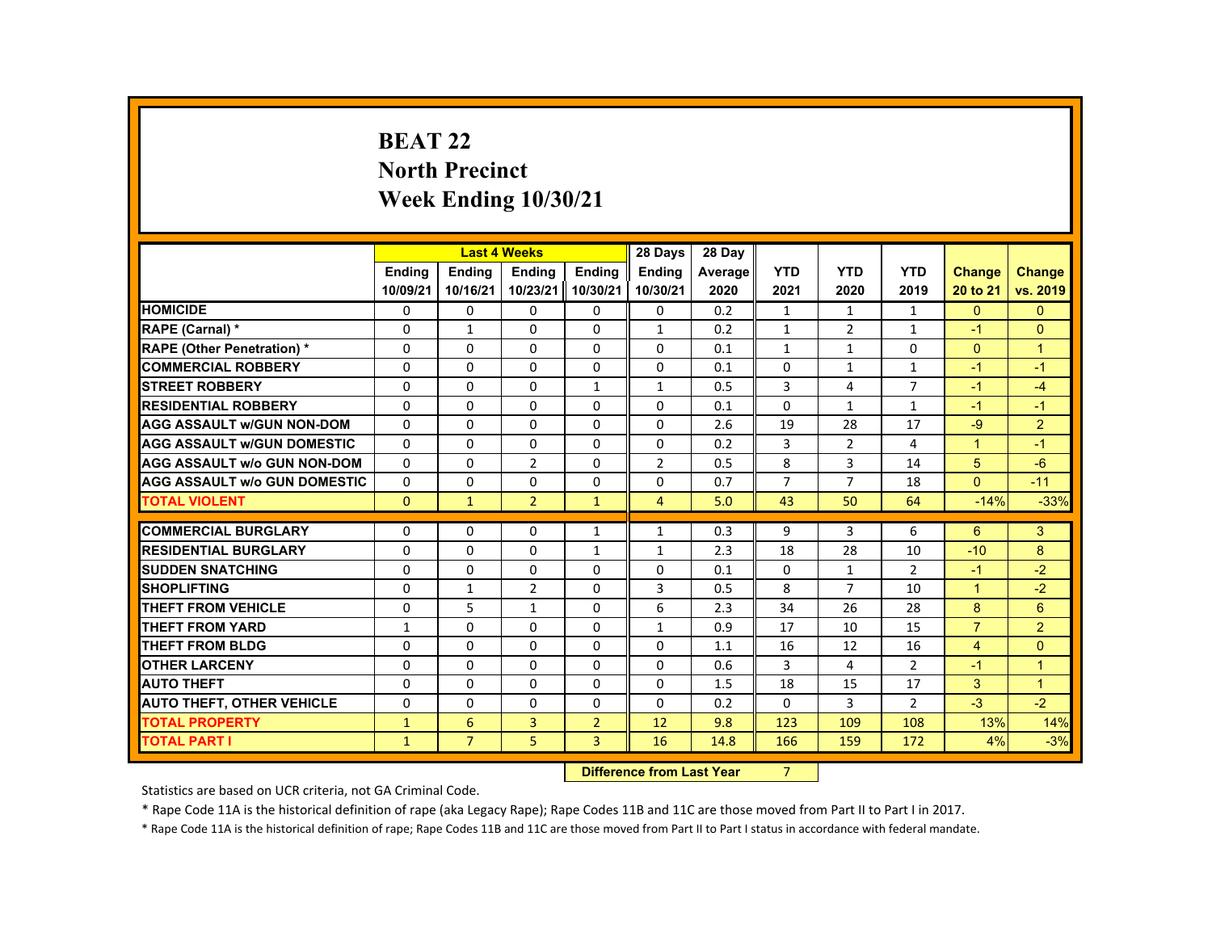# BEAT 22
## North Precinct
## Week Ending 10/30/21

| | Last 4 Weeks | | | | 28 Days | 28 Day | | | | | |
|---|---|---|---|---|---|---|---|---|---|---|---|
| | Ending 10/09/21 | Ending 10/16/21 | Ending 10/23/21 | Ending 10/30/21 | Ending 10/30/21 | Average 2020 | YTD 2021 | YTD 2020 | YTD 2019 | Change 20 to 21 | Change vs. 2019 |
| HOMICIDE | 0 | 0 | 0 | 0 | 0 | 0.2 | 1 | 1 | 1 | 0 | 0 |
| RAPE (Carnal) * | 0 | 1 | 0 | 0 | 1 | 0.2 | 1 | 2 | 1 | -1 | 0 |
| RAPE (Other Penetration) * | 0 | 0 | 0 | 0 | 0 | 0.1 | 1 | 1 | 0 | 0 | 1 |
| COMMERCIAL ROBBERY | 0 | 0 | 0 | 0 | 0 | 0.1 | 0 | 1 | 1 | -1 | -1 |
| STREET ROBBERY | 0 | 0 | 0 | 1 | 1 | 0.5 | 3 | 4 | 7 | -1 | -4 |
| RESIDENTIAL ROBBERY | 0 | 0 | 0 | 0 | 0 | 0.1 | 0 | 1 | 1 | -1 | -1 |
| AGG ASSAULT w/GUN NON-DOM | 0 | 0 | 0 | 0 | 0 | 2.6 | 19 | 28 | 17 | -9 | 2 |
| AGG ASSAULT w/GUN DOMESTIC | 0 | 0 | 0 | 0 | 0 | 0.2 | 3 | 2 | 4 | 1 | -1 |
| AGG ASSAULT w/o GUN NON-DOM | 0 | 0 | 2 | 0 | 2 | 0.5 | 8 | 3 | 14 | 5 | -6 |
| AGG ASSAULT w/o GUN DOMESTIC | 0 | 0 | 0 | 0 | 0 | 0.7 | 7 | 7 | 18 | 0 | -11 |
| TOTAL VIOLENT | 0 | 1 | 2 | 1 | 4 | 5.0 | 43 | 50 | 64 | -14% | -33% |
| COMMERCIAL BURGLARY | 0 | 0 | 0 | 1 | 1 | 0.3 | 9 | 3 | 6 | 6 | 3 |
| RESIDENTIAL BURGLARY | 0 | 0 | 0 | 1 | 1 | 2.3 | 18 | 28 | 10 | -10 | 8 |
| SUDDEN SNATCHING | 0 | 0 | 0 | 0 | 0 | 0.1 | 0 | 1 | 2 | -1 | -2 |
| SHOPLIFTING | 0 | 1 | 2 | 0 | 3 | 0.5 | 8 | 7 | 10 | 1 | -2 |
| THEFT FROM VEHICLE | 0 | 5 | 1 | 0 | 6 | 2.3 | 34 | 26 | 28 | 8 | 6 |
| THEFT FROM YARD | 1 | 0 | 0 | 0 | 1 | 0.9 | 17 | 10 | 15 | 7 | 2 |
| THEFT FROM BLDG | 0 | 0 | 0 | 0 | 0 | 1.1 | 16 | 12 | 16 | 4 | 0 |
| OTHER LARCENY | 0 | 0 | 0 | 0 | 0 | 0.6 | 3 | 4 | 2 | -1 | 1 |
| AUTO THEFT | 0 | 0 | 0 | 0 | 0 | 1.5 | 18 | 15 | 17 | 3 | 1 |
| AUTO THEFT, OTHER VEHICLE | 0 | 0 | 0 | 0 | 0 | 0.2 | 0 | 3 | 2 | -3 | -2 |
| TOTAL PROPERTY | 1 | 6 | 3 | 2 | 12 | 9.8 | 123 | 109 | 108 | 13% | 14% |
| TOTAL PART I | 1 | 7 | 5 | 3 | 16 | 14.8 | 166 | 159 | 172 | 4% | -3% |

**Difference from Last Year** 7

Statistics are based on UCR criteria, not GA Criminal Code.

* Rape Code 11A is the historical definition of rape (aka Legacy Rape); Rape Codes 11B and 11C are those moved from Part II to Part I in 2017.

* Rape Code 11A is the historical definition of rape; Rape Codes 11B and 11C are those moved from Part II to Part I status in accordance with federal mandate.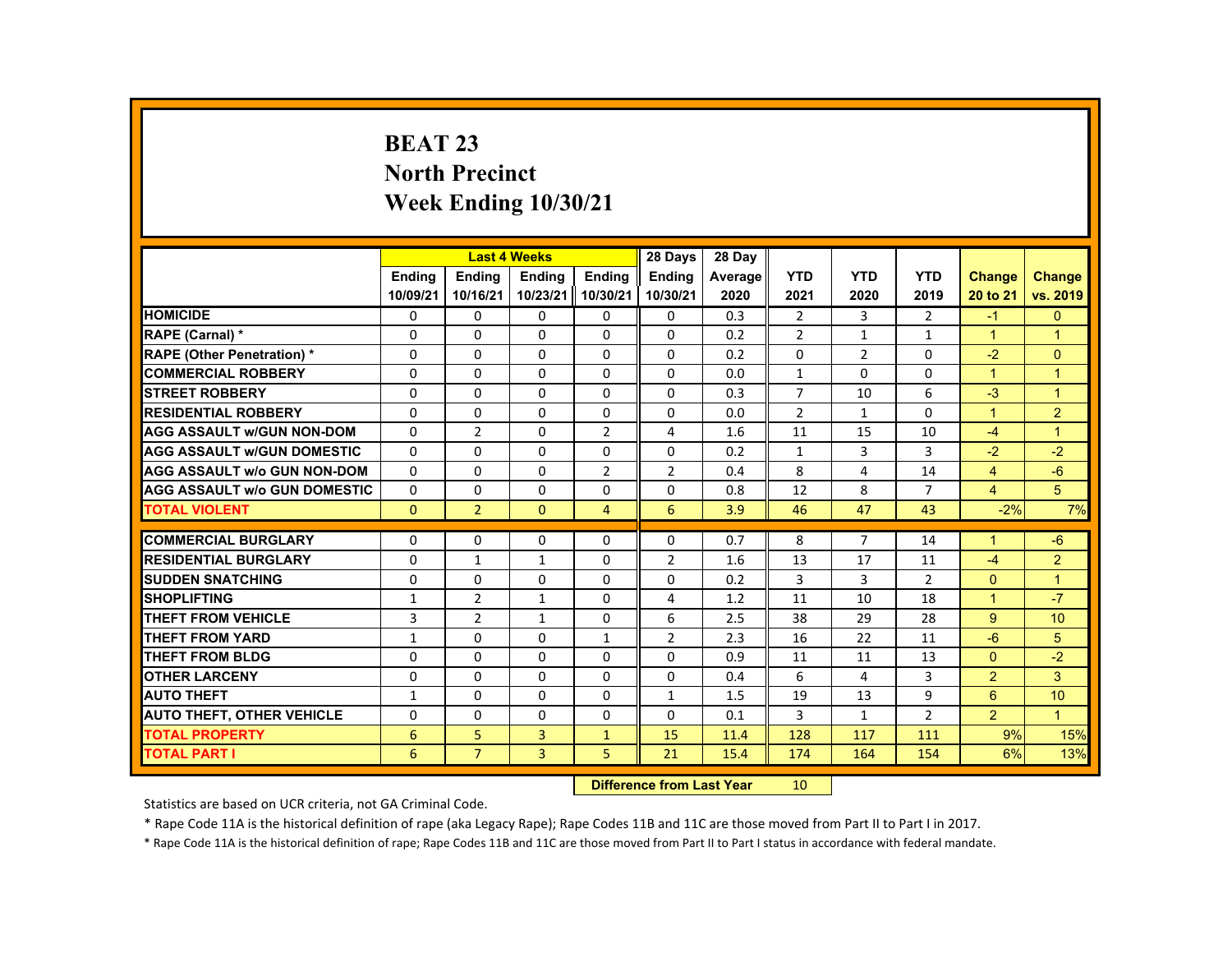# BEAT 23
# North Precinct
# Week Ending 10/30/21

| | Last 4 Weeks | | | | 28 Days | 28 Day | | | | | |
|---|---|---|---|---|---|---|---|---|---|---|---|
| | Ending 10/09/21 | Ending 10/16/21 | Ending 10/23/21 | Ending 10/30/21 | Ending 10/30/21 | Average 2020 | YTD 2021 | YTD 2020 | YTD 2019 | Change 20 to 21 | Change vs. 2019 |
| HOMICIDE | 0 | 0 | 0 | 0 | 0 | 0.3 | 2 | 3 | 2 | -1 | 0 |
| RAPE (Carnal) * | 0 | 0 | 0 | 0 | 0 | 0.2 | 2 | 1 | 1 | 1 | 1 |
| RAPE (Other Penetration) * | 0 | 0 | 0 | 0 | 0 | 0.2 | 0 | 2 | 0 | -2 | 0 |
| COMMERCIAL ROBBERY | 0 | 0 | 0 | 0 | 0 | 0.0 | 1 | 0 | 0 | 1 | 1 |
| STREET ROBBERY | 0 | 0 | 0 | 0 | 0 | 0.3 | 7 | 10 | 6 | -3 | 1 |
| RESIDENTIAL ROBBERY | 0 | 0 | 0 | 0 | 0 | 0.0 | 2 | 1 | 0 | 1 | 2 |
| AGG ASSAULT w/GUN NON-DOM | 0 | 2 | 0 | 2 | 4 | 1.6 | 11 | 15 | 10 | -4 | 1 |
| AGG ASSAULT w/GUN DOMESTIC | 0 | 0 | 0 | 0 | 0 | 0.2 | 1 | 3 | 3 | -2 | -2 |
| AGG ASSAULT w/o GUN NON-DOM | 0 | 0 | 0 | 2 | 2 | 0.4 | 8 | 4 | 14 | 4 | -6 |
| AGG ASSAULT w/o GUN DOMESTIC | 0 | 0 | 0 | 0 | 0 | 0.8 | 12 | 8 | 7 | 4 | 5 |
| TOTAL VIOLENT | 0 | 2 | 0 | 4 | 6 | 3.9 | 46 | 47 | 43 | -2% | 7% |
| COMMERCIAL BURGLARY | 0 | 0 | 0 | 0 | 0 | 0.7 | 8 | 7 | 14 | 1 | -6 |
| RESIDENTIAL BURGLARY | 0 | 1 | 1 | 0 | 2 | 1.6 | 13 | 17 | 11 | -4 | 2 |
| SUDDEN SNATCHING | 0 | 0 | 0 | 0 | 0 | 0.2 | 3 | 3 | 2 | 0 | 1 |
| SHOPLIFTING | 1 | 2 | 1 | 0 | 4 | 1.2 | 11 | 10 | 18 | 1 | -7 |
| THEFT FROM VEHICLE | 3 | 2 | 1 | 0 | 6 | 2.5 | 38 | 29 | 28 | 9 | 10 |
| THEFT FROM YARD | 1 | 0 | 0 | 1 | 2 | 2.3 | 16 | 22 | 11 | -6 | 5 |
| THEFT FROM BLDG | 0 | 0 | 0 | 0 | 0 | 0.9 | 11 | 11 | 13 | 0 | -2 |
| OTHER LARCENY | 0 | 0 | 0 | 0 | 0 | 0.4 | 6 | 4 | 3 | 2 | 3 |
| AUTO THEFT | 1 | 0 | 0 | 0 | 1 | 1.5 | 19 | 13 | 9 | 6 | 10 |
| AUTO THEFT, OTHER VEHICLE | 0 | 0 | 0 | 0 | 0 | 0.1 | 3 | 1 | 2 | 2 | 1 |
| TOTAL PROPERTY | 6 | 5 | 3 | 1 | 15 | 11.4 | 128 | 117 | 111 | 9% | 15% |
| TOTAL PART I | 6 | 7 | 3 | 5 | 21 | 15.4 | 174 | 164 | 154 | 6% | 13% |

**Difference from Last Year** 10

Statistics are based on UCR criteria, not GA Criminal Code.

* Rape Code 11A is the historical definition of rape (aka Legacy Rape); Rape Codes 11B and 11C are those moved from Part II to Part I in 2017.

* Rape Code 11A is the historical definition of rape; Rape Codes 11B and 11C are those moved from Part II to Part I status in accordance with federal mandate.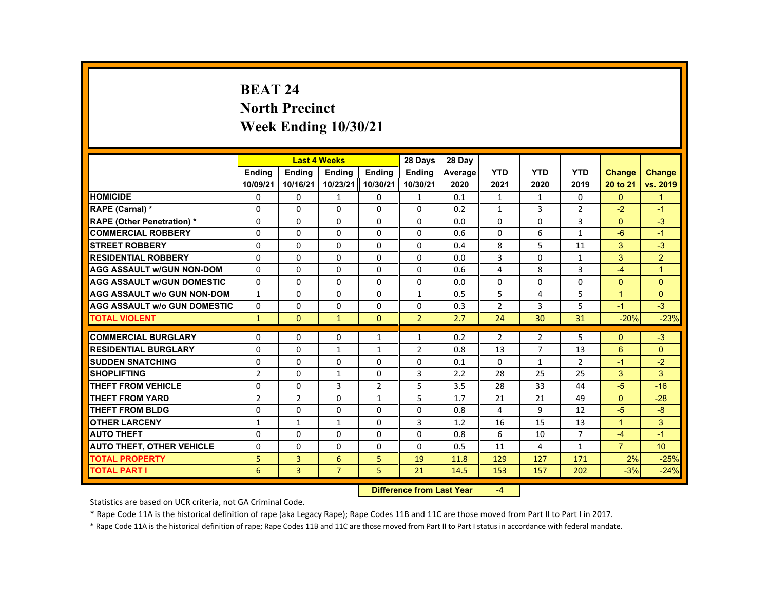# BEAT 24
## North Precinct
## Week Ending 10/30/21

| | Last 4 Weeks | | | | 28 Days | 28 Day | | | | | |
|---|---|---|---|---|---|---|---|---|---|---|---|
| | Ending 10/09/21 | Ending 10/16/21 | Ending 10/23/21 | Ending 10/30/21 | Ending 10/30/21 | Average 2020 | YTD 2021 | YTD 2020 | YTD 2019 | Change 20 to 21 | Change vs. 2019 |
| HOMICIDE | 0 | 0 | 1 | 0 | 1 | 0.1 | 1 | 1 | 0 | 0 | 1 |
| RAPE (Carnal) * | 0 | 0 | 0 | 0 | 0 | 0.2 | 1 | 3 | 2 | -2 | -1 |
| RAPE (Other Penetration) * | 0 | 0 | 0 | 0 | 0 | 0.0 | 0 | 0 | 3 | 0 | -3 |
| COMMERCIAL ROBBERY | 0 | 0 | 0 | 0 | 0 | 0.6 | 0 | 6 | 1 | -6 | -1 |
| STREET ROBBERY | 0 | 0 | 0 | 0 | 0 | 0.4 | 8 | 5 | 11 | 3 | -3 |
| RESIDENTIAL ROBBERY | 0 | 0 | 0 | 0 | 0 | 0.0 | 3 | 0 | 1 | 3 | 2 |
| AGG ASSAULT w/GUN NON-DOM | 0 | 0 | 0 | 0 | 0 | 0.6 | 4 | 8 | 3 | -4 | 1 |
| AGG ASSAULT w/GUN DOMESTIC | 0 | 0 | 0 | 0 | 0 | 0.0 | 0 | 0 | 0 | 0 | 0 |
| AGG ASSAULT w/o GUN NON-DOM | 1 | 0 | 0 | 0 | 1 | 0.5 | 5 | 4 | 5 | 1 | 0 |
| AGG ASSAULT w/o GUN DOMESTIC | 0 | 0 | 0 | 0 | 0 | 0.3 | 2 | 3 | 5 | -1 | -3 |
| TOTAL VIOLENT | 1 | 0 | 1 | 0 | 2 | 2.7 | 24 | 30 | 31 | -20% | -23% |
| COMMERCIAL BURGLARY | 0 | 0 | 0 | 1 | 1 | 0.2 | 2 | 2 | 5 | 0 | -3 |
| RESIDENTIAL BURGLARY | 0 | 0 | 1 | 1 | 2 | 0.8 | 13 | 7 | 13 | 6 | 0 |
| SUDDEN SNATCHING | 0 | 0 | 0 | 0 | 0 | 0.1 | 0 | 1 | 2 | -1 | -2 |
| SHOPLIFTING | 2 | 0 | 1 | 0 | 3 | 2.2 | 28 | 25 | 25 | 3 | 3 |
| THEFT FROM VEHICLE | 0 | 0 | 3 | 2 | 5 | 3.5 | 28 | 33 | 44 | -5 | -16 |
| THEFT FROM YARD | 2 | 2 | 0 | 1 | 5 | 1.7 | 21 | 21 | 49 | 0 | -28 |
| THEFT FROM BLDG | 0 | 0 | 0 | 0 | 0 | 0.8 | 4 | 9 | 12 | -5 | -8 |
| OTHER LARCENY | 1 | 1 | 1 | 0 | 3 | 1.2 | 16 | 15 | 13 | 1 | 3 |
| AUTO THEFT | 0 | 0 | 0 | 0 | 0 | 0.8 | 6 | 10 | 7 | -4 | -1 |
| AUTO THEFT, OTHER VEHICLE | 0 | 0 | 0 | 0 | 0 | 0.5 | 11 | 4 | 1 | 7 | 10 |
| TOTAL PROPERTY | 5 | 3 | 6 | 5 | 19 | 11.8 | 129 | 127 | 171 | 2% | -25% |
| TOTAL PART I | 6 | 3 | 7 | 5 | 21 | 14.5 | 153 | 157 | 202 | -3% | -24% |

**Difference from Last Year** -4

Statistics are based on UCR criteria, not GA Criminal Code.

* Rape Code 11A is the historical definition of rape (aka Legacy Rape); Rape Codes 11B and 11C are those moved from Part II to Part I in 2017.

* Rape Code 11A is the historical definition of rape; Rape Codes 11B and 11C are those moved from Part II to Part I status in accordance with federal mandate.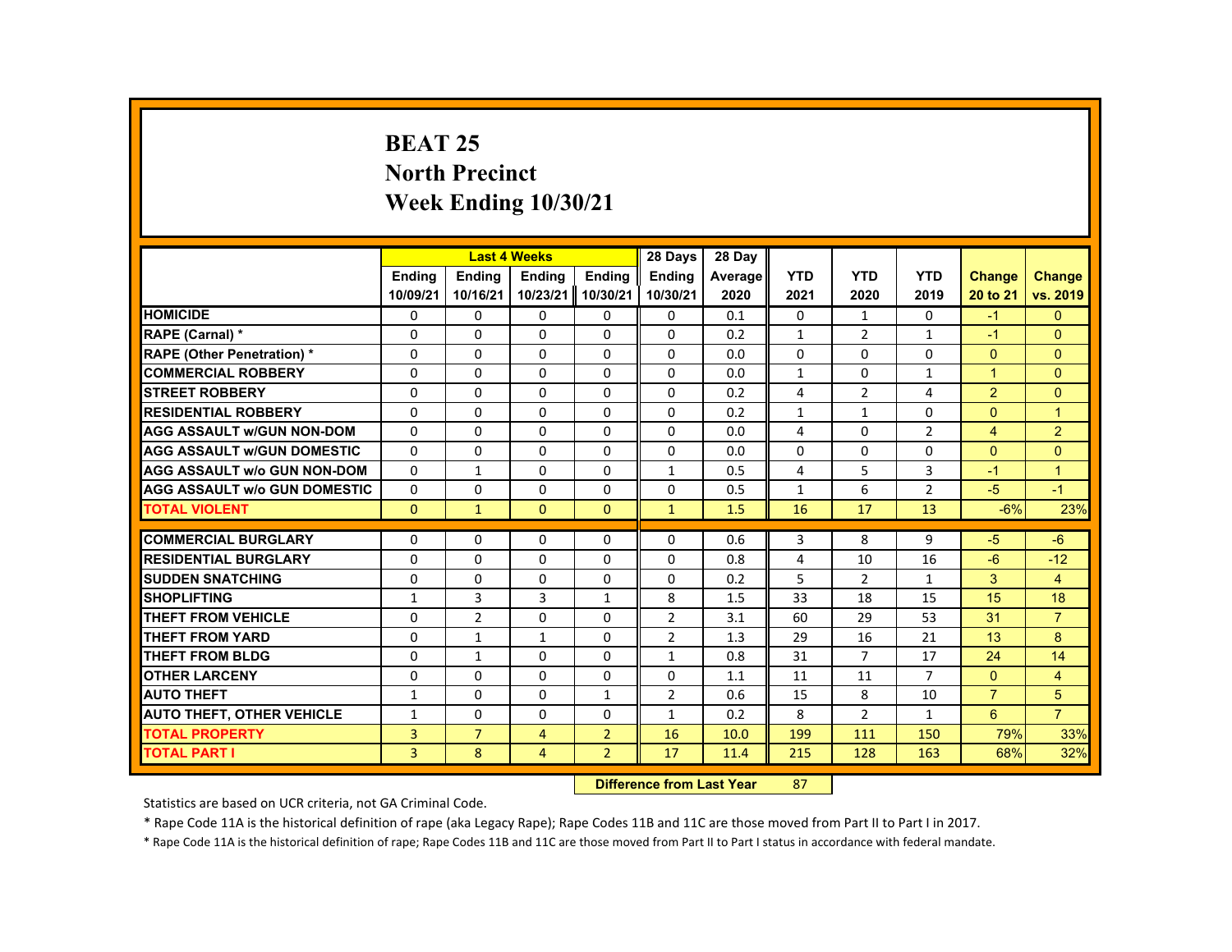# BEAT 25
# North Precinct
# Week Ending 10/30/21

| | Last 4 Weeks | | | | 28 Days | 28 Day | | | | | |
|---|---|---|---|---|---|---|---|---|---|---|---|
| | Ending 10/09/21 | Ending 10/16/21 | Ending 10/23/21 | Ending 10/30/21 | Ending 10/30/21 | Average 2020 | YTD 2021 | YTD 2020 | YTD 2019 | Change 20 to 21 | Change vs. 2019 |
| HOMICIDE | 0 | 0 | 0 | 0 | 0 | 0.1 | 0 | 1 | 0 | -1 | 0 |
| RAPE (Carnal) * | 0 | 0 | 0 | 0 | 0 | 0.2 | 1 | 2 | 1 | -1 | 0 |
| RAPE (Other Penetration) * | 0 | 0 | 0 | 0 | 0 | 0.0 | 0 | 0 | 0 | 0 | 0 |
| COMMERCIAL ROBBERY | 0 | 0 | 0 | 0 | 0 | 0.0 | 1 | 0 | 1 | 1 | 0 |
| STREET ROBBERY | 0 | 0 | 0 | 0 | 0 | 0.2 | 4 | 2 | 4 | 2 | 0 |
| RESIDENTIAL ROBBERY | 0 | 0 | 0 | 0 | 0 | 0.2 | 1 | 1 | 0 | 0 | 1 |
| AGG ASSAULT w/GUN NON-DOM | 0 | 0 | 0 | 0 | 0 | 0.0 | 4 | 0 | 2 | 4 | 2 |
| AGG ASSAULT w/GUN DOMESTIC | 0 | 0 | 0 | 0 | 0 | 0.0 | 0 | 0 | 0 | 0 | 0 |
| AGG ASSAULT w/o GUN NON-DOM | 0 | 1 | 0 | 0 | 1 | 0.5 | 4 | 5 | 3 | -1 | 1 |
| AGG ASSAULT w/o GUN DOMESTIC | 0 | 0 | 0 | 0 | 0 | 0.5 | 1 | 6 | 2 | -5 | -1 |
| TOTAL VIOLENT | 0 | 1 | 0 | 0 | 1 | 1.5 | 16 | 17 | 13 | -6% | 23% |
| COMMERCIAL BURGLARY | 0 | 0 | 0 | 0 | 0 | 0.6 | 3 | 8 | 9 | -5 | -6 |
| RESIDENTIAL BURGLARY | 0 | 0 | 0 | 0 | 0 | 0.8 | 4 | 10 | 16 | -6 | -12 |
| SUDDEN SNATCHING | 0 | 0 | 0 | 0 | 0 | 0.2 | 5 | 2 | 1 | 3 | 4 |
| SHOPLIFTING | 1 | 3 | 3 | 1 | 8 | 1.5 | 33 | 18 | 15 | 15 | 18 |
| THEFT FROM VEHICLE | 0 | 2 | 0 | 0 | 2 | 3.1 | 60 | 29 | 53 | 31 | 7 |
| THEFT FROM YARD | 0 | 1 | 1 | 0 | 2 | 1.3 | 29 | 16 | 21 | 13 | 8 |
| THEFT FROM BLDG | 0 | 1 | 0 | 0 | 1 | 0.8 | 31 | 7 | 17 | 24 | 14 |
| OTHER LARCENY | 0 | 0 | 0 | 0 | 0 | 1.1 | 11 | 11 | 7 | 0 | 4 |
| AUTO THEFT | 1 | 0 | 0 | 1 | 2 | 0.6 | 15 | 8 | 10 | 7 | 5 |
| AUTO THEFT, OTHER VEHICLE | 1 | 0 | 0 | 0 | 1 | 0.2 | 8 | 2 | 1 | 6 | 7 |
| TOTAL PROPERTY | 3 | 7 | 4 | 2 | 16 | 10.0 | 199 | 111 | 150 | 79% | 33% |
| TOTAL PART I | 3 | 8 | 4 | 2 | 17 | 11.4 | 215 | 128 | 163 | 68% | 32% |

**Difference from Last Year** 87

Statistics are based on UCR criteria, not GA Criminal Code.

* Rape Code 11A is the historical definition of rape (aka Legacy Rape); Rape Codes 11B and 11C are those moved from Part II to Part I in 2017.

* Rape Code 11A is the historical definition of rape; Rape Codes 11B and 11C are those moved from Part II to Part I status in accordance with federal mandate.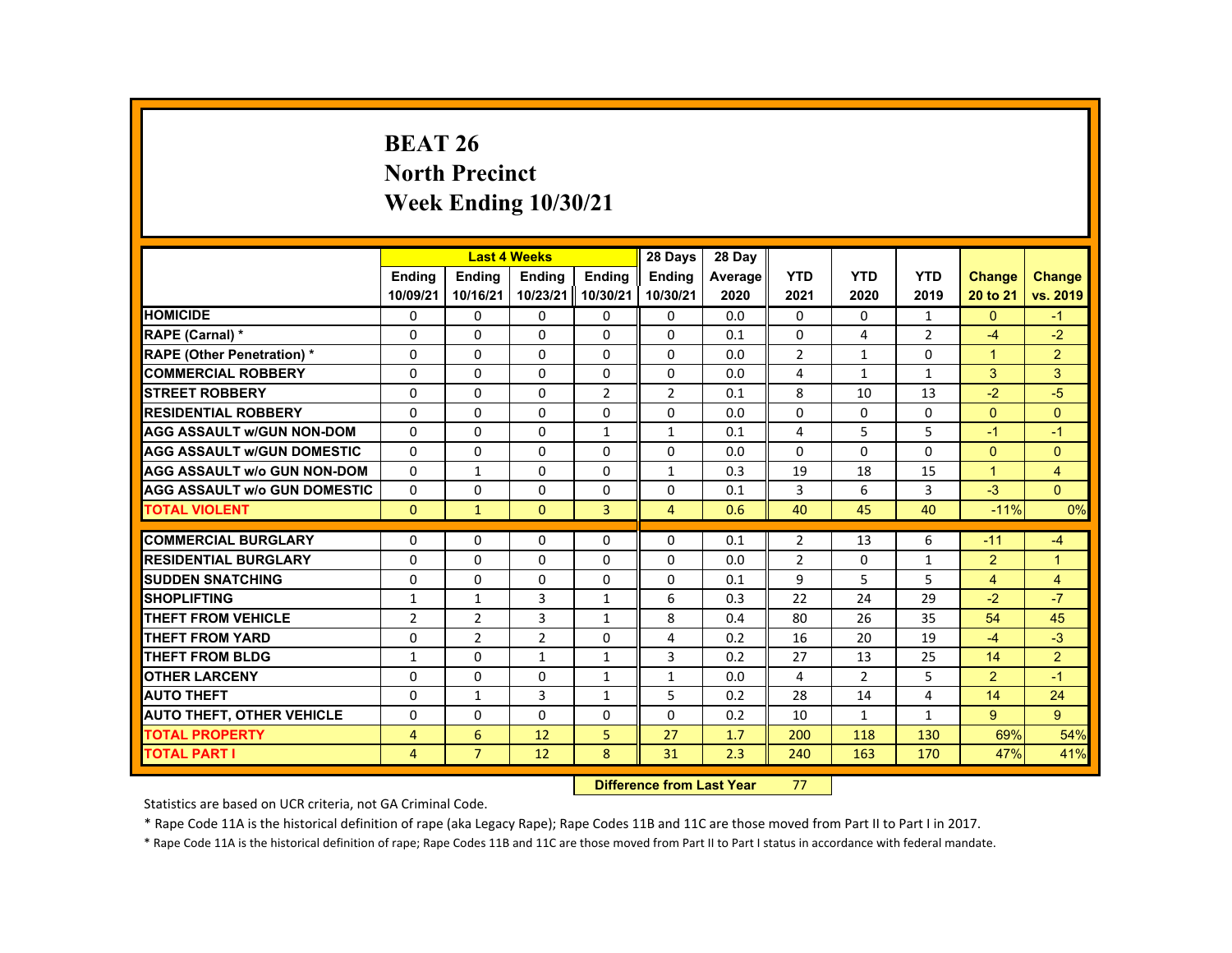# BEAT 26
# North Precinct
# Week Ending 10/30/21

| | Last 4 Weeks | | | | 28 Days | 28 Day | | | | | |
|---|---|---|---|---|---|---|---|---|---|---|---|
| | Ending 10/09/21 | Ending 10/16/21 | Ending 10/23/21 | Ending 10/30/21 | Ending 10/30/21 | Average 2020 | YTD 2021 | YTD 2020 | YTD 2019 | Change 20 to 21 | Change vs. 2019 |
| HOMICIDE | 0 | 0 | 0 | 0 | 0 | 0.0 | 0 | 0 | 1 | 0 | -1 |
| RAPE (Carnal) * | 0 | 0 | 0 | 0 | 0 | 0.1 | 0 | 4 | 2 | -4 | -2 |
| RAPE (Other Penetration) * | 0 | 0 | 0 | 0 | 0 | 0.0 | 2 | 1 | 0 | 1 | 2 |
| COMMERCIAL ROBBERY | 0 | 0 | 0 | 0 | 0 | 0.0 | 4 | 1 | 1 | 3 | 3 |
| STREET ROBBERY | 0 | 0 | 0 | 2 | 2 | 0.1 | 8 | 10 | 13 | -2 | -5 |
| RESIDENTIAL ROBBERY | 0 | 0 | 0 | 0 | 0 | 0.0 | 0 | 0 | 0 | 0 | 0 |
| AGG ASSAULT w/GUN NON-DOM | 0 | 0 | 0 | 1 | 1 | 0.1 | 4 | 5 | 5 | -1 | -1 |
| AGG ASSAULT w/GUN DOMESTIC | 0 | 0 | 0 | 0 | 0 | 0.0 | 0 | 0 | 0 | 0 | 0 |
| AGG ASSAULT w/o GUN NON-DOM | 0 | 1 | 0 | 0 | 1 | 0.3 | 19 | 18 | 15 | 1 | 4 |
| AGG ASSAULT w/o GUN DOMESTIC | 0 | 0 | 0 | 0 | 0 | 0.1 | 3 | 6 | 3 | -3 | 0 |
| TOTAL VIOLENT | 0 | 1 | 0 | 3 | 4 | 0.6 | 40 | 45 | 40 | -11% | 0% |
| COMMERCIAL BURGLARY | 0 | 0 | 0 | 0 | 0 | 0.1 | 2 | 13 | 6 | -11 | -4 |
| RESIDENTIAL BURGLARY | 0 | 0 | 0 | 0 | 0 | 0.0 | 2 | 0 | 1 | 2 | 1 |
| SUDDEN SNATCHING | 0 | 0 | 0 | 0 | 0 | 0.1 | 9 | 5 | 5 | 4 | 4 |
| SHOPLIFTING | 1 | 1 | 3 | 1 | 6 | 0.3 | 22 | 24 | 29 | -2 | -7 |
| THEFT FROM VEHICLE | 2 | 2 | 3 | 1 | 8 | 0.4 | 80 | 26 | 35 | 54 | 45 |
| THEFT FROM YARD | 0 | 2 | 2 | 0 | 4 | 0.2 | 16 | 20 | 19 | -4 | -3 |
| THEFT FROM BLDG | 1 | 0 | 1 | 1 | 3 | 0.2 | 27 | 13 | 25 | 14 | 2 |
| OTHER LARCENY | 0 | 0 | 0 | 1 | 1 | 0.0 | 4 | 2 | 5 | 2 | -1 |
| AUTO THEFT | 0 | 1 | 3 | 1 | 5 | 0.2 | 28 | 14 | 4 | 14 | 24 |
| AUTO THEFT, OTHER VEHICLE | 0 | 0 | 0 | 0 | 0 | 0.2 | 10 | 1 | 1 | 9 | 9 |
| TOTAL PROPERTY | 4 | 6 | 12 | 5 | 27 | 1.7 | 200 | 118 | 130 | 69% | 54% |
| TOTAL PART I | 4 | 7 | 12 | 8 | 31 | 2.3 | 240 | 163 | 170 | 47% | 41% |

**Difference from Last Year** 77

Statistics are based on UCR criteria, not GA Criminal Code.

* Rape Code 11A is the historical definition of rape (aka Legacy Rape); Rape Codes 11B and 11C are those moved from Part II to Part I in 2017.

* Rape Code 11A is the historical definition of rape; Rape Codes 11B and 11C are those moved from Part II to Part I status in accordance with federal mandate.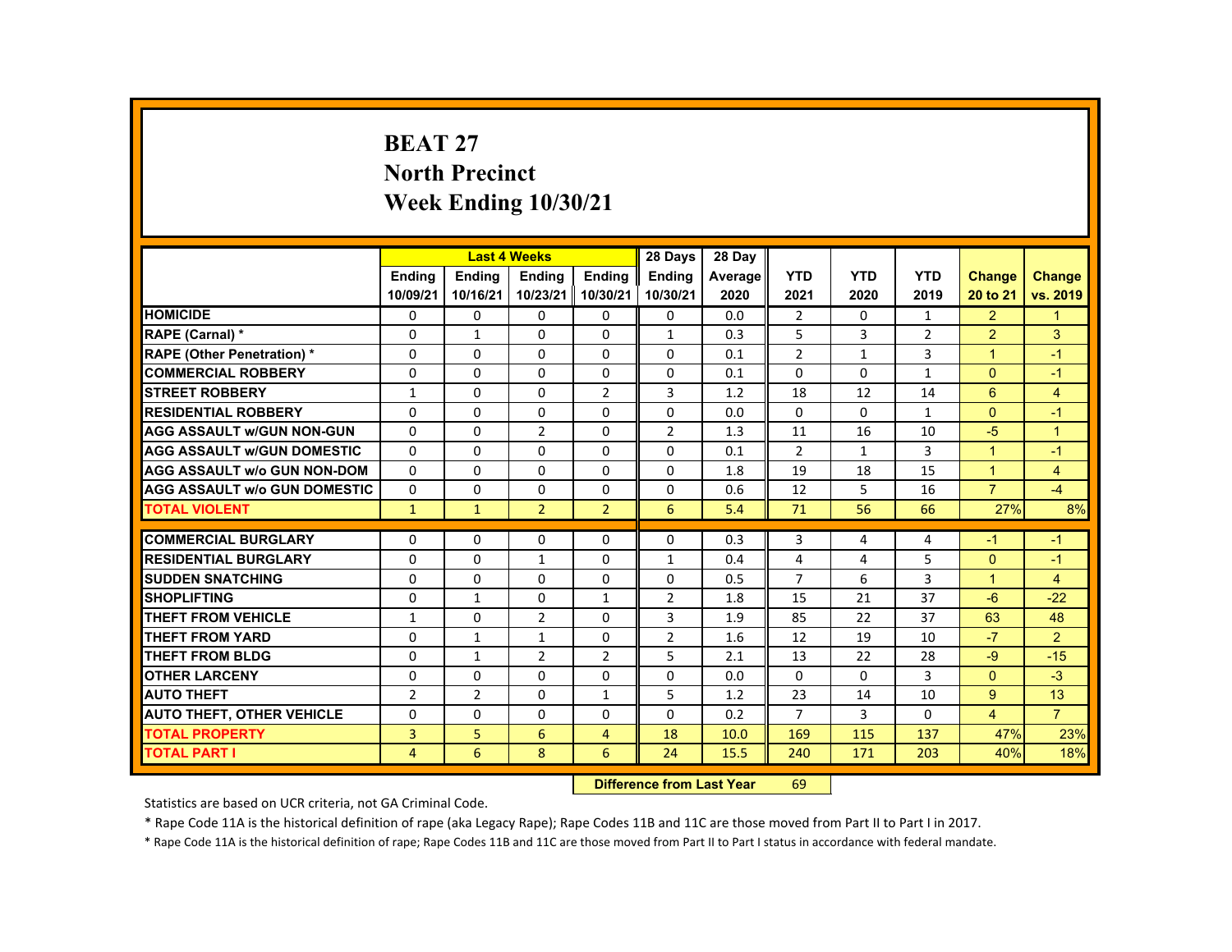# BEAT 27
## North Precinct
## Week Ending 10/30/21

| | Last 4 Weeks | | | | 28 Days | 28 Day | | | | | |
|---|---|---|---|---|---|---|---|---|---|---|---|
| | Ending 10/09/21 | Ending 10/16/21 | Ending 10/23/21 | Ending 10/30/21 | Ending 10/30/21 | Average 2020 | YTD 2021 | YTD 2020 | YTD 2019 | Change 20 to 21 | Change vs. 2019 |
| HOMICIDE | 0 | 0 | 0 | 0 | 0 | 0.0 | 2 | 0 | 1 | 2 | 1 |
| RAPE (Carnal) * | 0 | 1 | 0 | 0 | 1 | 0.3 | 5 | 3 | 2 | 2 | 3 |
| RAPE (Other Penetration) * | 0 | 0 | 0 | 0 | 0 | 0.1 | 2 | 1 | 3 | 1 | -1 |
| COMMERCIAL ROBBERY | 0 | 0 | 0 | 0 | 0 | 0.1 | 0 | 0 | 1 | 0 | -1 |
| STREET ROBBERY | 1 | 0 | 0 | 2 | 3 | 1.2 | 18 | 12 | 14 | 6 | 4 |
| RESIDENTIAL ROBBERY | 0 | 0 | 0 | 0 | 0 | 0.0 | 0 | 0 | 1 | 0 | -1 |
| AGG ASSAULT w/GUN NON-GUN | 0 | 0 | 2 | 0 | 2 | 1.3 | 11 | 16 | 10 | -5 | 1 |
| AGG ASSAULT w/GUN DOMESTIC | 0 | 0 | 0 | 0 | 0 | 0.1 | 2 | 1 | 3 | 1 | -1 |
| AGG ASSAULT w/o GUN NON-DOM | 0 | 0 | 0 | 0 | 0 | 1.8 | 19 | 18 | 15 | 1 | 4 |
| AGG ASSAULT w/o GUN DOMESTIC | 0 | 0 | 0 | 0 | 0 | 0.6 | 12 | 5 | 16 | 7 | -4 |
| TOTAL VIOLENT | 1 | 1 | 2 | 2 | 6 | 5.4 | 71 | 56 | 66 | 27% | 8% |
| COMMERCIAL BURGLARY | 0 | 0 | 0 | 0 | 0 | 0.3 | 3 | 4 | 4 | -1 | -1 |
| RESIDENTIAL BURGLARY | 0 | 0 | 1 | 0 | 1 | 0.4 | 4 | 4 | 5 | 0 | -1 |
| SUDDEN SNATCHING | 0 | 0 | 0 | 0 | 0 | 0.5 | 7 | 6 | 3 | 1 | 4 |
| SHOPLIFTING | 0 | 1 | 0 | 1 | 2 | 1.8 | 15 | 21 | 37 | -6 | -22 |
| THEFT FROM VEHICLE | 1 | 0 | 2 | 0 | 3 | 1.9 | 85 | 22 | 37 | 63 | 48 |
| THEFT FROM YARD | 0 | 1 | 1 | 0 | 2 | 1.6 | 12 | 19 | 10 | -7 | 2 |
| THEFT FROM BLDG | 0 | 1 | 2 | 2 | 5 | 2.1 | 13 | 22 | 28 | -9 | -15 |
| OTHER LARCENY | 0 | 0 | 0 | 0 | 0 | 0.0 | 0 | 0 | 3 | 0 | -3 |
| AUTO THEFT | 2 | 2 | 0 | 1 | 5 | 1.2 | 23 | 14 | 10 | 9 | 13 |
| AUTO THEFT, OTHER VEHICLE | 0 | 0 | 0 | 0 | 0 | 0.2 | 7 | 3 | 0 | 4 | 7 |
| TOTAL PROPERTY | 3 | 5 | 6 | 4 | 18 | 10.0 | 169 | 115 | 137 | 47% | 23% |
| TOTAL PART I | 4 | 6 | 8 | 6 | 24 | 15.5 | 240 | 171 | 203 | 40% | 18% |

**Difference from Last Year** 69

Statistics are based on UCR criteria, not GA Criminal Code.

* Rape Code 11A is the historical definition of rape (aka Legacy Rape); Rape Codes 11B and 11C are those moved from Part II to Part I in 2017.

* Rape Code 11A is the historical definition of rape; Rape Codes 11B and 11C are those moved from Part II to Part I status in accordance with federal mandate.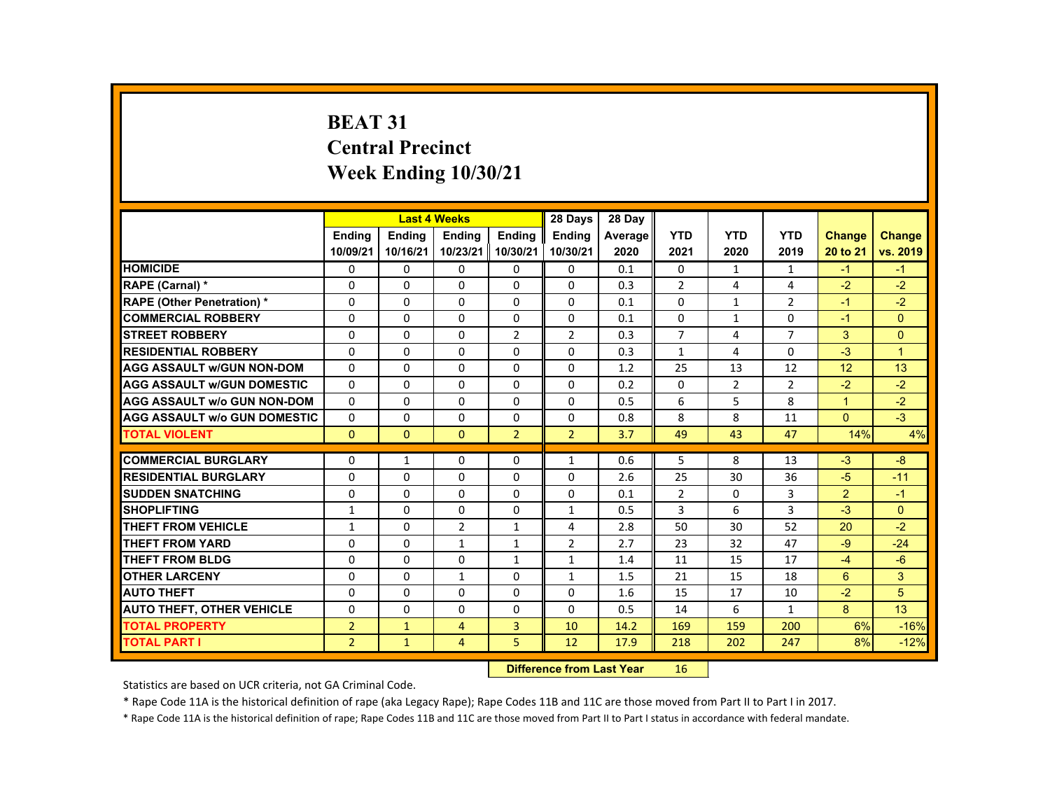# BEAT 31
## Central Precinct
## Week Ending 10/30/21

| | Last 4 Weeks | | | | 28 Days | 28 Day | | | | | |
|---|---|---|---|---|---|---|---|---|---|---|---|
| | Ending 10/09/21 | Ending 10/16/21 | Ending 10/23/21 | Ending 10/30/21 | Ending 10/30/21 | Average 2020 | YTD 2021 | YTD 2020 | YTD 2019 | Change 20 to 21 | Change vs. 2019 |
| HOMICIDE | 0 | 0 | 0 | 0 | 0 | 0.1 | 0 | 1 | 1 | -1 | -1 |
| RAPE (Carnal) * | 0 | 0 | 0 | 0 | 0 | 0.3 | 2 | 4 | 4 | -2 | -2 |
| RAPE (Other Penetration) * | 0 | 0 | 0 | 0 | 0 | 0.1 | 0 | 1 | 2 | -1 | -2 |
| COMMERCIAL ROBBERY | 0 | 0 | 0 | 0 | 0 | 0.1 | 0 | 1 | 0 | -1 | 0 |
| STREET ROBBERY | 0 | 0 | 0 | 2 | 2 | 0.3 | 7 | 4 | 7 | 3 | 0 |
| RESIDENTIAL ROBBERY | 0 | 0 | 0 | 0 | 0 | 0.3 | 1 | 4 | 0 | -3 | 1 |
| AGG ASSAULT w/GUN NON-DOM | 0 | 0 | 0 | 0 | 0 | 1.2 | 25 | 13 | 12 | 12 | 13 |
| AGG ASSAULT w/GUN DOMESTIC | 0 | 0 | 0 | 0 | 0 | 0.2 | 0 | 2 | 2 | -2 | -2 |
| AGG ASSAULT w/o GUN NON-DOM | 0 | 0 | 0 | 0 | 0 | 0.5 | 6 | 5 | 8 | 1 | -2 |
| AGG ASSAULT w/o GUN DOMESTIC | 0 | 0 | 0 | 0 | 0 | 0.8 | 8 | 8 | 11 | 0 | -3 |
| TOTAL VIOLENT | 0 | 0 | 0 | 2 | 2 | 3.7 | 49 | 43 | 47 | 14% | 4% |
| COMMERCIAL BURGLARY | 0 | 1 | 0 | 0 | 1 | 0.6 | 5 | 8 | 13 | -3 | -8 |
| RESIDENTIAL BURGLARY | 0 | 0 | 0 | 0 | 0 | 2.6 | 25 | 30 | 36 | -5 | -11 |
| SUDDEN SNATCHING | 0 | 0 | 0 | 0 | 0 | 0.1 | 2 | 0 | 3 | 2 | -1 |
| SHOPLIFTING | 1 | 0 | 0 | 0 | 1 | 0.5 | 3 | 6 | 3 | -3 | 0 |
| THEFT FROM VEHICLE | 1 | 0 | 2 | 1 | 4 | 2.8 | 50 | 30 | 52 | 20 | -2 |
| THEFT FROM YARD | 0 | 0 | 1 | 1 | 2 | 2.7 | 23 | 32 | 47 | -9 | -24 |
| THEFT FROM BLDG | 0 | 0 | 0 | 1 | 1 | 1.4 | 11 | 15 | 17 | -4 | -6 |
| OTHER LARCENY | 0 | 0 | 1 | 0 | 1 | 1.5 | 21 | 15 | 18 | 6 | 3 |
| AUTO THEFT | 0 | 0 | 0 | 0 | 0 | 1.6 | 15 | 17 | 10 | -2 | 5 |
| AUTO THEFT, OTHER VEHICLE | 0 | 0 | 0 | 0 | 0 | 0.5 | 14 | 6 | 1 | 8 | 13 |
| TOTAL PROPERTY | 2 | 1 | 4 | 3 | 10 | 14.2 | 169 | 159 | 200 | 6% | -16% |
| TOTAL PART I | 2 | 1 | 4 | 5 | 12 | 17.9 | 218 | 202 | 247 | 8% | -12% |

**Difference from Last Year** 16

Statistics are based on UCR criteria, not GA Criminal Code.

* Rape Code 11A is the historical definition of rape (aka Legacy Rape); Rape Codes 11B and 11C are those moved from Part II to Part I in 2017.

* Rape Code 11A is the historical definition of rape; Rape Codes 11B and 11C are those moved from Part II to Part I status in accordance with federal mandate.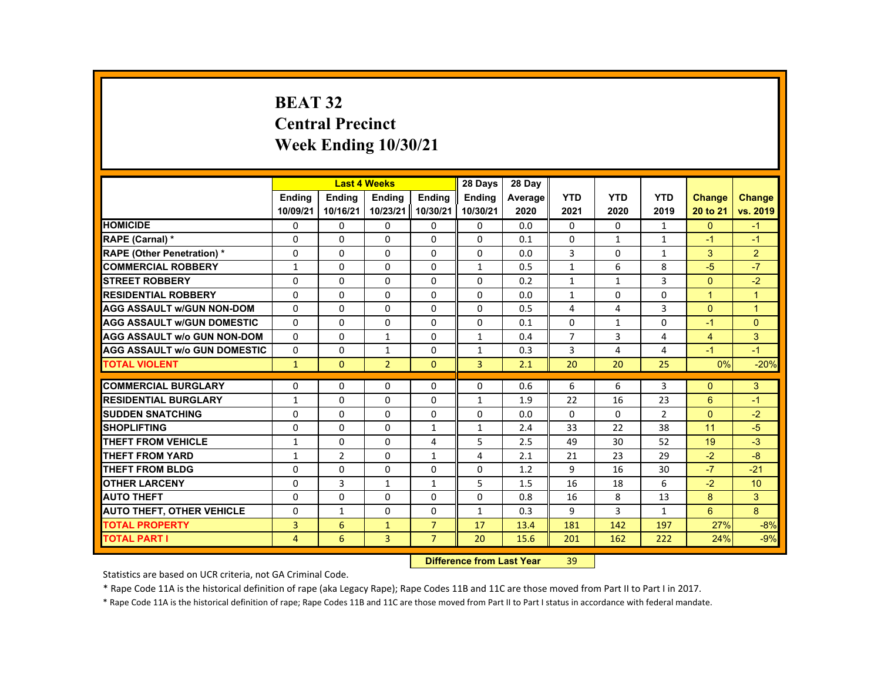# BEAT 32
## Central Precinct
## Week Ending 10/30/21

| | Last 4 Weeks | | | | 28 Days | 28 Day | | | | | |
|---|---|---|---|---|---|---|---|---|---|---|---|
| | Ending 10/09/21 | Ending 10/16/21 | Ending 10/23/21 | Ending 10/30/21 | Ending 10/30/21 | Average 2020 | YTD 2021 | YTD 2020 | YTD 2019 | Change 20 to 21 | Change vs. 2019 |
| HOMICIDE | 0 | 0 | 0 | 0 | 0 | 0.0 | 0 | 0 | 1 | 0 | -1 |
| RAPE (Carnal) * | 0 | 0 | 0 | 0 | 0 | 0.1 | 0 | 1 | 1 | -1 | -1 |
| RAPE (Other Penetration) * | 0 | 0 | 0 | 0 | 0 | 0.0 | 3 | 0 | 1 | 3 | 2 |
| COMMERCIAL ROBBERY | 1 | 0 | 0 | 0 | 1 | 0.5 | 1 | 6 | 8 | -5 | -7 |
| STREET ROBBERY | 0 | 0 | 0 | 0 | 0 | 0.2 | 1 | 1 | 3 | 0 | -2 |
| RESIDENTIAL ROBBERY | 0 | 0 | 0 | 0 | 0 | 0.0 | 1 | 0 | 0 | 1 | 1 |
| AGG ASSAULT w/GUN NON-DOM | 0 | 0 | 0 | 0 | 0 | 0.5 | 4 | 4 | 3 | 0 | 1 |
| AGG ASSAULT w/GUN DOMESTIC | 0 | 0 | 0 | 0 | 0 | 0.1 | 0 | 1 | 0 | -1 | 0 |
| AGG ASSAULT w/o GUN NON-DOM | 0 | 0 | 1 | 0 | 1 | 0.4 | 7 | 3 | 4 | 4 | 3 |
| AGG ASSAULT w/o GUN DOMESTIC | 0 | 0 | 1 | 0 | 1 | 0.3 | 3 | 4 | 4 | -1 | -1 |
| TOTAL VIOLENT | 1 | 0 | 2 | 0 | 3 | 2.1 | 20 | 20 | 25 | 0% | -20% |
| COMMERCIAL BURGLARY | 0 | 0 | 0 | 0 | 0 | 0.6 | 6 | 6 | 3 | 0 | 3 |
| RESIDENTIAL BURGLARY | 1 | 0 | 0 | 0 | 1 | 1.9 | 22 | 16 | 23 | 6 | -1 |
| SUDDEN SNATCHING | 0 | 0 | 0 | 0 | 0 | 0.0 | 0 | 0 | 2 | 0 | -2 |
| SHOPLIFTING | 0 | 0 | 0 | 1 | 1 | 2.4 | 33 | 22 | 38 | 11 | -5 |
| THEFT FROM VEHICLE | 1 | 0 | 0 | 4 | 5 | 2.5 | 49 | 30 | 52 | 19 | -3 |
| THEFT FROM YARD | 1 | 2 | 0 | 1 | 4 | 2.1 | 21 | 23 | 29 | -2 | -8 |
| THEFT FROM BLDG | 0 | 0 | 0 | 0 | 0 | 1.2 | 9 | 16 | 30 | -7 | -21 |
| OTHER LARCENY | 0 | 3 | 1 | 1 | 5 | 1.5 | 16 | 18 | 6 | -2 | 10 |
| AUTO THEFT | 0 | 0 | 0 | 0 | 0 | 0.8 | 16 | 8 | 13 | 8 | 3 |
| AUTO THEFT, OTHER VEHICLE | 0 | 1 | 0 | 0 | 1 | 0.3 | 9 | 3 | 1 | 6 | 8 |
| TOTAL PROPERTY | 3 | 6 | 1 | 7 | 17 | 13.4 | 181 | 142 | 197 | 27% | -8% |
| TOTAL PART I | 4 | 6 | 3 | 7 | 20 | 15.6 | 201 | 162 | 222 | 24% | -9% |

**Difference from Last Year** 39

Statistics are based on UCR criteria, not GA Criminal Code.

* Rape Code 11A is the historical definition of rape (aka Legacy Rape); Rape Codes 11B and 11C are those moved from Part II to Part I in 2017.

* Rape Code 11A is the historical definition of rape; Rape Codes 11B and 11C are those moved from Part II to Part I status in accordance with federal mandate.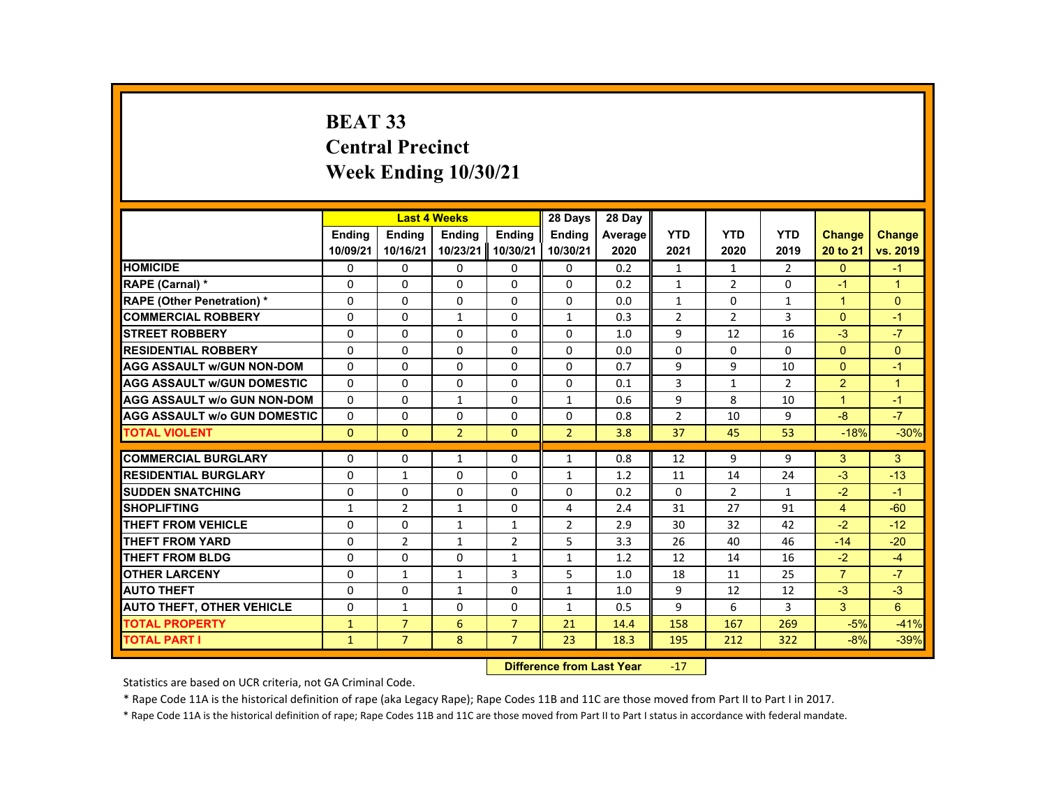# BEAT 33
## Central Precinct
## Week Ending 10/30/21

| | Last 4 Weeks | | | | 28 Days | 28 Day | | | | | |
|---|---|---|---|---|---|---|---|---|---|---|---|
| | Ending 10/09/21 | Ending 10/16/21 | Ending 10/23/21 | Ending 10/30/21 | Ending 10/30/21 | Average 2020 | YTD 2021 | YTD 2020 | YTD 2019 | Change 20 to 21 | Change vs. 2019 |
| HOMICIDE | 0 | 0 | 0 | 0 | 0 | 0.2 | 1 | 1 | 2 | 0 | -1 |
| RAPE (Carnal) * | 0 | 0 | 0 | 0 | 0 | 0.2 | 1 | 2 | 0 | -1 | 1 |
| RAPE (Other Penetration) * | 0 | 0 | 0 | 0 | 0 | 0.0 | 1 | 0 | 1 | 1 | 0 |
| COMMERCIAL ROBBERY | 0 | 0 | 1 | 0 | 1 | 0.3 | 2 | 2 | 3 | 0 | -1 |
| STREET ROBBERY | 0 | 0 | 0 | 0 | 0 | 1.0 | 9 | 12 | 16 | -3 | -7 |
| RESIDENTIAL ROBBERY | 0 | 0 | 0 | 0 | 0 | 0.0 | 0 | 0 | 0 | 0 | 0 |
| AGG ASSAULT w/GUN NON-DOM | 0 | 0 | 0 | 0 | 0 | 0.7 | 9 | 9 | 10 | 0 | -1 |
| AGG ASSAULT w/GUN DOMESTIC | 0 | 0 | 0 | 0 | 0 | 0.1 | 3 | 1 | 2 | 2 | 1 |
| AGG ASSAULT w/o GUN NON-DOM | 0 | 0 | 1 | 0 | 1 | 0.6 | 9 | 8 | 10 | 1 | -1 |
| AGG ASSAULT w/o GUN DOMESTIC | 0 | 0 | 0 | 0 | 0 | 0.8 | 2 | 10 | 9 | -8 | -7 |
| TOTAL VIOLENT | 0 | 0 | 2 | 0 | 2 | 3.8 | 37 | 45 | 53 | -18% | -30% |
| COMMERCIAL BURGLARY | 0 | 0 | 1 | 0 | 1 | 0.8 | 12 | 9 | 9 | 3 | 3 |
| RESIDENTIAL BURGLARY | 0 | 1 | 0 | 0 | 1 | 1.2 | 11 | 14 | 24 | -3 | -13 |
| SUDDEN SNATCHING | 0 | 0 | 0 | 0 | 0 | 0.2 | 0 | 2 | 1 | -2 | -1 |
| SHOPLIFTING | 1 | 2 | 1 | 0 | 4 | 2.4 | 31 | 27 | 91 | 4 | -60 |
| THEFT FROM VEHICLE | 0 | 0 | 1 | 1 | 2 | 2.9 | 30 | 32 | 42 | -2 | -12 |
| THEFT FROM YARD | 0 | 2 | 1 | 2 | 5 | 3.3 | 26 | 40 | 46 | -14 | -20 |
| THEFT FROM BLDG | 0 | 0 | 0 | 1 | 1 | 1.2 | 12 | 14 | 16 | -2 | -4 |
| OTHER LARCENY | 0 | 1 | 1 | 3 | 5 | 1.0 | 18 | 11 | 25 | 7 | -7 |
| AUTO THEFT | 0 | 0 | 1 | 0 | 1 | 1.0 | 9 | 12 | 12 | -3 | -3 |
| AUTO THEFT, OTHER VEHICLE | 0 | 1 | 0 | 0 | 1 | 0.5 | 9 | 6 | 3 | 3 | 6 |
| TOTAL PROPERTY | 1 | 7 | 6 | 7 | 21 | 14.4 | 158 | 167 | 269 | -5% | -41% |
| TOTAL PART I | 1 | 7 | 8 | 7 | 23 | 18.3 | 195 | 212 | 322 | -8% | -39% |

**Difference from Last Year** -17

Statistics are based on UCR criteria, not GA Criminal Code.

* Rape Code 11A is the historical definition of rape (aka Legacy Rape); Rape Codes 11B and 11C are those moved from Part II to Part I in 2017.

* Rape Code 11A is the historical definition of rape; Rape Codes 11B and 11C are those moved from Part II to Part I status in accordance with federal mandate.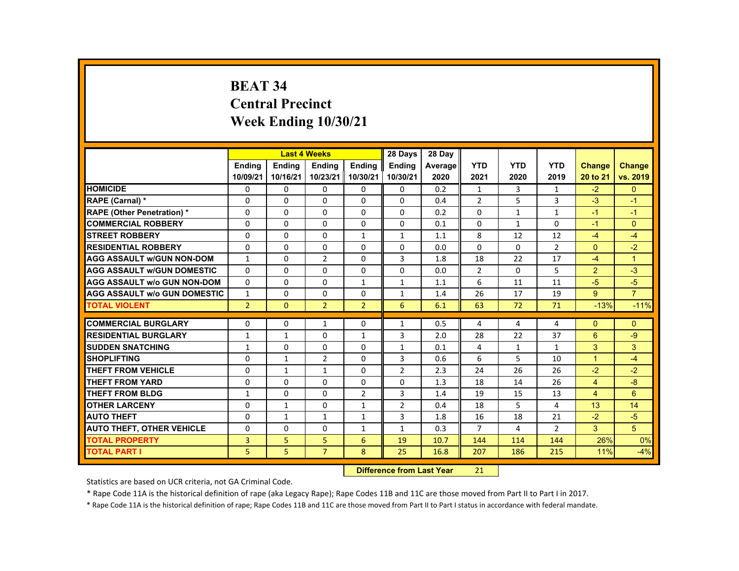# BEAT 34
## Central Precinct
## Week Ending 10/30/21

| | Last 4 Weeks | | | | 28 Days | 28 Day | | | | | |
|---|---|---|---|---|---|---|---|---|---|---|---|
| | Ending 10/09/21 | Ending 10/16/21 | Ending 10/23/21 | Ending 10/30/21 | Ending 10/30/21 | Average 2020 | YTD 2021 | YTD 2020 | YTD 2019 | Change 20 to 21 | Change vs. 2019 |
| HOMICIDE | 0 | 0 | 0 | 0 | 0 | 0.2 | 1 | 3 | 1 | -2 | 0 |
| RAPE (Carnal) * | 0 | 0 | 0 | 0 | 0 | 0.4 | 2 | 5 | 3 | -3 | -1 |
| RAPE (Other Penetration) * | 0 | 0 | 0 | 0 | 0 | 0.2 | 0 | 1 | 1 | -1 | -1 |
| COMMERCIAL ROBBERY | 0 | 0 | 0 | 0 | 0 | 0.1 | 0 | 1 | 0 | -1 | 0 |
| STREET ROBBERY | 0 | 0 | 0 | 1 | 1 | 1.1 | 8 | 12 | 12 | -4 | -4 |
| RESIDENTIAL ROBBERY | 0 | 0 | 0 | 0 | 0 | 0.0 | 0 | 0 | 2 | 0 | -2 |
| AGG ASSAULT w/GUN NON-DOM | 1 | 0 | 2 | 0 | 3 | 1.8 | 18 | 22 | 17 | -4 | 1 |
| AGG ASSAULT w/GUN DOMESTIC | 0 | 0 | 0 | 0 | 0 | 0.0 | 2 | 0 | 5 | 2 | -3 |
| AGG ASSAULT w/o GUN NON-DOM | 0 | 0 | 0 | 1 | 1 | 1.1 | 6 | 11 | 11 | -5 | -5 |
| AGG ASSAULT w/o GUN DOMESTIC | 1 | 0 | 0 | 0 | 1 | 1.4 | 26 | 17 | 19 | 9 | 7 |
| TOTAL VIOLENT | 2 | 0 | 2 | 2 | 6 | 6.1 | 63 | 72 | 71 | -13% | -11% |
| COMMERCIAL BURGLARY | 0 | 0 | 1 | 0 | 1 | 0.5 | 4 | 4 | 4 | 0 | 0 |
| RESIDENTIAL BURGLARY | 1 | 1 | 0 | 1 | 3 | 2.0 | 28 | 22 | 37 | 6 | -9 |
| SUDDEN SNATCHING | 1 | 0 | 0 | 0 | 1 | 0.1 | 4 | 1 | 1 | 3 | 3 |
| SHOPLIFTING | 0 | 1 | 2 | 0 | 3 | 0.6 | 6 | 5 | 10 | 1 | -4 |
| THEFT FROM VEHICLE | 0 | 1 | 1 | 0 | 2 | 2.3 | 24 | 26 | 26 | -2 | -2 |
| THEFT FROM YARD | 0 | 0 | 0 | 0 | 0 | 1.3 | 18 | 14 | 26 | 4 | -8 |
| THEFT FROM BLDG | 1 | 0 | 0 | 2 | 3 | 1.4 | 19 | 15 | 13 | 4 | 6 |
| OTHER LARCENY | 0 | 1 | 0 | 1 | 2 | 0.4 | 18 | 5 | 4 | 13 | 14 |
| AUTO THEFT | 0 | 1 | 1 | 1 | 3 | 1.8 | 16 | 18 | 21 | -2 | -5 |
| AUTO THEFT, OTHER VEHICLE | 0 | 0 | 0 | 1 | 1 | 0.3 | 7 | 4 | 2 | 3 | 5 |
| TOTAL PROPERTY | 3 | 5 | 5 | 6 | 19 | 10.7 | 144 | 114 | 144 | 26% | 0% |
| TOTAL PART I | 5 | 5 | 7 | 8 | 25 | 16.8 | 207 | 186 | 215 | 11% | -4% |

**Difference from Last Year** 21

Statistics are based on UCR criteria, not GA Criminal Code.

* Rape Code 11A is the historical definition of rape (aka Legacy Rape); Rape Codes 11B and 11C are those moved from Part II to Part I in 2017.

* Rape Code 11A is the historical definition of rape; Rape Codes 11B and 11C are those moved from Part II to Part I status in accordance with federal mandate.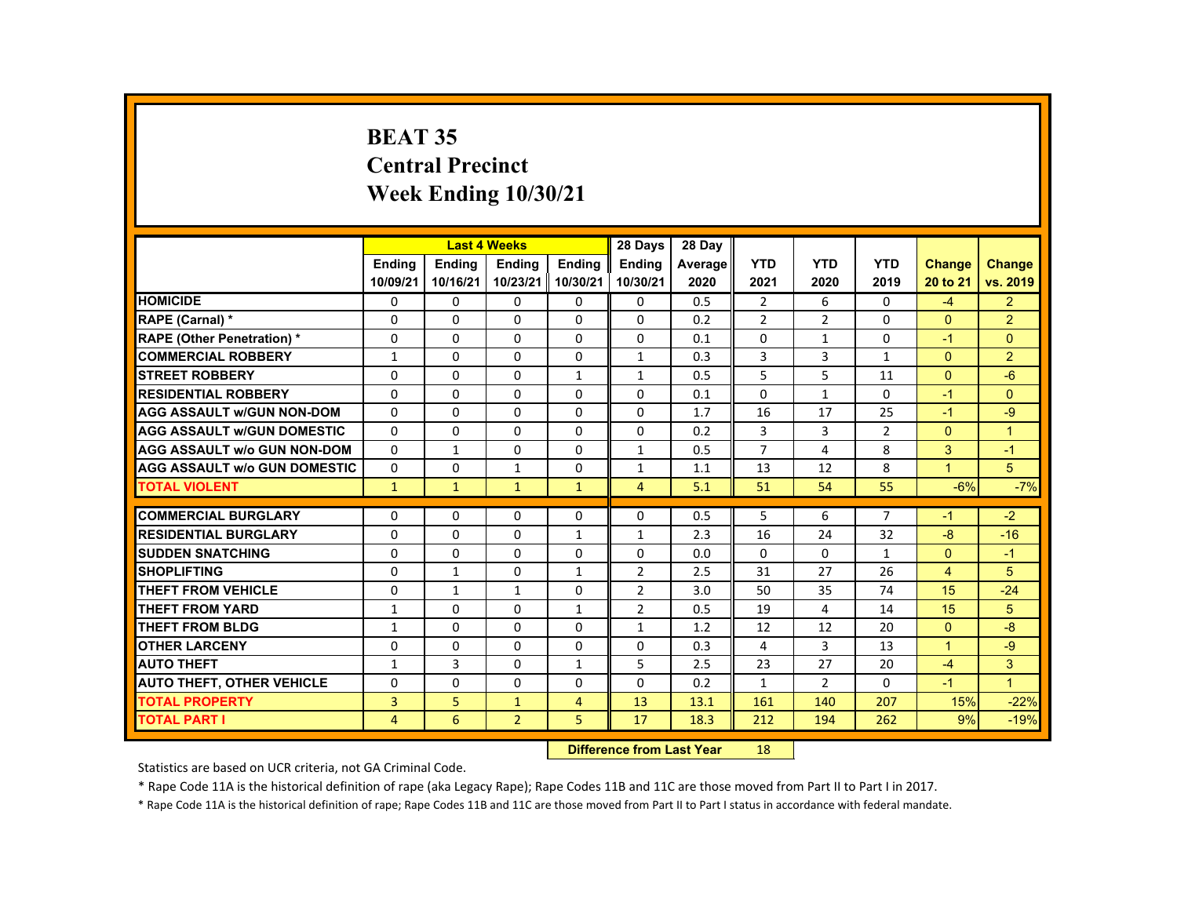# BEAT 35
## Central Precinct
## Week Ending 10/30/21

| | Last 4 Weeks | | | | 28 Days | 28 Day | | | | | |
|---|---|---|---|---|---|---|---|---|---|---|---|
| | Ending 10/09/21 | Ending 10/16/21 | Ending 10/23/21 | Ending 10/30/21 | Ending 10/30/21 | Average 2020 | YTD 2021 | YTD 2020 | YTD 2019 | Change 20 to 21 | Change vs. 2019 |
| HOMICIDE | 0 | 0 | 0 | 0 | 0 | 0.5 | 2 | 6 | 0 | -4 | 2 |
| RAPE (Carnal) * | 0 | 0 | 0 | 0 | 0 | 0.2 | 2 | 2 | 0 | 0 | 2 |
| RAPE (Other Penetration) * | 0 | 0 | 0 | 0 | 0 | 0.1 | 0 | 1 | 0 | -1 | 0 |
| COMMERCIAL ROBBERY | 1 | 0 | 0 | 0 | 1 | 0.3 | 3 | 3 | 1 | 0 | 2 |
| STREET ROBBERY | 0 | 0 | 0 | 1 | 1 | 0.5 | 5 | 5 | 11 | 0 | -6 |
| RESIDENTIAL ROBBERY | 0 | 0 | 0 | 0 | 0 | 0.1 | 0 | 1 | 0 | -1 | 0 |
| AGG ASSAULT w/GUN NON-DOM | 0 | 0 | 0 | 0 | 0 | 1.7 | 16 | 17 | 25 | -1 | -9 |
| AGG ASSAULT w/GUN DOMESTIC | 0 | 0 | 0 | 0 | 0 | 0.2 | 3 | 3 | 2 | 0 | 1 |
| AGG ASSAULT w/o GUN NON-DOM | 0 | 1 | 0 | 0 | 1 | 0.5 | 7 | 4 | 8 | 3 | -1 |
| AGG ASSAULT w/o GUN DOMESTIC | 0 | 0 | 1 | 0 | 1 | 1.1 | 13 | 12 | 8 | 1 | 5 |
| TOTAL VIOLENT | 1 | 1 | 1 | 1 | 4 | 5.1 | 51 | 54 | 55 | -6% | -7% |
| COMMERCIAL BURGLARY | 0 | 0 | 0 | 0 | 0 | 0.5 | 5 | 6 | 7 | -1 | -2 |
| RESIDENTIAL BURGLARY | 0 | 0 | 0 | 1 | 1 | 2.3 | 16 | 24 | 32 | -8 | -16 |
| SUDDEN SNATCHING | 0 | 0 | 0 | 0 | 0 | 0.0 | 0 | 0 | 1 | 0 | -1 |
| SHOPLIFTING | 0 | 1 | 0 | 1 | 2 | 2.5 | 31 | 27 | 26 | 4 | 5 |
| THEFT FROM VEHICLE | 0 | 1 | 1 | 0 | 2 | 3.0 | 50 | 35 | 74 | 15 | -24 |
| THEFT FROM YARD | 1 | 0 | 0 | 1 | 2 | 0.5 | 19 | 4 | 14 | 15 | 5 |
| THEFT FROM BLDG | 1 | 0 | 0 | 0 | 1 | 1.2 | 12 | 12 | 20 | 0 | -8 |
| OTHER LARCENY | 0 | 0 | 0 | 0 | 0 | 0.3 | 4 | 3 | 13 | 1 | -9 |
| AUTO THEFT | 1 | 3 | 0 | 1 | 5 | 2.5 | 23 | 27 | 20 | -4 | 3 |
| AUTO THEFT, OTHER VEHICLE | 0 | 0 | 0 | 0 | 0 | 0.2 | 1 | 2 | 0 | -1 | 1 |
| TOTAL PROPERTY | 3 | 5 | 1 | 4 | 13 | 13.1 | 161 | 140 | 207 | 15% | -22% |
| TOTAL PART I | 4 | 6 | 2 | 5 | 17 | 18.3 | 212 | 194 | 262 | 9% | -19% |

**Difference from Last Year** 18

Statistics are based on UCR criteria, not GA Criminal Code.

* Rape Code 11A is the historical definition of rape (aka Legacy Rape); Rape Codes 11B and 11C are those moved from Part II to Part I in 2017.

* Rape Code 11A is the historical definition of rape; Rape Codes 11B and 11C are those moved from Part II to Part I status in accordance with federal mandate.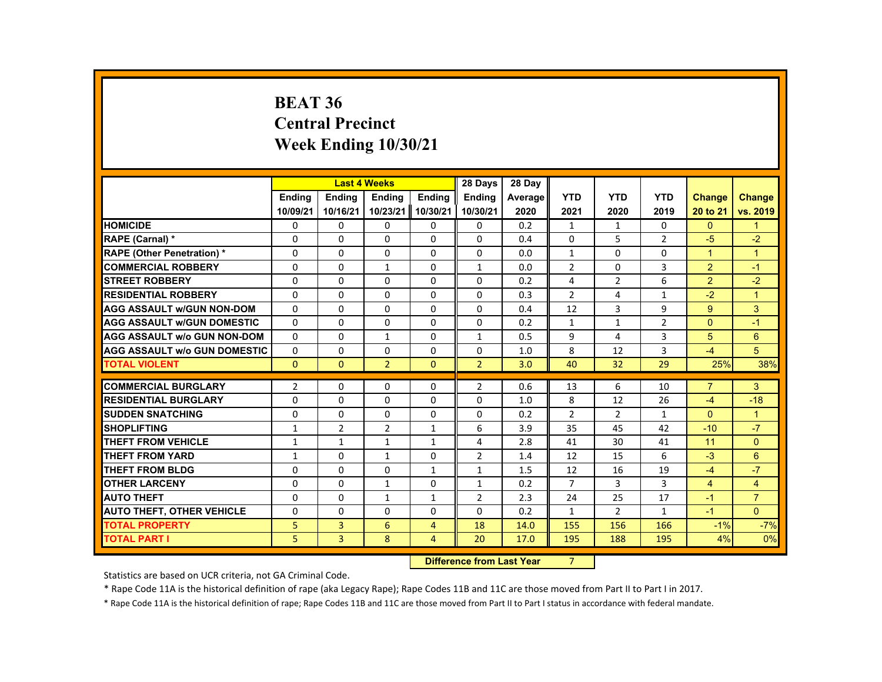# BEAT 36
## Central Precinct
## Week Ending 10/30/21

| | Last 4 Weeks | | | | 28 Days | 28 Day | | | | | |
|---|---|---|---|---|---|---|---|---|---|---|---|
| | Ending 10/09/21 | Ending 10/16/21 | Ending 10/23/21 | Ending 10/30/21 | Ending 10/30/21 | Average 2020 | YTD 2021 | YTD 2020 | YTD 2019 | Change 20 to 21 | Change vs. 2019 |
| HOMICIDE | 0 | 0 | 0 | 0 | 0 | 0.2 | 1 | 1 | 0 | 0 | 1 |
| RAPE (Carnal) * | 0 | 0 | 0 | 0 | 0 | 0.4 | 0 | 5 | 2 | -5 | -2 |
| RAPE (Other Penetration) * | 0 | 0 | 0 | 0 | 0 | 0.0 | 1 | 0 | 0 | 1 | 1 |
| COMMERCIAL ROBBERY | 0 | 0 | 1 | 0 | 1 | 0.0 | 2 | 0 | 3 | 2 | -1 |
| STREET ROBBERY | 0 | 0 | 0 | 0 | 0 | 0.2 | 4 | 2 | 6 | 2 | -2 |
| RESIDENTIAL ROBBERY | 0 | 0 | 0 | 0 | 0 | 0.3 | 2 | 4 | 1 | -2 | 1 |
| AGG ASSAULT w/GUN NON-DOM | 0 | 0 | 0 | 0 | 0 | 0.4 | 12 | 3 | 9 | 9 | 3 |
| AGG ASSAULT w/GUN DOMESTIC | 0 | 0 | 0 | 0 | 0 | 0.2 | 1 | 1 | 2 | 0 | -1 |
| AGG ASSAULT w/o GUN NON-DOM | 0 | 0 | 1 | 0 | 1 | 0.5 | 9 | 4 | 3 | 5 | 6 |
| AGG ASSAULT w/o GUN DOMESTIC | 0 | 0 | 0 | 0 | 0 | 1.0 | 8 | 12 | 3 | -4 | 5 |
| TOTAL VIOLENT | 0 | 0 | 2 | 0 | 2 | 3.0 | 40 | 32 | 29 | 25% | 38% |
| COMMERCIAL BURGLARY | 2 | 0 | 0 | 0 | 2 | 0.6 | 13 | 6 | 10 | 7 | 3 |
| RESIDENTIAL BURGLARY | 0 | 0 | 0 | 0 | 0 | 1.0 | 8 | 12 | 26 | -4 | -18 |
| SUDDEN SNATCHING | 0 | 0 | 0 | 0 | 0 | 0.2 | 2 | 2 | 1 | 0 | 1 |
| SHOPLIFTING | 1 | 2 | 2 | 1 | 6 | 3.9 | 35 | 45 | 42 | -10 | -7 |
| THEFT FROM VEHICLE | 1 | 1 | 1 | 1 | 4 | 2.8 | 41 | 30 | 41 | 11 | 0 |
| THEFT FROM YARD | 1 | 0 | 1 | 0 | 2 | 1.4 | 12 | 15 | 6 | -3 | 6 |
| THEFT FROM BLDG | 0 | 0 | 0 | 1 | 1 | 1.5 | 12 | 16 | 19 | -4 | -7 |
| OTHER LARCENY | 0 | 0 | 1 | 0 | 1 | 0.2 | 7 | 3 | 3 | 4 | 4 |
| AUTO THEFT | 0 | 0 | 1 | 1 | 2 | 2.3 | 24 | 25 | 17 | -1 | 7 |
| AUTO THEFT, OTHER VEHICLE | 0 | 0 | 0 | 0 | 0 | 0.2 | 1 | 2 | 1 | -1 | 0 |
| TOTAL PROPERTY | 5 | 3 | 6 | 4 | 18 | 14.0 | 155 | 156 | 166 | -1% | -7% |
| TOTAL PART I | 5 | 3 | 8 | 4 | 20 | 17.0 | 195 | 188 | 195 | 4% | 0% |

**Difference from Last Year** 7

Statistics are based on UCR criteria, not GA Criminal Code.

* Rape Code 11A is the historical definition of rape (aka Legacy Rape); Rape Codes 11B and 11C are those moved from Part II to Part I in 2017.

* Rape Code 11A is the historical definition of rape; Rape Codes 11B and 11C are those moved from Part II to Part I status in accordance with federal mandate.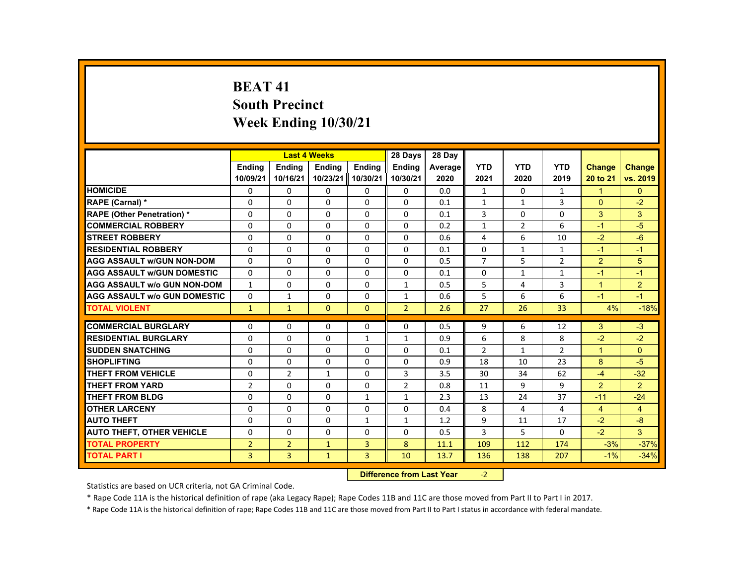# BEAT 41
## South Precinct
## Week Ending 10/30/21

| | Last 4 Weeks | | | | 28 Days | 28 Day | | | | | |
|---|---|---|---|---|---|---|---|---|---|---|---|
| | Ending 10/09/21 | Ending 10/16/21 | Ending 10/23/21 | Ending 10/30/21 | Ending 10/30/21 | Average 2020 | YTD 2021 | YTD 2020 | YTD 2019 | Change 20 to 21 | Change vs. 2019 |
| HOMICIDE | 0 | 0 | 0 | 0 | 0 | 0.0 | 1 | 0 | 1 | 1 | 0 |
| RAPE (Carnal) * | 0 | 0 | 0 | 0 | 0 | 0.1 | 1 | 1 | 3 | 0 | -2 |
| RAPE (Other Penetration) * | 0 | 0 | 0 | 0 | 0 | 0.1 | 3 | 0 | 0 | 3 | 3 |
| COMMERCIAL ROBBERY | 0 | 0 | 0 | 0 | 0 | 0.2 | 1 | 2 | 6 | -1 | -5 |
| STREET ROBBERY | 0 | 0 | 0 | 0 | 0 | 0.6 | 4 | 6 | 10 | -2 | -6 |
| RESIDENTIAL ROBBERY | 0 | 0 | 0 | 0 | 0 | 0.1 | 0 | 1 | 1 | -1 | -1 |
| AGG ASSAULT w/GUN NON-DOM | 0 | 0 | 0 | 0 | 0 | 0.5 | 7 | 5 | 2 | 2 | 5 |
| AGG ASSAULT w/GUN DOMESTIC | 0 | 0 | 0 | 0 | 0 | 0.1 | 0 | 1 | 1 | -1 | -1 |
| AGG ASSAULT w/o GUN NON-DOM | 1 | 0 | 0 | 0 | 1 | 0.5 | 5 | 4 | 3 | 1 | 2 |
| AGG ASSAULT w/o GUN DOMESTIC | 0 | 1 | 0 | 0 | 1 | 0.6 | 5 | 6 | 6 | -1 | -1 |
| TOTAL VIOLENT | 1 | 1 | 0 | 0 | 2 | 2.6 | 27 | 26 | 33 | 4% | -18% |
| COMMERCIAL BURGLARY | 0 | 0 | 0 | 0 | 0 | 0.5 | 9 | 6 | 12 | 3 | -3 |
| RESIDENTIAL BURGLARY | 0 | 0 | 0 | 1 | 1 | 0.9 | 6 | 8 | 8 | -2 | -2 |
| SUDDEN SNATCHING | 0 | 0 | 0 | 0 | 0 | 0.1 | 2 | 1 | 2 | 1 | 0 |
| SHOPLIFTING | 0 | 0 | 0 | 0 | 0 | 0.9 | 18 | 10 | 23 | 8 | -5 |
| THEFT FROM VEHICLE | 0 | 2 | 1 | 0 | 3 | 3.5 | 30 | 34 | 62 | -4 | -32 |
| THEFT FROM YARD | 2 | 0 | 0 | 0 | 2 | 0.8 | 11 | 9 | 9 | 2 | 2 |
| THEFT FROM BLDG | 0 | 0 | 0 | 1 | 1 | 2.3 | 13 | 24 | 37 | -11 | -24 |
| OTHER LARCENY | 0 | 0 | 0 | 0 | 0 | 0.4 | 8 | 4 | 4 | 4 | 4 |
| AUTO THEFT | 0 | 0 | 0 | 1 | 1 | 1.2 | 9 | 11 | 17 | -2 | -8 |
| AUTO THEFT, OTHER VEHICLE | 0 | 0 | 0 | 0 | 0 | 0.5 | 3 | 5 | 0 | -2 | 3 |
| TOTAL PROPERTY | 2 | 2 | 1 | 3 | 8 | 11.1 | 109 | 112 | 174 | -3% | -37% |
| TOTAL PART I | 3 | 3 | 1 | 3 | 10 | 13.7 | 136 | 138 | 207 | -1% | -34% |

**Difference from Last Year** -2

Statistics are based on UCR criteria, not GA Criminal Code.

* Rape Code 11A is the historical definition of rape (aka Legacy Rape); Rape Codes 11B and 11C are those moved from Part II to Part I in 2017.

* Rape Code 11A is the historical definition of rape; Rape Codes 11B and 11C are those moved from Part II to Part I status in accordance with federal mandate.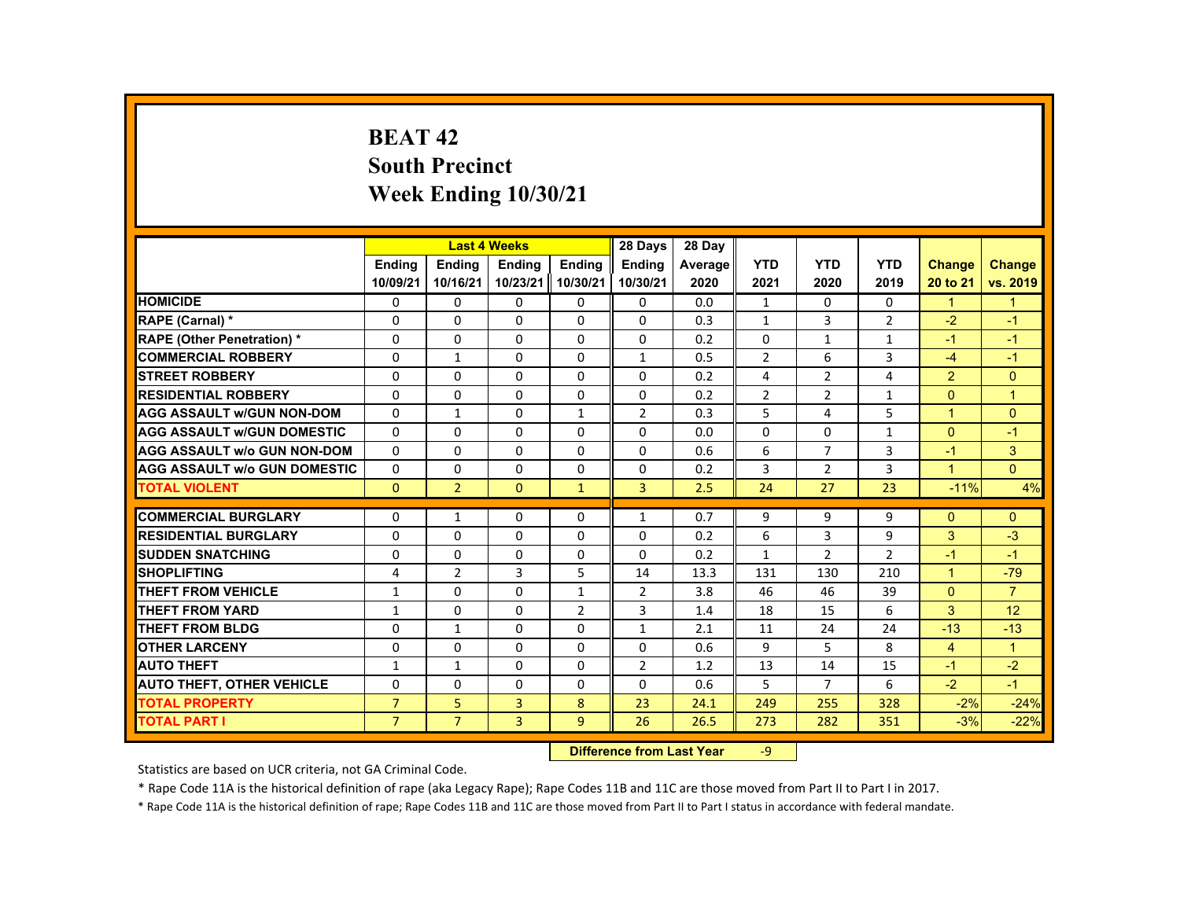# BEAT 42
## South Precinct
## Week Ending 10/30/21

| | Last 4 Weeks | | | | 28 Days | 28 Day | | | | | |
|---|---|---|---|---|---|---|---|---|---|---|---|
| | Ending 10/09/21 | Ending 10/16/21 | Ending 10/23/21 | Ending 10/30/21 | Ending 10/30/21 | Average 2020 | YTD 2021 | YTD 2020 | YTD 2019 | Change 20 to 21 | Change vs. 2019 |
| HOMICIDE | 0 | 0 | 0 | 0 | 0 | 0.0 | 1 | 0 | 0 | 1 | 1 |
| RAPE (Carnal) * | 0 | 0 | 0 | 0 | 0 | 0.3 | 1 | 3 | 2 | -2 | -1 |
| RAPE (Other Penetration) * | 0 | 0 | 0 | 0 | 0 | 0.2 | 0 | 1 | 1 | -1 | -1 |
| COMMERCIAL ROBBERY | 0 | 1 | 0 | 0 | 1 | 0.5 | 2 | 6 | 3 | -4 | -1 |
| STREET ROBBERY | 0 | 0 | 0 | 0 | 0 | 0.2 | 4 | 2 | 4 | 2 | 0 |
| RESIDENTIAL ROBBERY | 0 | 0 | 0 | 0 | 0 | 0.2 | 2 | 2 | 1 | 0 | 1 |
| AGG ASSAULT w/GUN NON-DOM | 0 | 1 | 0 | 1 | 2 | 0.3 | 5 | 4 | 5 | 1 | 0 |
| AGG ASSAULT w/GUN DOMESTIC | 0 | 0 | 0 | 0 | 0 | 0.0 | 0 | 0 | 1 | 0 | -1 |
| AGG ASSAULT w/o GUN NON-DOM | 0 | 0 | 0 | 0 | 0 | 0.6 | 6 | 7 | 3 | -1 | 3 |
| AGG ASSAULT w/o GUN DOMESTIC | 0 | 0 | 0 | 0 | 0 | 0.2 | 3 | 2 | 3 | 1 | 0 |
| TOTAL VIOLENT | 0 | 2 | 0 | 1 | 3 | 2.5 | 24 | 27 | 23 | -11% | 4% |
| COMMERCIAL BURGLARY | 0 | 1 | 0 | 0 | 1 | 0.7 | 9 | 9 | 9 | 0 | 0 |
| RESIDENTIAL BURGLARY | 0 | 0 | 0 | 0 | 0 | 0.2 | 6 | 3 | 9 | 3 | -3 |
| SUDDEN SNATCHING | 0 | 0 | 0 | 0 | 0 | 0.2 | 1 | 2 | 2 | -1 | -1 |
| SHOPLIFTING | 4 | 2 | 3 | 5 | 14 | 13.3 | 131 | 130 | 210 | 1 | -79 |
| THEFT FROM VEHICLE | 1 | 0 | 0 | 1 | 2 | 3.8 | 46 | 46 | 39 | 0 | 7 |
| THEFT FROM YARD | 1 | 0 | 0 | 2 | 3 | 1.4 | 18 | 15 | 6 | 3 | 12 |
| THEFT FROM BLDG | 0 | 1 | 0 | 0 | 1 | 2.1 | 11 | 24 | 24 | -13 | -13 |
| OTHER LARCENY | 0 | 0 | 0 | 0 | 0 | 0.6 | 9 | 5 | 8 | 4 | 1 |
| AUTO THEFT | 1 | 1 | 0 | 0 | 2 | 1.2 | 13 | 14 | 15 | -1 | -2 |
| AUTO THEFT, OTHER VEHICLE | 0 | 0 | 0 | 0 | 0 | 0.6 | 5 | 7 | 6 | -2 | -1 |
| TOTAL PROPERTY | 7 | 5 | 3 | 8 | 23 | 24.1 | 249 | 255 | 328 | -2% | -24% |
| TOTAL PART I | 7 | 7 | 3 | 9 | 26 | 26.5 | 273 | 282 | 351 | -3% | -22% |

**Difference from Last Year** -9

Statistics are based on UCR criteria, not GA Criminal Code.

* Rape Code 11A is the historical definition of rape (aka Legacy Rape); Rape Codes 11B and 11C are those moved from Part II to Part I in 2017.

* Rape Code 11A is the historical definition of rape; Rape Codes 11B and 11C are those moved from Part II to Part I status in accordance with federal mandate.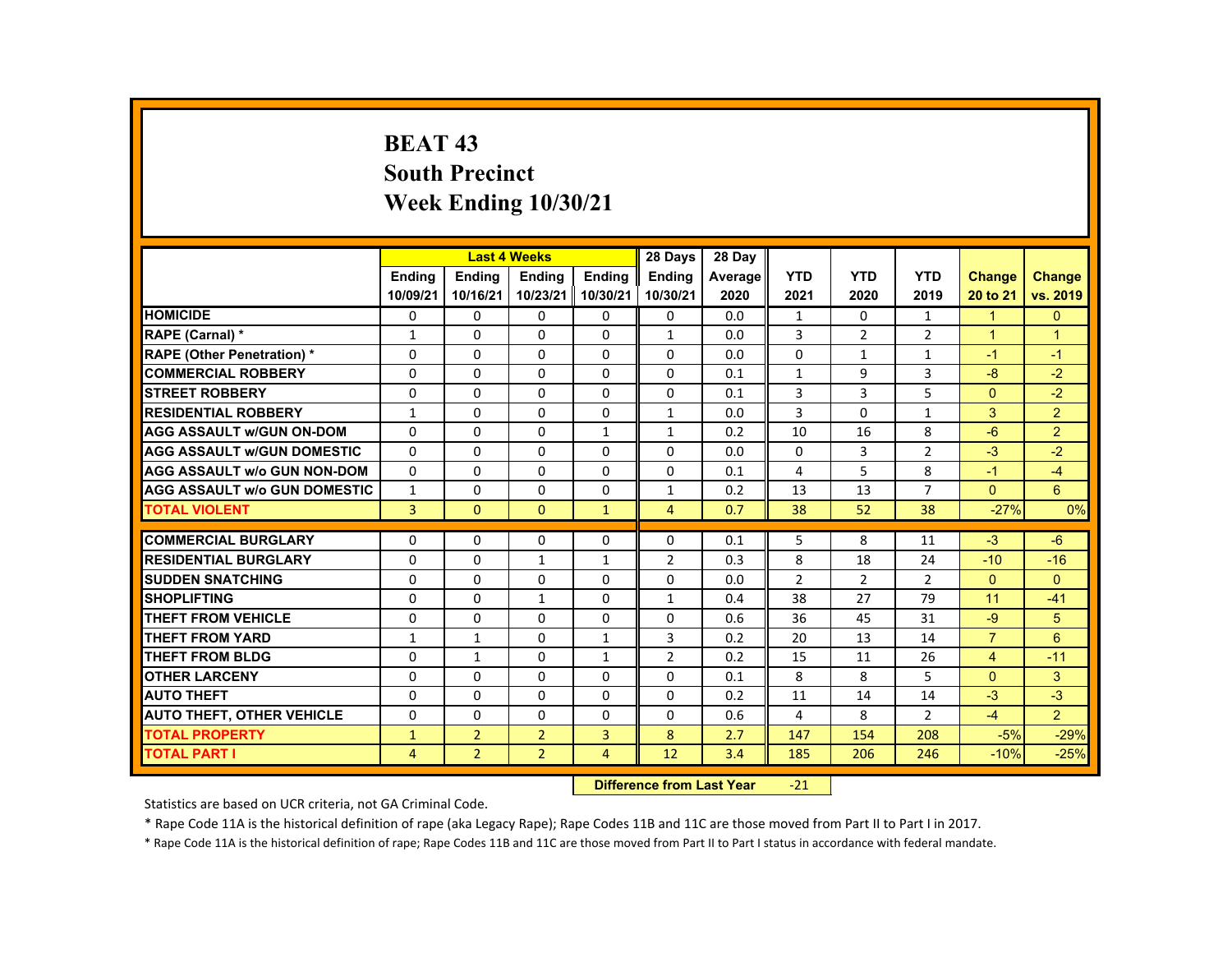# BEAT 43
# South Precinct
# Week Ending 10/30/21

| | Last 4 Weeks | | | | 28 Days | 28 Day | | | | | |
|---|---|---|---|---|---|---|---|---|---|---|---|
| | Ending 10/09/21 | Ending 10/16/21 | Ending 10/23/21 | Ending 10/30/21 | Ending 10/30/21 | Average 2020 | YTD 2021 | YTD 2020 | YTD 2019 | Change 20 to 21 | Change vs. 2019 |
| HOMICIDE | 0 | 0 | 0 | 0 | 0 | 0.0 | 1 | 0 | 1 | 1 | 0 |
| RAPE (Carnal) * | 1 | 0 | 0 | 0 | 1 | 0.0 | 3 | 2 | 2 | 1 | 1 |
| RAPE (Other Penetration) * | 0 | 0 | 0 | 0 | 0 | 0.0 | 0 | 1 | 1 | -1 | -1 |
| COMMERCIAL ROBBERY | 0 | 0 | 0 | 0 | 0 | 0.1 | 1 | 9 | 3 | -8 | -2 |
| STREET ROBBERY | 0 | 0 | 0 | 0 | 0 | 0.1 | 3 | 3 | 5 | 0 | -2 |
| RESIDENTIAL ROBBERY | 1 | 0 | 0 | 0 | 1 | 0.0 | 3 | 0 | 1 | 3 | 2 |
| AGG ASSAULT w/GUN ON-DOM | 0 | 0 | 0 | 1 | 1 | 0.2 | 10 | 16 | 8 | -6 | 2 |
| AGG ASSAULT w/GUN DOMESTIC | 0 | 0 | 0 | 0 | 0 | 0.0 | 0 | 3 | 2 | -3 | -2 |
| AGG ASSAULT w/o GUN NON-DOM | 0 | 0 | 0 | 0 | 0 | 0.1 | 4 | 5 | 8 | -1 | -4 |
| AGG ASSAULT w/o GUN DOMESTIC | 1 | 0 | 0 | 0 | 1 | 0.2 | 13 | 13 | 7 | 0 | 6 |
| TOTAL VIOLENT | 3 | 0 | 0 | 1 | 4 | 0.7 | 38 | 52 | 38 | -27% | 0% |
| COMMERCIAL BURGLARY | 0 | 0 | 0 | 0 | 0 | 0.1 | 5 | 8 | 11 | -3 | -6 |
| RESIDENTIAL BURGLARY | 0 | 0 | 1 | 1 | 2 | 0.3 | 8 | 18 | 24 | -10 | -16 |
| SUDDEN SNATCHING | 0 | 0 | 0 | 0 | 0 | 0.0 | 2 | 2 | 2 | 0 | 0 |
| SHOPLIFTING | 0 | 0 | 1 | 0 | 1 | 0.4 | 38 | 27 | 79 | 11 | -41 |
| THEFT FROM VEHICLE | 0 | 0 | 0 | 0 | 0 | 0.6 | 36 | 45 | 31 | -9 | 5 |
| THEFT FROM YARD | 1 | 1 | 0 | 1 | 3 | 0.2 | 20 | 13 | 14 | 7 | 6 |
| THEFT FROM BLDG | 0 | 1 | 0 | 1 | 2 | 0.2 | 15 | 11 | 26 | 4 | -11 |
| OTHER LARCENY | 0 | 0 | 0 | 0 | 0 | 0.1 | 8 | 8 | 5 | 0 | 3 |
| AUTO THEFT | 0 | 0 | 0 | 0 | 0 | 0.2 | 11 | 14 | 14 | -3 | -3 |
| AUTO THEFT, OTHER VEHICLE | 0 | 0 | 0 | 0 | 0 | 0.6 | 4 | 8 | 2 | -4 | 2 |
| TOTAL PROPERTY | 1 | 2 | 2 | 3 | 8 | 2.7 | 147 | 154 | 208 | -5% | -29% |
| TOTAL PART I | 4 | 2 | 2 | 4 | 12 | 3.4 | 185 | 206 | 246 | -10% | -25% |

**Difference from Last Year** -21

Statistics are based on UCR criteria, not GA Criminal Code.

* Rape Code 11A is the historical definition of rape (aka Legacy Rape); Rape Codes 11B and 11C are those moved from Part II to Part I in 2017.

* Rape Code 11A is the historical definition of rape; Rape Codes 11B and 11C are those moved from Part II to Part I status in accordance with federal mandate.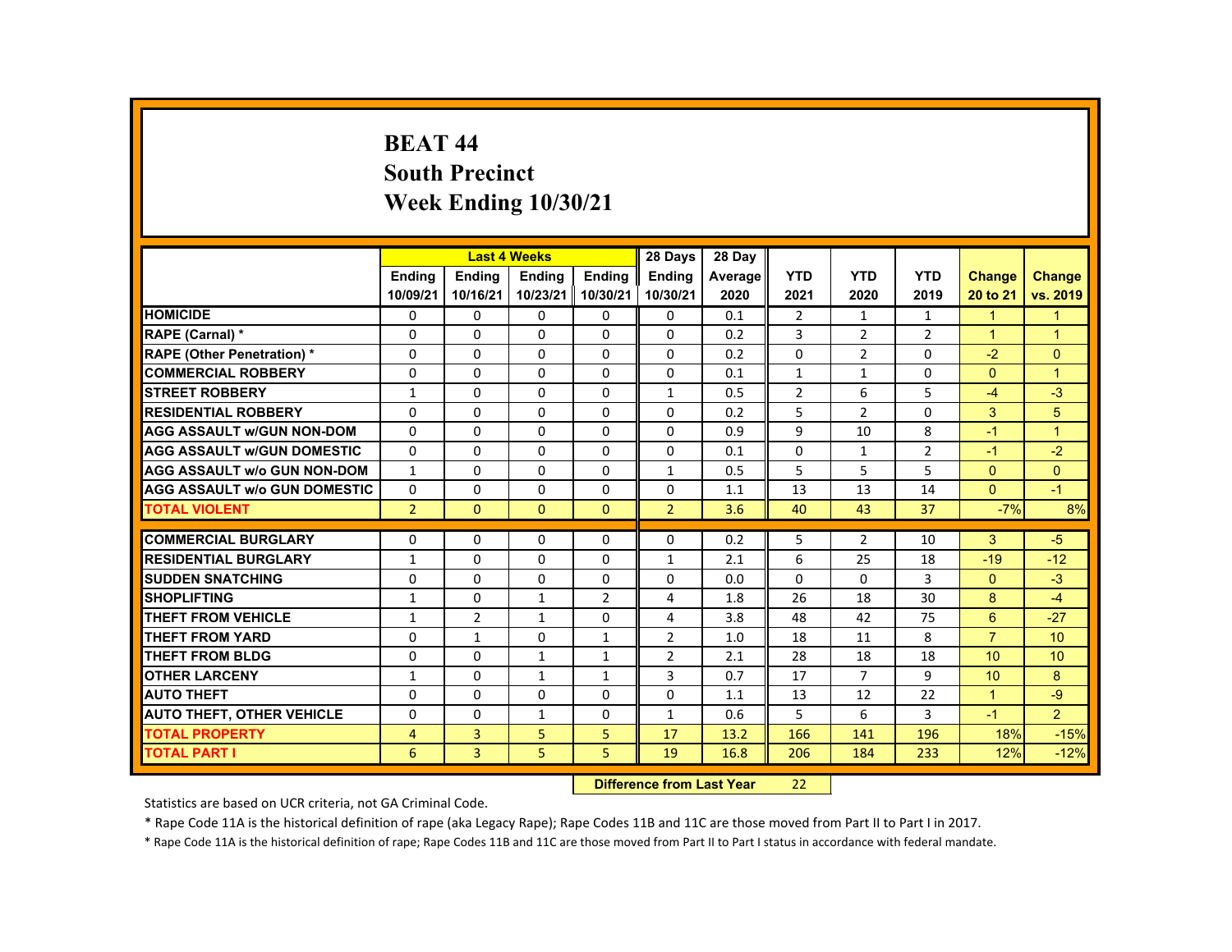# BEAT 44
## South Precinct
## Week Ending 10/30/21

| | Last 4 Weeks | | | | 28 Days | 28 Day | | | | | |
|---|---|---|---|---|---|---|---|---|---|---|---|
| | Ending 10/09/21 | Ending 10/16/21 | Ending 10/23/21 | Ending 10/30/21 | Ending 10/30/21 | Average 2020 | YTD 2021 | YTD 2020 | YTD 2019 | Change 20 to 21 | Change vs. 2019 |
| HOMICIDE | 0 | 0 | 0 | 0 | 0 | 0.1 | 2 | 1 | 1 | 1 | 1 |
| RAPE (Carnal) * | 0 | 0 | 0 | 0 | 0 | 0.2 | 3 | 2 | 2 | 1 | 1 |
| RAPE (Other Penetration) * | 0 | 0 | 0 | 0 | 0 | 0.2 | 0 | 2 | 0 | -2 | 0 |
| COMMERCIAL ROBBERY | 0 | 0 | 0 | 0 | 0 | 0.1 | 1 | 1 | 0 | 0 | 1 |
| STREET ROBBERY | 1 | 0 | 0 | 0 | 1 | 0.5 | 2 | 6 | 5 | -4 | -3 |
| RESIDENTIAL ROBBERY | 0 | 0 | 0 | 0 | 0 | 0.2 | 5 | 2 | 0 | 3 | 5 |
| AGG ASSAULT w/GUN NON-DOM | 0 | 0 | 0 | 0 | 0 | 0.9 | 9 | 10 | 8 | -1 | 1 |
| AGG ASSAULT w/GUN DOMESTIC | 0 | 0 | 0 | 0 | 0 | 0.1 | 0 | 1 | 2 | -1 | -2 |
| AGG ASSAULT w/o GUN NON-DOM | 1 | 0 | 0 | 0 | 1 | 0.5 | 5 | 5 | 5 | 0 | 0 |
| AGG ASSAULT w/o GUN DOMESTIC | 0 | 0 | 0 | 0 | 0 | 1.1 | 13 | 13 | 14 | 0 | -1 |
| TOTAL VIOLENT | 2 | 0 | 0 | 0 | 2 | 3.6 | 40 | 43 | 37 | -7% | 8% |
| COMMERCIAL BURGLARY | 0 | 0 | 0 | 0 | 0 | 0.2 | 5 | 2 | 10 | 3 | -5 |
| RESIDENTIAL BURGLARY | 1 | 0 | 0 | 0 | 1 | 2.1 | 6 | 25 | 18 | -19 | -12 |
| SUDDEN SNATCHING | 0 | 0 | 0 | 0 | 0 | 0.0 | 0 | 0 | 3 | 0 | -3 |
| SHOPLIFTING | 1 | 0 | 1 | 2 | 4 | 1.8 | 26 | 18 | 30 | 8 | -4 |
| THEFT FROM VEHICLE | 1 | 2 | 1 | 0 | 4 | 3.8 | 48 | 42 | 75 | 6 | -27 |
| THEFT FROM YARD | 0 | 1 | 0 | 1 | 2 | 1.0 | 18 | 11 | 8 | 7 | 10 |
| THEFT FROM BLDG | 0 | 0 | 1 | 1 | 2 | 2.1 | 28 | 18 | 18 | 10 | 10 |
| OTHER LARCENY | 1 | 0 | 1 | 1 | 3 | 0.7 | 17 | 7 | 9 | 10 | 8 |
| AUTO THEFT | 0 | 0 | 0 | 0 | 0 | 1.1 | 13 | 12 | 22 | 1 | -9 |
| AUTO THEFT, OTHER VEHICLE | 0 | 0 | 1 | 0 | 1 | 0.6 | 5 | 6 | 3 | -1 | 2 |
| TOTAL PROPERTY | 4 | 3 | 5 | 5 | 17 | 13.2 | 166 | 141 | 196 | 18% | -15% |
| TOTAL PART I | 6 | 3 | 5 | 5 | 19 | 16.8 | 206 | 184 | 233 | 12% | -12% |

| Difference from Last Year | 22 |
|---|---|

Statistics are based on UCR criteria, not GA Criminal Code.

* Rape Code 11A is the historical definition of rape (aka Legacy Rape); Rape Codes 11B and 11C are those moved from Part II to Part I in 2017.

* Rape Code 11A is the historical definition of rape; Rape Codes 11B and 11C are those moved from Part II to Part I status in accordance with federal mandate.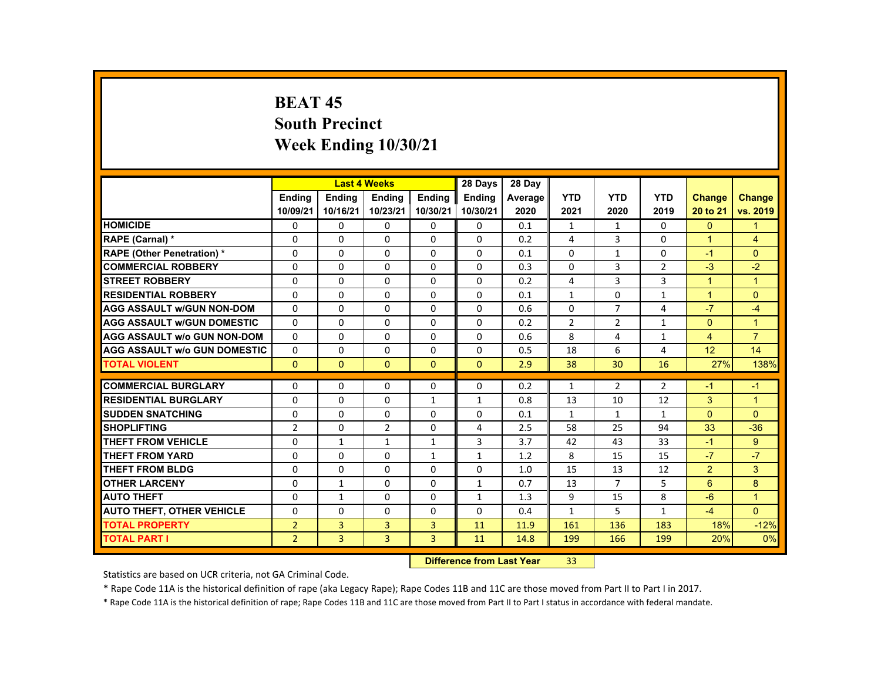# BEAT 45
## South Precinct
## Week Ending 10/30/21

| | Last 4 Weeks | | | | 28 Days | 28 Day | | | | | |
|---|---|---|---|---|---|---|---|---|---|---|---|
| | Ending 10/09/21 | Ending 10/16/21 | Ending 10/23/21 | Ending 10/30/21 | Ending 10/30/21 | Average 2020 | YTD 2021 | YTD 2020 | YTD 2019 | Change 20 to 21 | Change vs. 2019 |
| HOMICIDE | 0 | 0 | 0 | 0 | 0 | 0.1 | 1 | 1 | 0 | 0 | 1 |
| RAPE (Carnal) * | 0 | 0 | 0 | 0 | 0 | 0.2 | 4 | 3 | 0 | 1 | 4 |
| RAPE (Other Penetration) * | 0 | 0 | 0 | 0 | 0 | 0.1 | 0 | 1 | 0 | -1 | 0 |
| COMMERCIAL ROBBERY | 0 | 0 | 0 | 0 | 0 | 0.3 | 0 | 3 | 2 | -3 | -2 |
| STREET ROBBERY | 0 | 0 | 0 | 0 | 0 | 0.2 | 4 | 3 | 3 | 1 | 1 |
| RESIDENTIAL ROBBERY | 0 | 0 | 0 | 0 | 0 | 0.1 | 1 | 0 | 1 | 1 | 0 |
| AGG ASSAULT w/GUN NON-DOM | 0 | 0 | 0 | 0 | 0 | 0.6 | 0 | 7 | 4 | -7 | -4 |
| AGG ASSAULT w/GUN DOMESTIC | 0 | 0 | 0 | 0 | 0 | 0.2 | 2 | 2 | 1 | 0 | 1 |
| AGG ASSAULT w/o GUN NON-DOM | 0 | 0 | 0 | 0 | 0 | 0.6 | 8 | 4 | 1 | 4 | 7 |
| AGG ASSAULT w/o GUN DOMESTIC | 0 | 0 | 0 | 0 | 0 | 0.5 | 18 | 6 | 4 | 12 | 14 |
| TOTAL VIOLENT | 0 | 0 | 0 | 0 | 0 | 2.9 | 38 | 30 | 16 | 27% | 138% |
| COMMERCIAL BURGLARY | 0 | 0 | 0 | 0 | 0 | 0.2 | 1 | 2 | 2 | -1 | -1 |
| RESIDENTIAL BURGLARY | 0 | 0 | 0 | 1 | 1 | 0.8 | 13 | 10 | 12 | 3 | 1 |
| SUDDEN SNATCHING | 0 | 0 | 0 | 0 | 0 | 0.1 | 1 | 1 | 1 | 0 | 0 |
| SHOPLIFTING | 2 | 0 | 2 | 0 | 4 | 2.5 | 58 | 25 | 94 | 33 | -36 |
| THEFT FROM VEHICLE | 0 | 1 | 1 | 1 | 3 | 3.7 | 42 | 43 | 33 | -1 | 9 |
| THEFT FROM YARD | 0 | 0 | 0 | 1 | 1 | 1.2 | 8 | 15 | 15 | -7 | -7 |
| THEFT FROM BLDG | 0 | 0 | 0 | 0 | 0 | 1.0 | 15 | 13 | 12 | 2 | 3 |
| OTHER LARCENY | 0 | 1 | 0 | 0 | 1 | 0.7 | 13 | 7 | 5 | 6 | 8 |
| AUTO THEFT | 0 | 1 | 0 | 0 | 1 | 1.3 | 9 | 15 | 8 | -6 | 1 |
| AUTO THEFT, OTHER VEHICLE | 0 | 0 | 0 | 0 | 0 | 0.4 | 1 | 5 | 1 | -4 | 0 |
| TOTAL PROPERTY | 2 | 3 | 3 | 3 | 11 | 11.9 | 161 | 136 | 183 | 18% | -12% |
| TOTAL PART I | 2 | 3 | 3 | 3 | 11 | 14.8 | 199 | 166 | 199 | 20% | 0% |

**Difference from Last Year** 33

Statistics are based on UCR criteria, not GA Criminal Code.

* Rape Code 11A is the historical definition of rape (aka Legacy Rape); Rape Codes 11B and 11C are those moved from Part II to Part I in 2017.

* Rape Code 11A is the historical definition of rape; Rape Codes 11B and 11C are those moved from Part II to Part I status in accordance with federal mandate.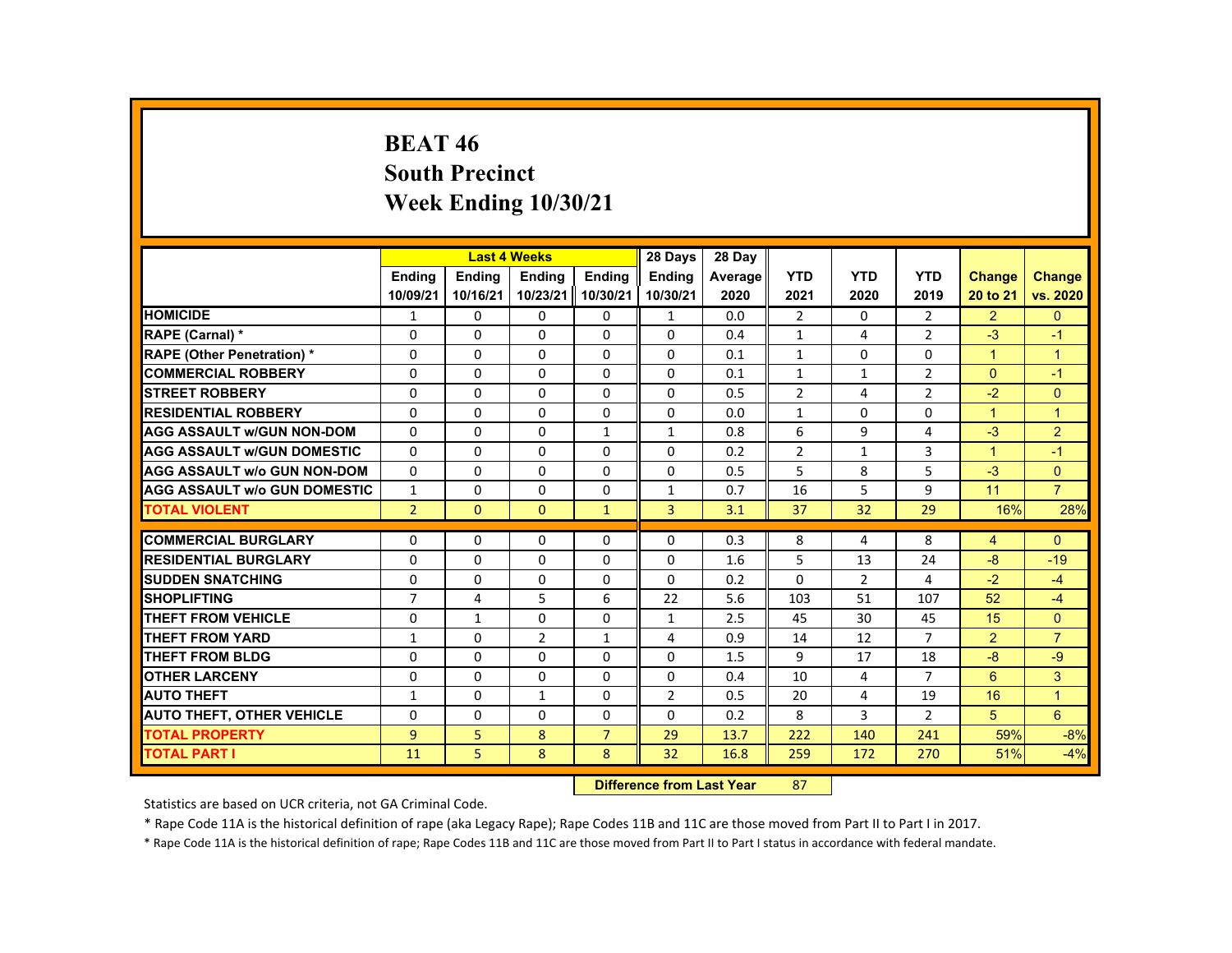# BEAT 46
# South Precinct
# Week Ending 10/30/21

| | Last 4 Weeks | | | | 28 Days | 28 Day | | | | | |
|---|---|---|---|---|---|---|---|---|---|---|---|
| | Ending 10/09/21 | Ending 10/16/21 | Ending 10/23/21 | Ending 10/30/21 | Ending 10/30/21 | Average 2020 | YTD 2021 | YTD 2020 | YTD 2019 | Change 20 to 21 | Change vs. 2020 |
| HOMICIDE | 1 | 0 | 0 | 0 | 1 | 0.0 | 2 | 0 | 2 | 2 | 0 |
| RAPE (Carnal) * | 0 | 0 | 0 | 0 | 0 | 0.4 | 1 | 4 | 2 | -3 | -1 |
| RAPE (Other Penetration) * | 0 | 0 | 0 | 0 | 0 | 0.1 | 1 | 0 | 0 | 1 | 1 |
| COMMERCIAL ROBBERY | 0 | 0 | 0 | 0 | 0 | 0.1 | 1 | 1 | 2 | 0 | -1 |
| STREET ROBBERY | 0 | 0 | 0 | 0 | 0 | 0.5 | 2 | 4 | 2 | -2 | 0 |
| RESIDENTIAL ROBBERY | 0 | 0 | 0 | 0 | 0 | 0.0 | 1 | 0 | 0 | 1 | 1 |
| AGG ASSAULT w/GUN NON-DOM | 0 | 0 | 0 | 1 | 1 | 0.8 | 6 | 9 | 4 | -3 | 2 |
| AGG ASSAULT w/GUN DOMESTIC | 0 | 0 | 0 | 0 | 0 | 0.2 | 2 | 1 | 3 | 1 | -1 |
| AGG ASSAULT w/o GUN NON-DOM | 0 | 0 | 0 | 0 | 0 | 0.5 | 5 | 8 | 5 | -3 | 0 |
| AGG ASSAULT w/o GUN DOMESTIC | 1 | 0 | 0 | 0 | 1 | 0.7 | 16 | 5 | 9 | 11 | 7 |
| TOTAL VIOLENT | 2 | 0 | 0 | 1 | 3 | 3.1 | 37 | 32 | 29 | 16% | 28% |
| COMMERCIAL BURGLARY | 0 | 0 | 0 | 0 | 0 | 0.3 | 8 | 4 | 8 | 4 | 0 |
| RESIDENTIAL BURGLARY | 0 | 0 | 0 | 0 | 0 | 1.6 | 5 | 13 | 24 | -8 | -19 |
| SUDDEN SNATCHING | 0 | 0 | 0 | 0 | 0 | 0.2 | 0 | 2 | 4 | -2 | -4 |
| SHOPLIFTING | 7 | 4 | 5 | 6 | 22 | 5.6 | 103 | 51 | 107 | 52 | -4 |
| THEFT FROM VEHICLE | 0 | 1 | 0 | 0 | 1 | 2.5 | 45 | 30 | 45 | 15 | 0 |
| THEFT FROM YARD | 1 | 0 | 2 | 1 | 4 | 0.9 | 14 | 12 | 7 | 2 | 7 |
| THEFT FROM BLDG | 0 | 0 | 0 | 0 | 0 | 1.5 | 9 | 17 | 18 | -8 | -9 |
| OTHER LARCENY | 0 | 0 | 0 | 0 | 0 | 0.4 | 10 | 4 | 7 | 6 | 3 |
| AUTO THEFT | 1 | 0 | 1 | 0 | 2 | 0.5 | 20 | 4 | 19 | 16 | 1 |
| AUTO THEFT, OTHER VEHICLE | 0 | 0 | 0 | 0 | 0 | 0.2 | 8 | 3 | 2 | 5 | 6 |
| TOTAL PROPERTY | 9 | 5 | 8 | 7 | 29 | 13.7 | 222 | 140 | 241 | 59% | -8% |
| TOTAL PART I | 11 | 5 | 8 | 8 | 32 | 16.8 | 259 | 172 | 270 | 51% | -4% |

**Difference from Last Year** 87

Statistics are based on UCR criteria, not GA Criminal Code.

* Rape Code 11A is the historical definition of rape (aka Legacy Rape); Rape Codes 11B and 11C are those moved from Part II to Part I in 2017.

* Rape Code 11A is the historical definition of rape; Rape Codes 11B and 11C are those moved from Part II to Part I status in accordance with federal mandate.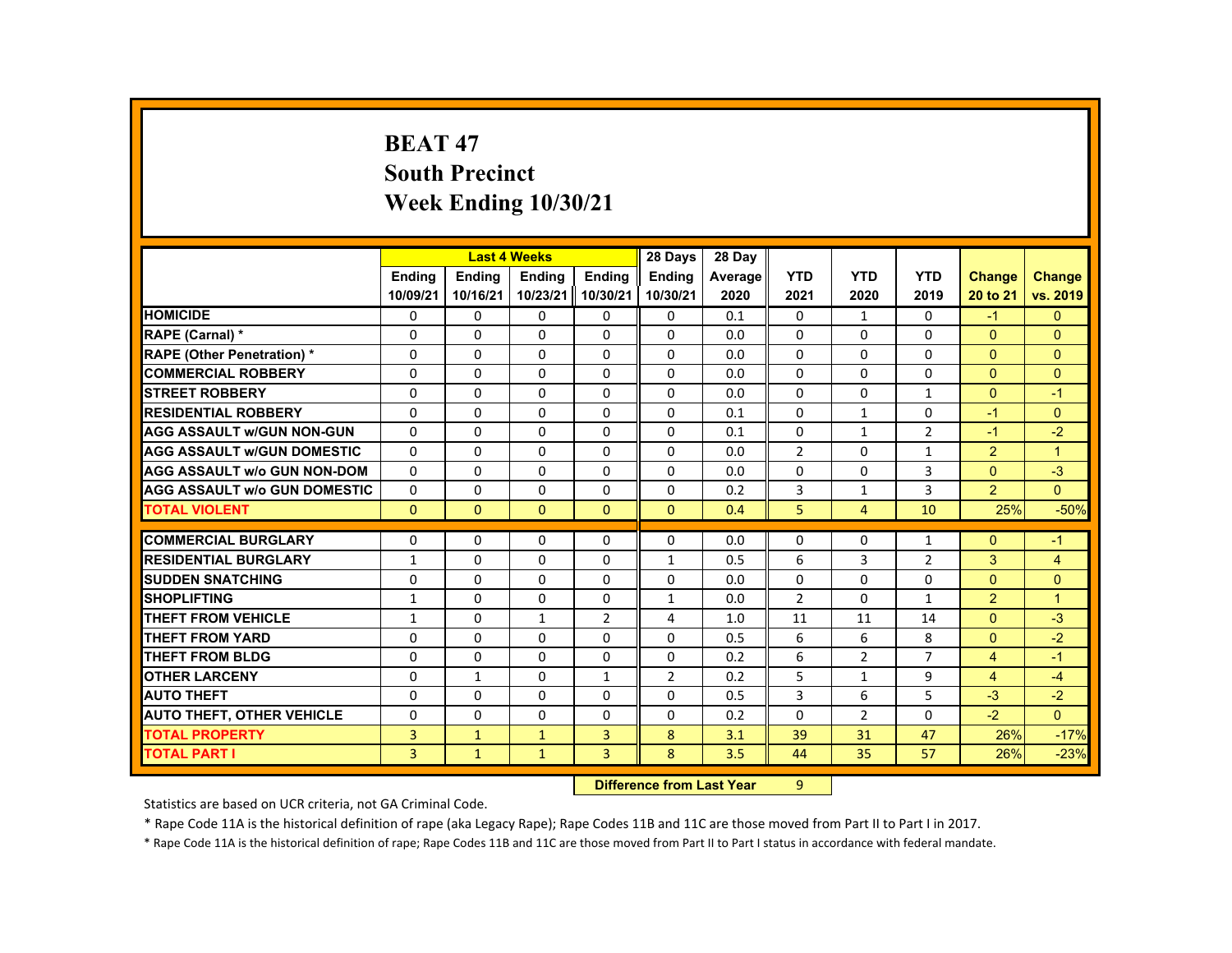# BEAT 47
# South Precinct
# Week Ending 10/30/21

| | Last 4 Weeks | | | | 28 Days | 28 Day | | | | | |
|---|---|---|---|---|---|---|---|---|---|---|---|
| | Ending 10/09/21 | Ending 10/16/21 | Ending 10/23/21 | Ending 10/30/21 | Ending 10/30/21 | Average 2020 | YTD 2021 | YTD 2020 | YTD 2019 | Change 20 to 21 | Change vs. 2019 |
| HOMICIDE | 0 | 0 | 0 | 0 | 0 | 0.1 | 0 | 1 | 0 | -1 | 0 |
| RAPE (Carnal) * | 0 | 0 | 0 | 0 | 0 | 0.0 | 0 | 0 | 0 | 0 | 0 |
| RAPE (Other Penetration) * | 0 | 0 | 0 | 0 | 0 | 0.0 | 0 | 0 | 0 | 0 | 0 |
| COMMERCIAL ROBBERY | 0 | 0 | 0 | 0 | 0 | 0.0 | 0 | 0 | 0 | 0 | 0 |
| STREET ROBBERY | 0 | 0 | 0 | 0 | 0 | 0.0 | 0 | 0 | 1 | 0 | -1 |
| RESIDENTIAL ROBBERY | 0 | 0 | 0 | 0 | 0 | 0.1 | 0 | 1 | 0 | -1 | 0 |
| AGG ASSAULT w/GUN NON-GUN | 0 | 0 | 0 | 0 | 0 | 0.1 | 0 | 1 | 2 | -1 | -2 |
| AGG ASSAULT w/GUN DOMESTIC | 0 | 0 | 0 | 0 | 0 | 0.0 | 2 | 0 | 1 | 2 | 1 |
| AGG ASSAULT w/o GUN NON-DOM | 0 | 0 | 0 | 0 | 0 | 0.0 | 0 | 0 | 3 | 0 | -3 |
| AGG ASSAULT w/o GUN DOMESTIC | 0 | 0 | 0 | 0 | 0 | 0.2 | 3 | 1 | 3 | 2 | 0 |
| TOTAL VIOLENT | 0 | 0 | 0 | 0 | 0 | 0.4 | 5 | 4 | 10 | 25% | -50% |
| COMMERCIAL BURGLARY | 0 | 0 | 0 | 0 | 0 | 0.0 | 0 | 0 | 1 | 0 | -1 |
| RESIDENTIAL BURGLARY | 1 | 0 | 0 | 0 | 1 | 0.5 | 6 | 3 | 2 | 3 | 4 |
| SUDDEN SNATCHING | 0 | 0 | 0 | 0 | 0 | 0.0 | 0 | 0 | 0 | 0 | 0 |
| SHOPLIFTING | 1 | 0 | 0 | 0 | 1 | 0.0 | 2 | 0 | 1 | 2 | 1 |
| THEFT FROM VEHICLE | 1 | 0 | 1 | 2 | 4 | 1.0 | 11 | 11 | 14 | 0 | -3 |
| THEFT FROM YARD | 0 | 0 | 0 | 0 | 0 | 0.5 | 6 | 6 | 8 | 0 | -2 |
| THEFT FROM BLDG | 0 | 0 | 0 | 0 | 0 | 0.2 | 6 | 2 | 7 | 4 | -1 |
| OTHER LARCENY | 0 | 1 | 0 | 1 | 2 | 0.2 | 5 | 1 | 9 | 4 | -4 |
| AUTO THEFT | 0 | 0 | 0 | 0 | 0 | 0.5 | 3 | 6 | 5 | -3 | -2 |
| AUTO THEFT, OTHER VEHICLE | 0 | 0 | 0 | 0 | 0 | 0.2 | 0 | 2 | 0 | -2 | 0 |
| TOTAL PROPERTY | 3 | 1 | 1 | 3 | 8 | 3.1 | 39 | 31 | 47 | 26% | -17% |
| TOTAL PART I | 3 | 1 | 1 | 3 | 8 | 3.5 | 44 | 35 | 57 | 26% | -23% |

**Difference from Last Year** 9

Statistics are based on UCR criteria, not GA Criminal Code.

* Rape Code 11A is the historical definition of rape (aka Legacy Rape); Rape Codes 11B and 11C are those moved from Part II to Part I in 2017.

* Rape Code 11A is the historical definition of rape; Rape Codes 11B and 11C are those moved from Part II to Part I status in accordance with federal mandate.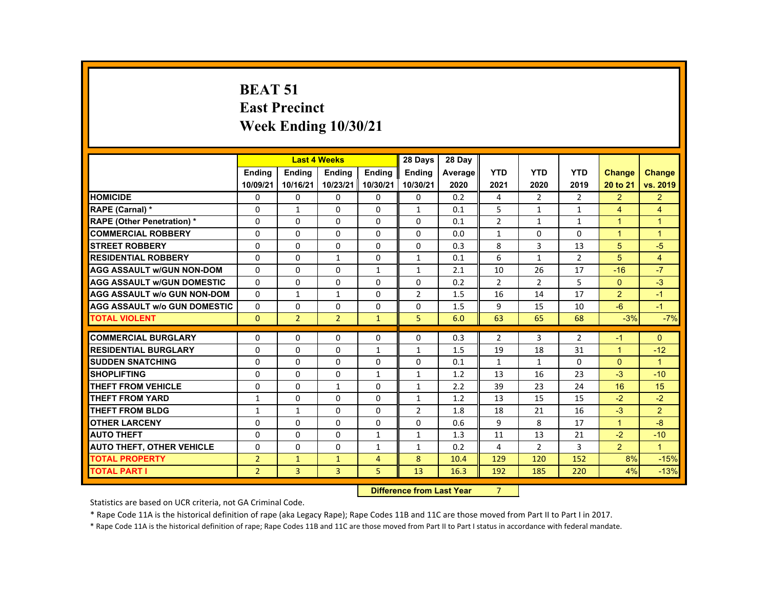# BEAT 51
## East Precinct
## Week Ending 10/30/21

| | Last 4 Weeks | | | | 28 Days | 28 Day | | | | | |
|---|---|---|---|---|---|---|---|---|---|---|---|
| | Ending 10/09/21 | Ending 10/16/21 | Ending 10/23/21 | Ending 10/30/21 | Ending 10/30/21 | Average 2020 | YTD 2021 | YTD 2020 | YTD 2019 | Change 20 to 21 | Change vs. 2019 |
| HOMICIDE | 0 | 0 | 0 | 0 | 0 | 0.2 | 4 | 2 | 2 | 2 | 2 |
| RAPE (Carnal) * | 0 | 1 | 0 | 0 | 1 | 0.1 | 5 | 1 | 1 | 4 | 4 |
| RAPE (Other Penetration) * | 0 | 0 | 0 | 0 | 0 | 0.1 | 2 | 1 | 1 | 1 | 1 |
| COMMERCIAL ROBBERY | 0 | 0 | 0 | 0 | 0 | 0.0 | 1 | 0 | 0 | 1 | 1 |
| STREET ROBBERY | 0 | 0 | 0 | 0 | 0 | 0.3 | 8 | 3 | 13 | 5 | -5 |
| RESIDENTIAL ROBBERY | 0 | 0 | 1 | 0 | 1 | 0.1 | 6 | 1 | 2 | 5 | 4 |
| AGG ASSAULT w/GUN NON-DOM | 0 | 0 | 0 | 1 | 1 | 2.1 | 10 | 26 | 17 | -16 | -7 |
| AGG ASSAULT w/GUN DOMESTIC | 0 | 0 | 0 | 0 | 0 | 0.2 | 2 | 2 | 5 | 0 | -3 |
| AGG ASSAULT w/o GUN NON-DOM | 0 | 1 | 1 | 0 | 2 | 1.5 | 16 | 14 | 17 | 2 | -1 |
| AGG ASSAULT w/o GUN DOMESTIC | 0 | 0 | 0 | 0 | 0 | 1.5 | 9 | 15 | 10 | -6 | -1 |
| TOTAL VIOLENT | 0 | 2 | 2 | 1 | 5 | 6.0 | 63 | 65 | 68 | -3% | -7% |
| COMMERCIAL BURGLARY | 0 | 0 | 0 | 0 | 0 | 0.3 | 2 | 3 | 2 | -1 | 0 |
| RESIDENTIAL BURGLARY | 0 | 0 | 0 | 1 | 1 | 1.5 | 19 | 18 | 31 | 1 | -12 |
| SUDDEN SNATCHING | 0 | 0 | 0 | 0 | 0 | 0.1 | 1 | 1 | 0 | 0 | 1 |
| SHOPLIFTING | 0 | 0 | 0 | 1 | 1 | 1.2 | 13 | 16 | 23 | -3 | -10 |
| THEFT FROM VEHICLE | 0 | 0 | 1 | 0 | 1 | 2.2 | 39 | 23 | 24 | 16 | 15 |
| THEFT FROM YARD | 1 | 0 | 0 | 0 | 1 | 1.2 | 13 | 15 | 15 | -2 | -2 |
| THEFT FROM BLDG | 1 | 1 | 0 | 0 | 2 | 1.8 | 18 | 21 | 16 | -3 | 2 |
| OTHER LARCENY | 0 | 0 | 0 | 0 | 0 | 0.6 | 9 | 8 | 17 | 1 | -8 |
| AUTO THEFT | 0 | 0 | 0 | 1 | 1 | 1.3 | 11 | 13 | 21 | -2 | -10 |
| AUTO THEFT, OTHER VEHICLE | 0 | 0 | 0 | 1 | 1 | 0.2 | 4 | 2 | 3 | 2 | 1 |
| TOTAL PROPERTY | 2 | 1 | 1 | 4 | 8 | 10.4 | 129 | 120 | 152 | 8% | -15% |
| TOTAL PART I | 2 | 3 | 3 | 5 | 13 | 16.3 | 192 | 185 | 220 | 4% | -13% |

**Difference from Last Year** 7

Statistics are based on UCR criteria, not GA Criminal Code.

* Rape Code 11A is the historical definition of rape (aka Legacy Rape); Rape Codes 11B and 11C are those moved from Part II to Part I in 2017.

* Rape Code 11A is the historical definition of rape; Rape Codes 11B and 11C are those moved from Part II to Part I status in accordance with federal mandate.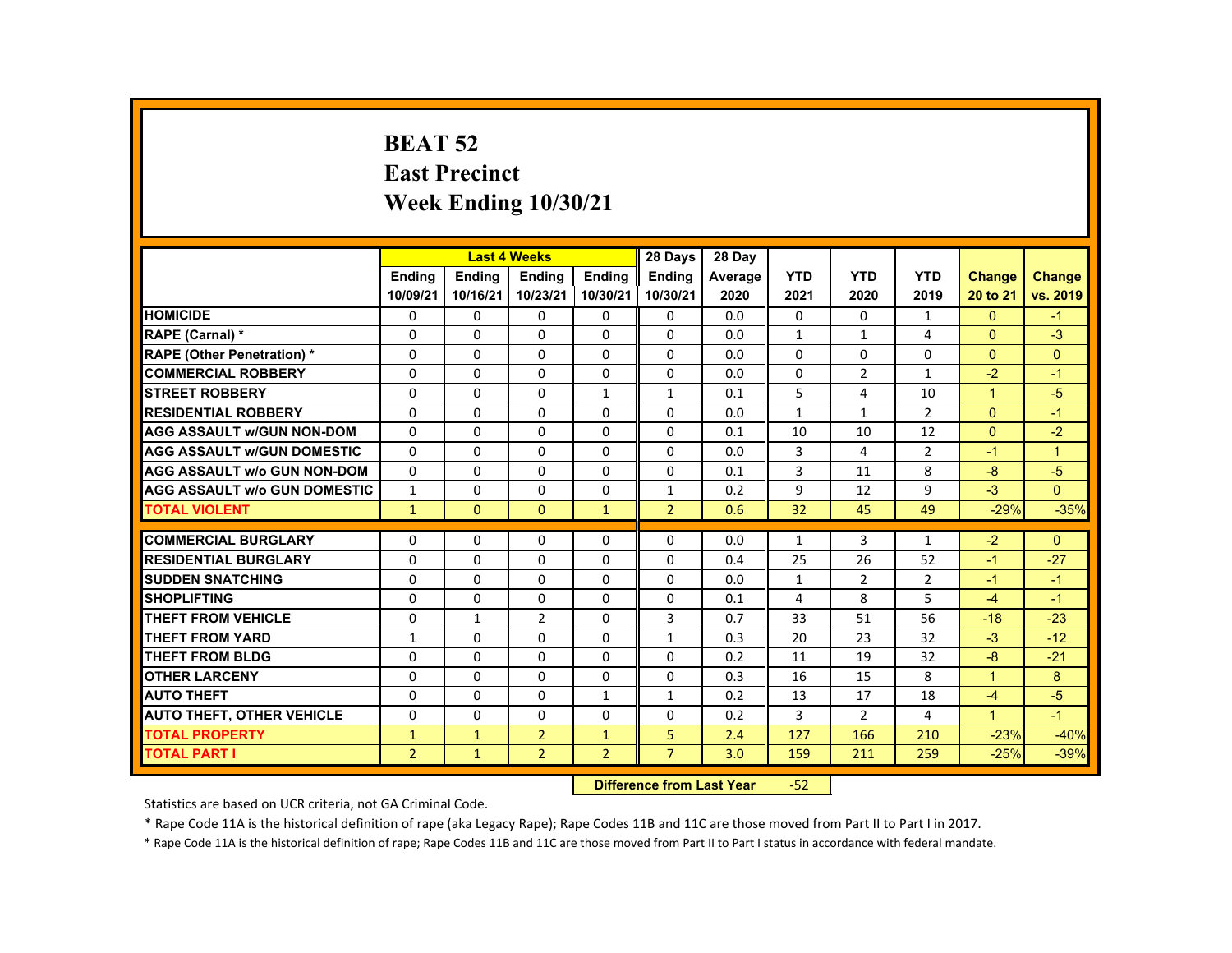# BEAT 52
## East Precinct
## Week Ending 10/30/21

| | Last 4 Weeks | | | | 28 Days | 28 Day | | | | | |
|---|---|---|---|---|---|---|---|---|---|---|---|
| | Ending 10/09/21 | Ending 10/16/21 | Ending 10/23/21 | Ending 10/30/21 | Ending 10/30/21 | Average 2020 | YTD 2021 | YTD 2020 | YTD 2019 | Change 20 to 21 | Change vs. 2019 |
| HOMICIDE | 0 | 0 | 0 | 0 | 0 | 0.0 | 0 | 0 | 1 | 0 | -1 |
| RAPE (Carnal) * | 0 | 0 | 0 | 0 | 0 | 0.0 | 1 | 1 | 4 | 0 | -3 |
| RAPE (Other Penetration) * | 0 | 0 | 0 | 0 | 0 | 0.0 | 0 | 0 | 0 | 0 | 0 |
| COMMERCIAL ROBBERY | 0 | 0 | 0 | 0 | 0 | 0.0 | 0 | 2 | 1 | -2 | -1 |
| STREET ROBBERY | 0 | 0 | 0 | 1 | 1 | 0.1 | 5 | 4 | 10 | 1 | -5 |
| RESIDENTIAL ROBBERY | 0 | 0 | 0 | 0 | 0 | 0.0 | 1 | 1 | 2 | 0 | -1 |
| AGG ASSAULT w/GUN NON-DOM | 0 | 0 | 0 | 0 | 0 | 0.1 | 10 | 10 | 12 | 0 | -2 |
| AGG ASSAULT w/GUN DOMESTIC | 0 | 0 | 0 | 0 | 0 | 0.0 | 3 | 4 | 2 | -1 | 1 |
| AGG ASSAULT w/o GUN NON-DOM | 0 | 0 | 0 | 0 | 0 | 0.1 | 3 | 11 | 8 | -8 | -5 |
| AGG ASSAULT w/o GUN DOMESTIC | 1 | 0 | 0 | 0 | 1 | 0.2 | 9 | 12 | 9 | -3 | 0 |
| TOTAL VIOLENT | 1 | 0 | 0 | 1 | 2 | 0.6 | 32 | 45 | 49 | -29% | -35% |
| COMMERCIAL BURGLARY | 0 | 0 | 0 | 0 | 0 | 0.0 | 1 | 3 | 1 | -2 | 0 |
| RESIDENTIAL BURGLARY | 0 | 0 | 0 | 0 | 0 | 0.4 | 25 | 26 | 52 | -1 | -27 |
| SUDDEN SNATCHING | 0 | 0 | 0 | 0 | 0 | 0.0 | 1 | 2 | 2 | -1 | -1 |
| SHOPLIFTING | 0 | 0 | 0 | 0 | 0 | 0.1 | 4 | 8 | 5 | -4 | -1 |
| THEFT FROM VEHICLE | 0 | 1 | 2 | 0 | 3 | 0.7 | 33 | 51 | 56 | -18 | -23 |
| THEFT FROM YARD | 1 | 0 | 0 | 0 | 1 | 0.3 | 20 | 23 | 32 | -3 | -12 |
| THEFT FROM BLDG | 0 | 0 | 0 | 0 | 0 | 0.2 | 11 | 19 | 32 | -8 | -21 |
| OTHER LARCENY | 0 | 0 | 0 | 0 | 0 | 0.3 | 16 | 15 | 8 | 1 | 8 |
| AUTO THEFT | 0 | 0 | 0 | 1 | 1 | 0.2 | 13 | 17 | 18 | -4 | -5 |
| AUTO THEFT, OTHER VEHICLE | 0 | 0 | 0 | 0 | 0 | 0.2 | 3 | 2 | 4 | 1 | -1 |
| TOTAL PROPERTY | 1 | 1 | 2 | 1 | 5 | 2.4 | 127 | 166 | 210 | -23% | -40% |
| TOTAL PART I | 2 | 1 | 2 | 2 | 7 | 3.0 | 159 | 211 | 259 | -25% | -39% |

**Difference from Last Year** -52

Statistics are based on UCR criteria, not GA Criminal Code.

* Rape Code 11A is the historical definition of rape (aka Legacy Rape); Rape Codes 11B and 11C are those moved from Part II to Part I in 2017.

* Rape Code 11A is the historical definition of rape; Rape Codes 11B and 11C are those moved from Part II to Part I status in accordance with federal mandate.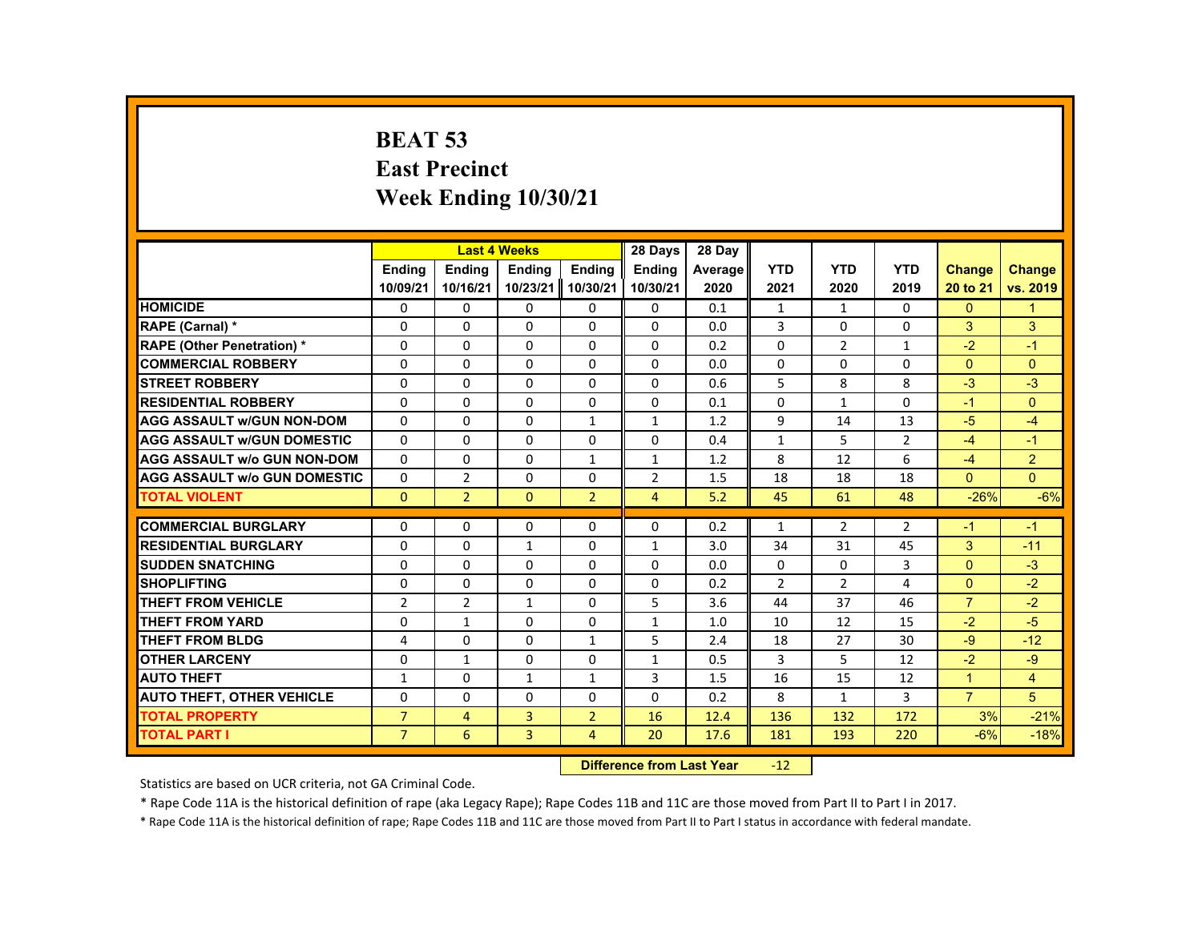# BEAT 53
## East Precinct
## Week Ending 10/30/21

| | Last 4 Weeks | | | | 28 Days | 28 Day | | | | | |
|---|---|---|---|---|---|---|---|---|---|---|---|
| | Ending 10/09/21 | Ending 10/16/21 | Ending 10/23/21 | Ending 10/30/21 | Ending 10/30/21 | Average 2020 | YTD 2021 | YTD 2020 | YTD 2019 | Change 20 to 21 | Change vs. 2019 |
| HOMICIDE | 0 | 0 | 0 | 0 | 0 | 0.1 | 1 | 1 | 0 | 0 | 1 |
| RAPE (Carnal) * | 0 | 0 | 0 | 0 | 0 | 0.0 | 3 | 0 | 0 | 3 | 3 |
| RAPE (Other Penetration) * | 0 | 0 | 0 | 0 | 0 | 0.2 | 0 | 2 | 1 | -2 | -1 |
| COMMERCIAL ROBBERY | 0 | 0 | 0 | 0 | 0 | 0.0 | 0 | 0 | 0 | 0 | 0 |
| STREET ROBBERY | 0 | 0 | 0 | 0 | 0 | 0.6 | 5 | 8 | 8 | -3 | -3 |
| RESIDENTIAL ROBBERY | 0 | 0 | 0 | 0 | 0 | 0.1 | 0 | 1 | 0 | -1 | 0 |
| AGG ASSAULT w/GUN NON-DOM | 0 | 0 | 0 | 1 | 1 | 1.2 | 9 | 14 | 13 | -5 | -4 |
| AGG ASSAULT w/GUN DOMESTIC | 0 | 0 | 0 | 0 | 0 | 0.4 | 1 | 5 | 2 | -4 | -1 |
| AGG ASSAULT w/o GUN NON-DOM | 0 | 0 | 0 | 1 | 1 | 1.2 | 8 | 12 | 6 | -4 | 2 |
| AGG ASSAULT w/o GUN DOMESTIC | 0 | 2 | 0 | 0 | 2 | 1.5 | 18 | 18 | 18 | 0 | 0 |
| TOTAL VIOLENT | 0 | 2 | 0 | 2 | 4 | 5.2 | 45 | 61 | 48 | -26% | -6% |
| COMMERCIAL BURGLARY | 0 | 0 | 0 | 0 | 0 | 0.2 | 1 | 2 | 2 | -1 | -1 |
| RESIDENTIAL BURGLARY | 0 | 0 | 1 | 0 | 1 | 3.0 | 34 | 31 | 45 | 3 | -11 |
| SUDDEN SNATCHING | 0 | 0 | 0 | 0 | 0 | 0.0 | 0 | 0 | 3 | 0 | -3 |
| SHOPLIFTING | 0 | 0 | 0 | 0 | 0 | 0.2 | 2 | 2 | 4 | 0 | -2 |
| THEFT FROM VEHICLE | 2 | 2 | 1 | 0 | 5 | 3.6 | 44 | 37 | 46 | 7 | -2 |
| THEFT FROM YARD | 0 | 1 | 0 | 0 | 1 | 1.0 | 10 | 12 | 15 | -2 | -5 |
| THEFT FROM BLDG | 4 | 0 | 0 | 1 | 5 | 2.4 | 18 | 27 | 30 | -9 | -12 |
| OTHER LARCENY | 0 | 1 | 0 | 0 | 1 | 0.5 | 3 | 5 | 12 | -2 | -9 |
| AUTO THEFT | 1 | 0 | 1 | 1 | 3 | 1.5 | 16 | 15 | 12 | 1 | 4 |
| AUTO THEFT, OTHER VEHICLE | 0 | 0 | 0 | 0 | 0 | 0.2 | 8 | 1 | 3 | 7 | 5 |
| TOTAL PROPERTY | 7 | 4 | 3 | 2 | 16 | 12.4 | 136 | 132 | 172 | 3% | -21% |
| TOTAL PART I | 7 | 6 | 3 | 4 | 20 | 17.6 | 181 | 193 | 220 | -6% | -18% |

**Difference from Last Year** -12

Statistics are based on UCR criteria, not GA Criminal Code.

* Rape Code 11A is the historical definition of rape (aka Legacy Rape); Rape Codes 11B and 11C are those moved from Part II to Part I in 2017.

* Rape Code 11A is the historical definition of rape; Rape Codes 11B and 11C are those moved from Part II to Part I status in accordance with federal mandate.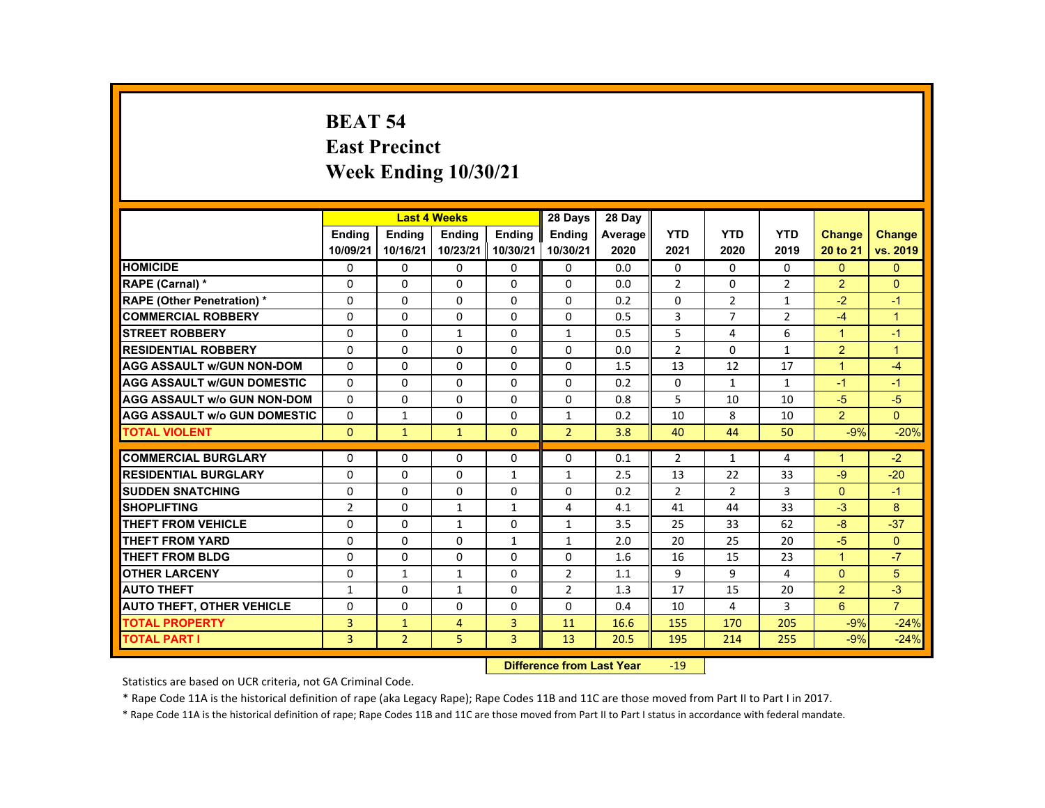# BEAT 54
## East Precinct
## Week Ending 10/30/21

| | Last 4 Weeks | | | | 28 Days | 28 Day | | | | | |
|---|---|---|---|---|---|---|---|---|---|---|---|
| | Ending 10/09/21 | Ending 10/16/21 | Ending 10/23/21 | Ending 10/30/21 | Ending 10/30/21 | Average 2020 | YTD 2021 | YTD 2020 | YTD 2019 | Change 20 to 21 | Change vs. 2019 |
| HOMICIDE | 0 | 0 | 0 | 0 | 0 | 0.0 | 0 | 0 | 0 | 0 | 0 |
| RAPE (Carnal) * | 0 | 0 | 0 | 0 | 0 | 0.0 | 2 | 0 | 2 | 2 | 0 |
| RAPE (Other Penetration) * | 0 | 0 | 0 | 0 | 0 | 0.2 | 0 | 2 | 1 | -2 | -1 |
| COMMERCIAL ROBBERY | 0 | 0 | 0 | 0 | 0 | 0.5 | 3 | 7 | 2 | -4 | 1 |
| STREET ROBBERY | 0 | 0 | 1 | 0 | 1 | 0.5 | 5 | 4 | 6 | 1 | -1 |
| RESIDENTIAL ROBBERY | 0 | 0 | 0 | 0 | 0 | 0.0 | 2 | 0 | 1 | 2 | 1 |
| AGG ASSAULT w/GUN NON-DOM | 0 | 0 | 0 | 0 | 0 | 1.5 | 13 | 12 | 17 | 1 | -4 |
| AGG ASSAULT w/GUN DOMESTIC | 0 | 0 | 0 | 0 | 0 | 0.2 | 0 | 1 | 1 | -1 | -1 |
| AGG ASSAULT w/o GUN NON-DOM | 0 | 0 | 0 | 0 | 0 | 0.8 | 5 | 10 | 10 | -5 | -5 |
| AGG ASSAULT w/o GUN DOMESTIC | 0 | 1 | 0 | 0 | 1 | 0.2 | 10 | 8 | 10 | 2 | 0 |
| TOTAL VIOLENT | 0 | 1 | 1 | 0 | 2 | 3.8 | 40 | 44 | 50 | -9% | -20% |
| COMMERCIAL BURGLARY | 0 | 0 | 0 | 0 | 0 | 0.1 | 2 | 1 | 4 | 1 | -2 |
| RESIDENTIAL BURGLARY | 0 | 0 | 0 | 1 | 1 | 2.5 | 13 | 22 | 33 | -9 | -20 |
| SUDDEN SNATCHING | 0 | 0 | 0 | 0 | 0 | 0.2 | 2 | 2 | 3 | 0 | -1 |
| SHOPLIFTING | 2 | 0 | 1 | 1 | 4 | 4.1 | 41 | 44 | 33 | -3 | 8 |
| THEFT FROM VEHICLE | 0 | 0 | 1 | 0 | 1 | 3.5 | 25 | 33 | 62 | -8 | -37 |
| THEFT FROM YARD | 0 | 0 | 0 | 1 | 1 | 2.0 | 20 | 25 | 20 | -5 | 0 |
| THEFT FROM BLDG | 0 | 0 | 0 | 0 | 0 | 1.6 | 16 | 15 | 23 | 1 | -7 |
| OTHER LARCENY | 0 | 1 | 1 | 0 | 2 | 1.1 | 9 | 9 | 4 | 0 | 5 |
| AUTO THEFT | 1 | 0 | 1 | 0 | 2 | 1.3 | 17 | 15 | 20 | 2 | -3 |
| AUTO THEFT, OTHER VEHICLE | 0 | 0 | 0 | 0 | 0 | 0.4 | 10 | 4 | 3 | 6 | 7 |
| TOTAL PROPERTY | 3 | 1 | 4 | 3 | 11 | 16.6 | 155 | 170 | 205 | -9% | -24% |
| TOTAL PART I | 3 | 2 | 5 | 3 | 13 | 20.5 | 195 | 214 | 255 | -9% | -24% |

**Difference from Last Year** -19

Statistics are based on UCR criteria, not GA Criminal Code.

* Rape Code 11A is the historical definition of rape (aka Legacy Rape); Rape Codes 11B and 11C are those moved from Part II to Part I in 2017.

* Rape Code 11A is the historical definition of rape; Rape Codes 11B and 11C are those moved from Part II to Part I status in accordance with federal mandate.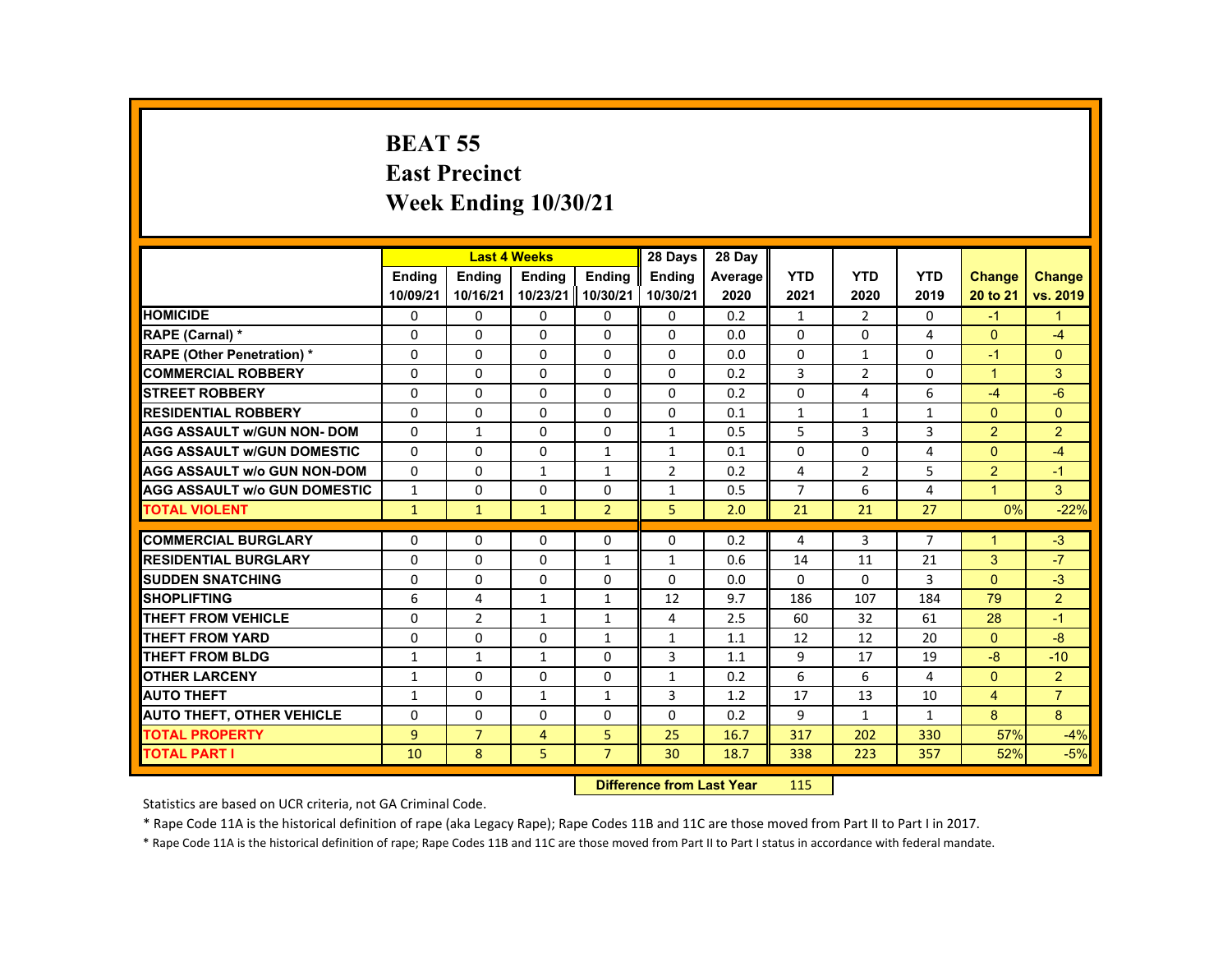# BEAT 55
## East Precinct
## Week Ending 10/30/21

| | Last 4 Weeks | | | | 28 Days | 28 Day | | | | | |
|---|---|---|---|---|---|---|---|---|---|---|---|
| | Ending 10/09/21 | Ending 10/16/21 | Ending 10/23/21 | Ending 10/30/21 | Ending 10/30/21 | Average 2020 | YTD 2021 | YTD 2020 | YTD 2019 | Change 20 to 21 | Change vs. 2019 |
| HOMICIDE | 0 | 0 | 0 | 0 | 0 | 0.2 | 1 | 2 | 0 | -1 | 1 |
| RAPE (Carnal) * | 0 | 0 | 0 | 0 | 0 | 0.0 | 0 | 0 | 4 | 0 | -4 |
| RAPE (Other Penetration) * | 0 | 0 | 0 | 0 | 0 | 0.0 | 0 | 1 | 0 | -1 | 0 |
| COMMERCIAL ROBBERY | 0 | 0 | 0 | 0 | 0 | 0.2 | 3 | 2 | 0 | 1 | 3 |
| STREET ROBBERY | 0 | 0 | 0 | 0 | 0 | 0.2 | 0 | 4 | 6 | -4 | -6 |
| RESIDENTIAL ROBBERY | 0 | 0 | 0 | 0 | 0 | 0.1 | 1 | 1 | 1 | 0 | 0 |
| AGG ASSAULT w/GUN NON- DOM | 0 | 1 | 0 | 0 | 1 | 0.5 | 5 | 3 | 3 | 2 | 2 |
| AGG ASSAULT w/GUN DOMESTIC | 0 | 0 | 0 | 1 | 1 | 0.1 | 0 | 0 | 4 | 0 | -4 |
| AGG ASSAULT w/o GUN NON-DOM | 0 | 0 | 1 | 1 | 2 | 0.2 | 4 | 2 | 5 | 2 | -1 |
| AGG ASSAULT w/o GUN DOMESTIC | 1 | 0 | 0 | 0 | 1 | 0.5 | 7 | 6 | 4 | 1 | 3 |
| TOTAL VIOLENT | 1 | 1 | 1 | 2 | 5 | 2.0 | 21 | 21 | 27 | 0% | -22% |
| COMMERCIAL BURGLARY | 0 | 0 | 0 | 0 | 0 | 0.2 | 4 | 3 | 7 | 1 | -3 |
| RESIDENTIAL BURGLARY | 0 | 0 | 0 | 1 | 1 | 0.6 | 14 | 11 | 21 | 3 | -7 |
| SUDDEN SNATCHING | 0 | 0 | 0 | 0 | 0 | 0.0 | 0 | 0 | 3 | 0 | -3 |
| SHOPLIFTING | 6 | 4 | 1 | 1 | 12 | 9.7 | 186 | 107 | 184 | 79 | 2 |
| THEFT FROM VEHICLE | 0 | 2 | 1 | 1 | 4 | 2.5 | 60 | 32 | 61 | 28 | -1 |
| THEFT FROM YARD | 0 | 0 | 0 | 1 | 1 | 1.1 | 12 | 12 | 20 | 0 | -8 |
| THEFT FROM BLDG | 1 | 1 | 1 | 0 | 3 | 1.1 | 9 | 17 | 19 | -8 | -10 |
| OTHER LARCENY | 1 | 0 | 0 | 0 | 1 | 0.2 | 6 | 6 | 4 | 0 | 2 |
| AUTO THEFT | 1 | 0 | 1 | 1 | 3 | 1.2 | 17 | 13 | 10 | 4 | 7 |
| AUTO THEFT, OTHER VEHICLE | 0 | 0 | 0 | 0 | 0 | 0.2 | 9 | 1 | 1 | 8 | 8 |
| TOTAL PROPERTY | 9 | 7 | 4 | 5 | 25 | 16.7 | 317 | 202 | 330 | 57% | -4% |
| TOTAL PART I | 10 | 8 | 5 | 7 | 30 | 18.7 | 338 | 223 | 357 | 52% | -5% |

**Difference from Last Year** 115

Statistics are based on UCR criteria, not GA Criminal Code.

* Rape Code 11A is the historical definition of rape (aka Legacy Rape); Rape Codes 11B and 11C are those moved from Part II to Part I in 2017.

* Rape Code 11A is the historical definition of rape; Rape Codes 11B and 11C are those moved from Part II to Part I status in accordance with federal mandate.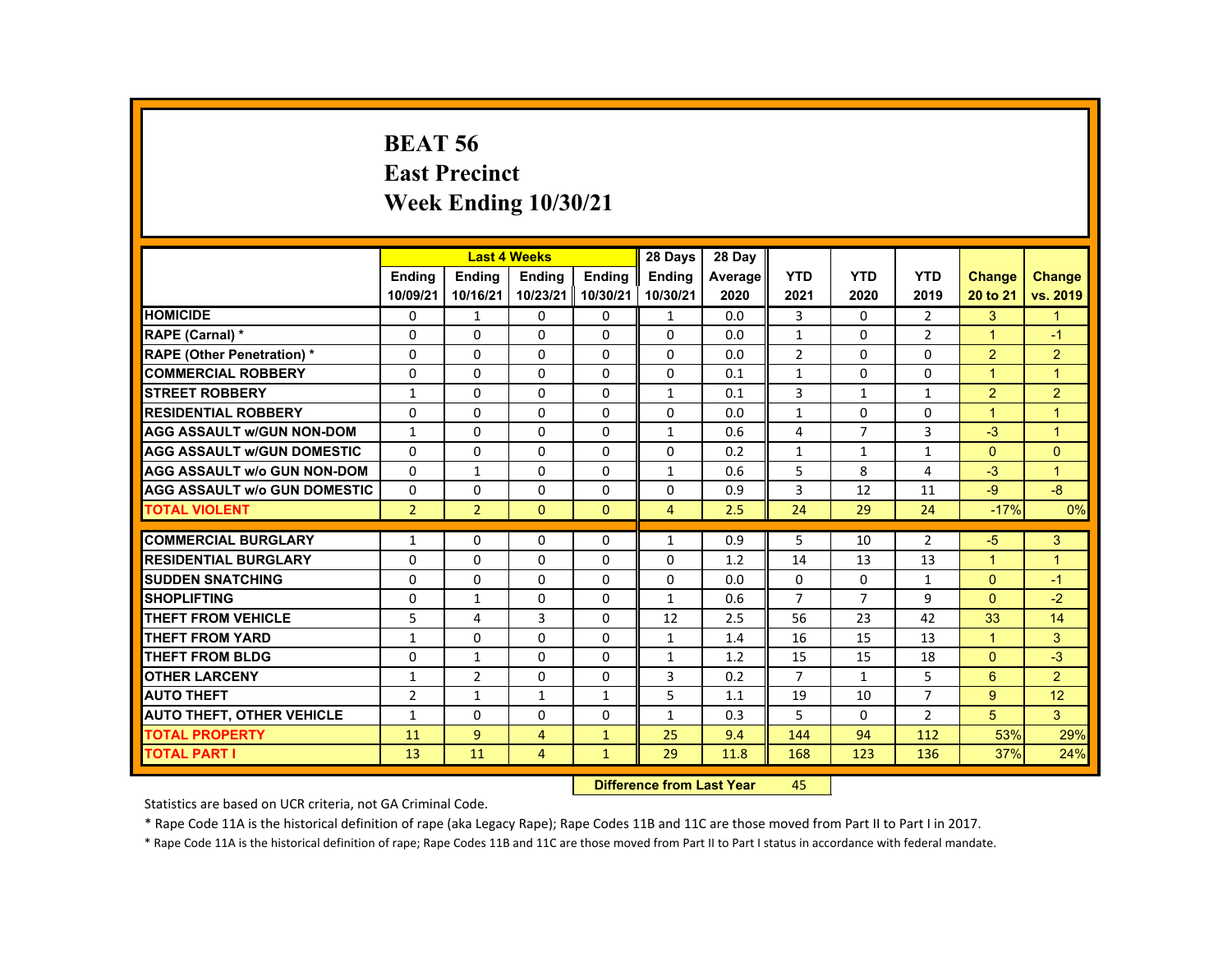# BEAT 56
# East Precinct
# Week Ending 10/30/21

| | Last 4 Weeks | | | | 28 Days | 28 Day | | | | | |
|---|---|---|---|---|---|---|---|---|---|---|---|
| | Ending 10/09/21 | Ending 10/16/21 | Ending 10/23/21 | Ending 10/30/21 | Ending 10/30/21 | Average 2020 | YTD 2021 | YTD 2020 | YTD 2019 | Change 20 to 21 | Change vs. 2019 |
| HOMICIDE | 0 | 1 | 0 | 0 | 1 | 0.0 | 3 | 0 | 2 | 3 | 1 |
| RAPE (Carnal) * | 0 | 0 | 0 | 0 | 0 | 0.0 | 1 | 0 | 2 | 1 | -1 |
| RAPE (Other Penetration) * | 0 | 0 | 0 | 0 | 0 | 0.0 | 2 | 0 | 0 | 2 | 2 |
| COMMERCIAL ROBBERY | 0 | 0 | 0 | 0 | 0 | 0.1 | 1 | 0 | 0 | 1 | 1 |
| STREET ROBBERY | 1 | 0 | 0 | 0 | 1 | 0.1 | 3 | 1 | 1 | 2 | 2 |
| RESIDENTIAL ROBBERY | 0 | 0 | 0 | 0 | 0 | 0.0 | 1 | 0 | 0 | 1 | 1 |
| AGG ASSAULT w/GUN NON-DOM | 1 | 0 | 0 | 0 | 1 | 0.6 | 4 | 7 | 3 | -3 | 1 |
| AGG ASSAULT w/GUN DOMESTIC | 0 | 0 | 0 | 0 | 0 | 0.2 | 1 | 1 | 1 | 0 | 0 |
| AGG ASSAULT w/o GUN NON-DOM | 0 | 1 | 0 | 0 | 1 | 0.6 | 5 | 8 | 4 | -3 | 1 |
| AGG ASSAULT w/o GUN DOMESTIC | 0 | 0 | 0 | 0 | 0 | 0.9 | 3 | 12 | 11 | -9 | -8 |
| TOTAL VIOLENT | 2 | 2 | 0 | 0 | 4 | 2.5 | 24 | 29 | 24 | -17% | 0% |
| COMMERCIAL BURGLARY | 1 | 0 | 0 | 0 | 1 | 0.9 | 5 | 10 | 2 | -5 | 3 |
| RESIDENTIAL BURGLARY | 0 | 0 | 0 | 0 | 0 | 1.2 | 14 | 13 | 13 | 1 | 1 |
| SUDDEN SNATCHING | 0 | 0 | 0 | 0 | 0 | 0.0 | 0 | 0 | 1 | 0 | -1 |
| SHOPLIFTING | 0 | 1 | 0 | 0 | 1 | 0.6 | 7 | 7 | 9 | 0 | -2 |
| THEFT FROM VEHICLE | 5 | 4 | 3 | 0 | 12 | 2.5 | 56 | 23 | 42 | 33 | 14 |
| THEFT FROM YARD | 1 | 0 | 0 | 0 | 1 | 1.4 | 16 | 15 | 13 | 1 | 3 |
| THEFT FROM BLDG | 0 | 1 | 0 | 0 | 1 | 1.2 | 15 | 15 | 18 | 0 | -3 |
| OTHER LARCENY | 1 | 2 | 0 | 0 | 3 | 0.2 | 7 | 1 | 5 | 6 | 2 |
| AUTO THEFT | 2 | 1 | 1 | 1 | 5 | 1.1 | 19 | 10 | 7 | 9 | 12 |
| AUTO THEFT, OTHER VEHICLE | 1 | 0 | 0 | 0 | 1 | 0.3 | 5 | 0 | 2 | 5 | 3 |
| TOTAL PROPERTY | 11 | 9 | 4 | 1 | 25 | 9.4 | 144 | 94 | 112 | 53% | 29% |
| TOTAL PART I | 13 | 11 | 4 | 1 | 29 | 11.8 | 168 | 123 | 136 | 37% | 24% |

**Difference from Last Year** 45

Statistics are based on UCR criteria, not GA Criminal Code.

* Rape Code 11A is the historical definition of rape (aka Legacy Rape); Rape Codes 11B and 11C are those moved from Part II to Part I in 2017.

* Rape Code 11A is the historical definition of rape; Rape Codes 11B and 11C are those moved from Part II to Part I status in accordance with federal mandate.